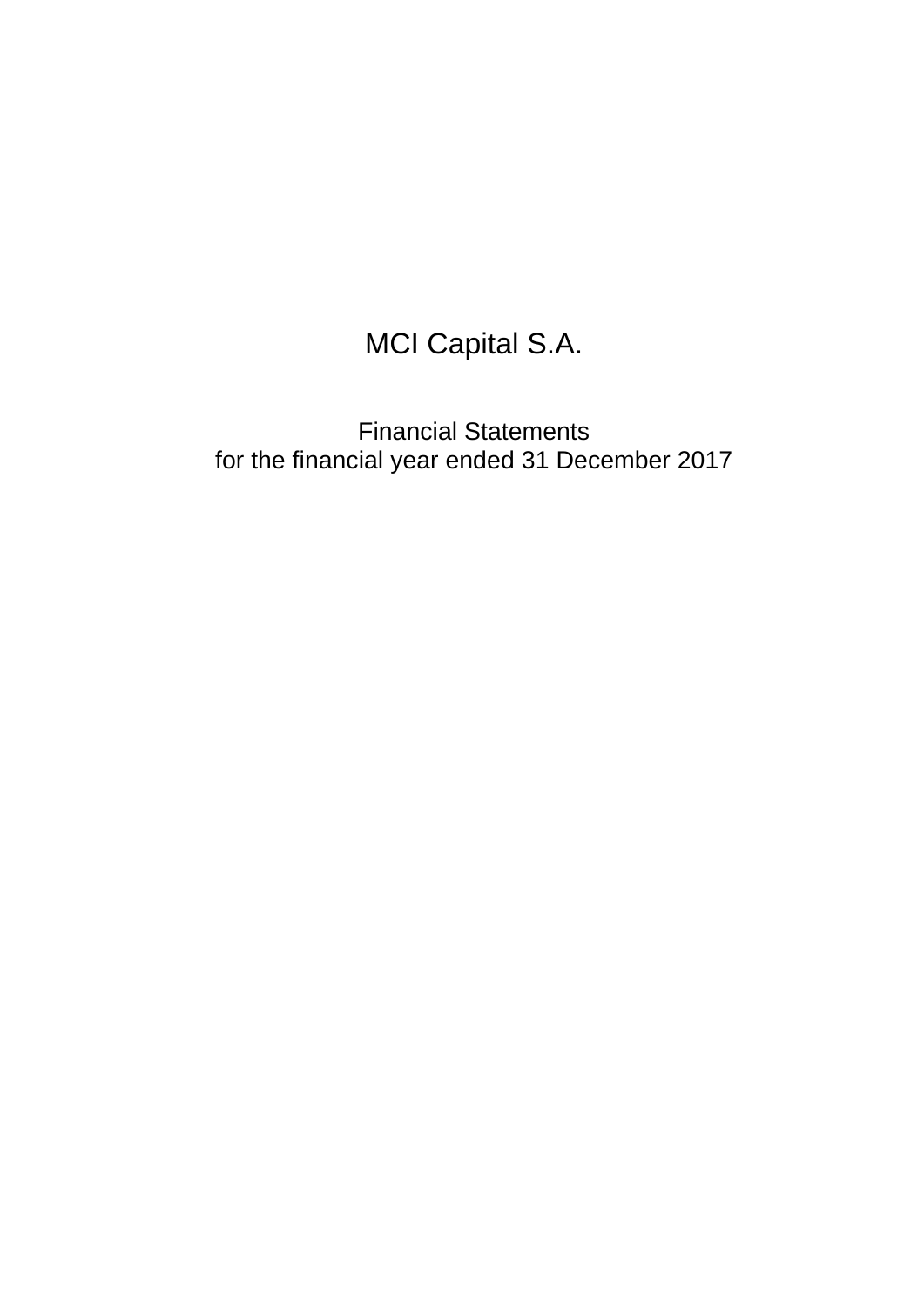# MCI Capital S.A.

Financial Statements
for the financial year ended 31 December 2017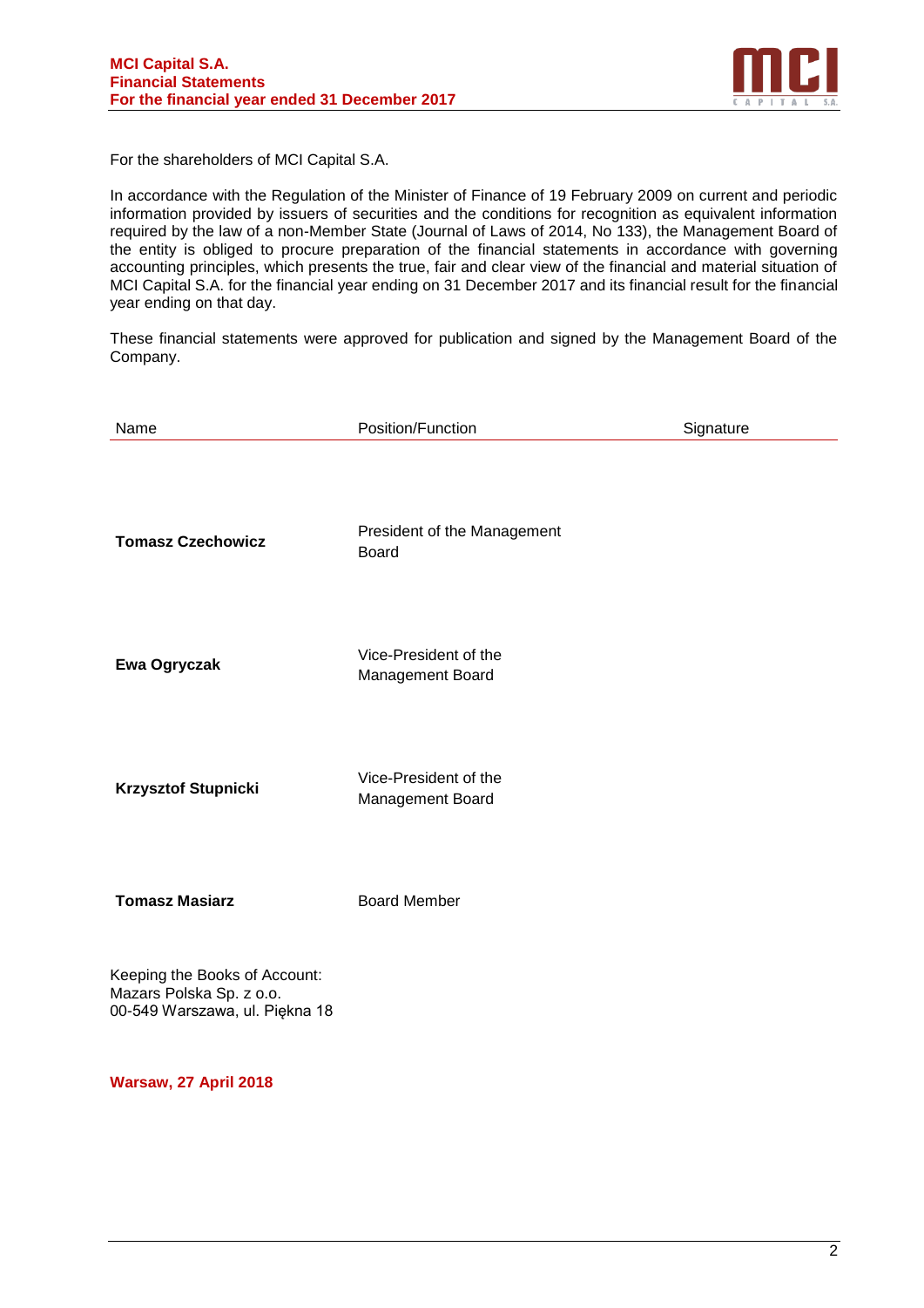For the shareholders of MCI Capital S.A.

In accordance with the Regulation of the Minister of Finance of 19 February 2009 on current and periodic information provided by issuers of securities and the conditions for recognition as equivalent information required by the law of a non-Member State (Journal of Laws of 2014, No 133), the Management Board of the entity is obliged to procure preparation of the financial statements in accordance with governing accounting principles, which presents the true, fair and clear view of the financial and material situation of MCI Capital S.A. for the financial year ending on 31 December 2017 and its financial result for the financial year ending on that day.

These financial statements were approved for publication and signed by the Management Board of the Company.

| Name | Position/Function | Signature |
|---|---|---|
| **Tomasz Czechowicz** | President of the Management Board | |
| **Ewa Ogryczak** | Vice-President of the Management Board | |
| **Krzysztof Stupnicki** | Vice-President of the Management Board | |
| **Tomasz Masiarz** | Board Member | |

Keeping the Books of Account:
Mazars Polska Sp. z o.o.
00-549 Warszawa, ul. Piękna 18

**Warsaw, 27 April 2018**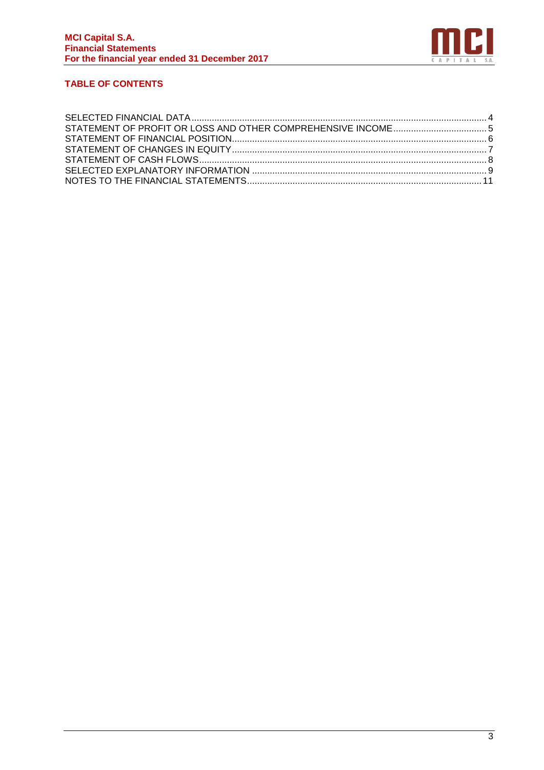## TABLE OF CONTENTS

SELECTED FINANCIAL DATA .................................................. 4
STATEMENT OF PROFIT OR LOSS AND OTHER COMPREHENSIVE INCOME .................................................. 5
STATEMENT OF FINANCIAL POSITION .................................................. 6
STATEMENT OF CHANGES IN EQUITY .................................................. 7
STATEMENT OF CASH FLOWS .................................................. 8
SELECTED EXPLANATORY INFORMATION .................................................. 9
NOTES TO THE FINANCIAL STATEMENTS .................................................. 11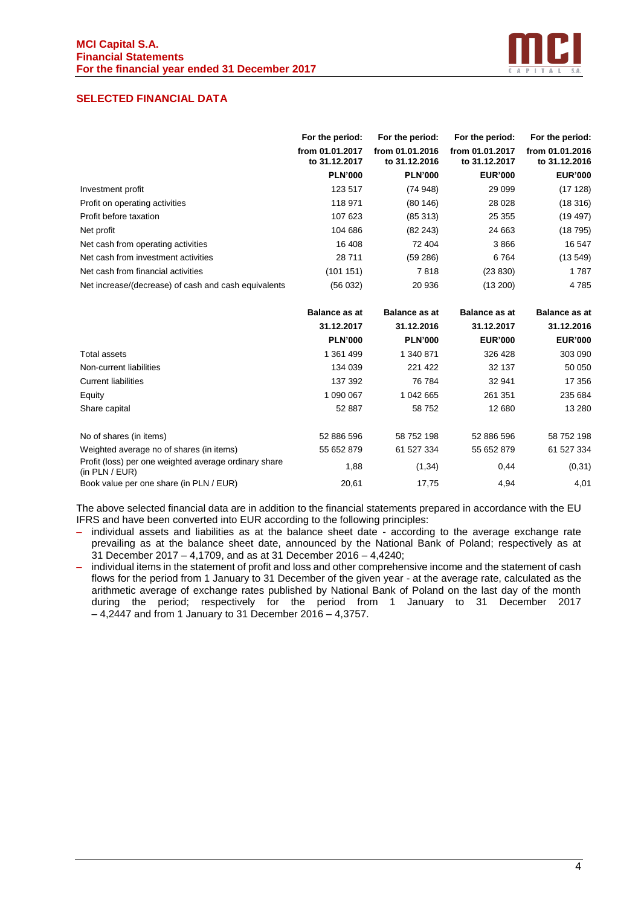## SELECTED FINANCIAL DATA

| | For the period: from 01.01.2017 to 31.12.2017 PLN'000 | For the period: from 01.01.2016 to 31.12.2016 PLN'000 | For the period: from 01.01.2017 to 31.12.2017 EUR'000 | For the period: from 01.01.2016 to 31.12.2016 EUR'000 |
|---|---|---|---|---|
| Investment profit | 123 517 | (74 948) | 29 099 | (17 128) |
| Profit on operating activities | 118 971 | (80 146) | 28 028 | (18 316) |
| Profit before taxation | 107 623 | (85 313) | 25 355 | (19 497) |
| Net profit | 104 686 | (82 243) | 24 663 | (18 795) |
| Net cash from operating activities | 16 408 | 72 404 | 3 866 | 16 547 |
| Net cash from investment activities | 28 711 | (59 286) | 6 764 | (13 549) |
| Net cash from financial activities | (101 151) | 7 818 | (23 830) | 1 787 |
| Net increase/(decrease) of cash and cash equivalents | (56 032) | 20 936 | (13 200) | 4 785 |

| | Balance as at 31.12.2017 PLN'000 | Balance as at 31.12.2016 PLN'000 | Balance as at 31.12.2017 EUR'000 | Balance as at 31.12.2016 EUR'000 |
|---|---|---|---|---|
| Total assets | 1 361 499 | 1 340 871 | 326 428 | 303 090 |
| Non-current liabilities | 134 039 | 221 422 | 32 137 | 50 050 |
| Current liabilities | 137 392 | 76 784 | 32 941 | 17 356 |
| Equity | 1 090 067 | 1 042 665 | 261 351 | 235 684 |
| Share capital | 52 887 | 58 752 | 12 680 | 13 280 |
| | | | | |
| No of shares (in items) | 52 886 596 | 58 752 198 | 52 886 596 | 58 752 198 |
| Weighted average no of shares (in items) | 55 652 879 | 61 527 334 | 55 652 879 | 61 527 334 |
| Profit (loss) per one weighted average ordinary share (in PLN / EUR) | 1,88 | (1,34) | 0,44 | (0,31) |
| Book value per one share (in PLN / EUR) | 20,61 | 17,75 | 4,94 | 4,01 |

The above selected financial data are in addition to the financial statements prepared in accordance with the EU IFRS and have been converted into EUR according to the following principles:

- individual assets and liabilities as at the balance sheet date - according to the average exchange rate prevailing as at the balance sheet date, announced by the National Bank of Poland; respectively as at 31 December 2017 – 4,1709, and as at 31 December 2016 – 4,4240;
- individual items in the statement of profit and loss and other comprehensive income and the statement of cash flows for the period from 1 January to 31 December of the given year - at the average rate, calculated as the arithmetic average of exchange rates published by National Bank of Poland on the last day of the month during the period; respectively for the period from 1 January to 31 December 2017 – 4,2447 and from 1 January to 31 December 2016 – 4,3757.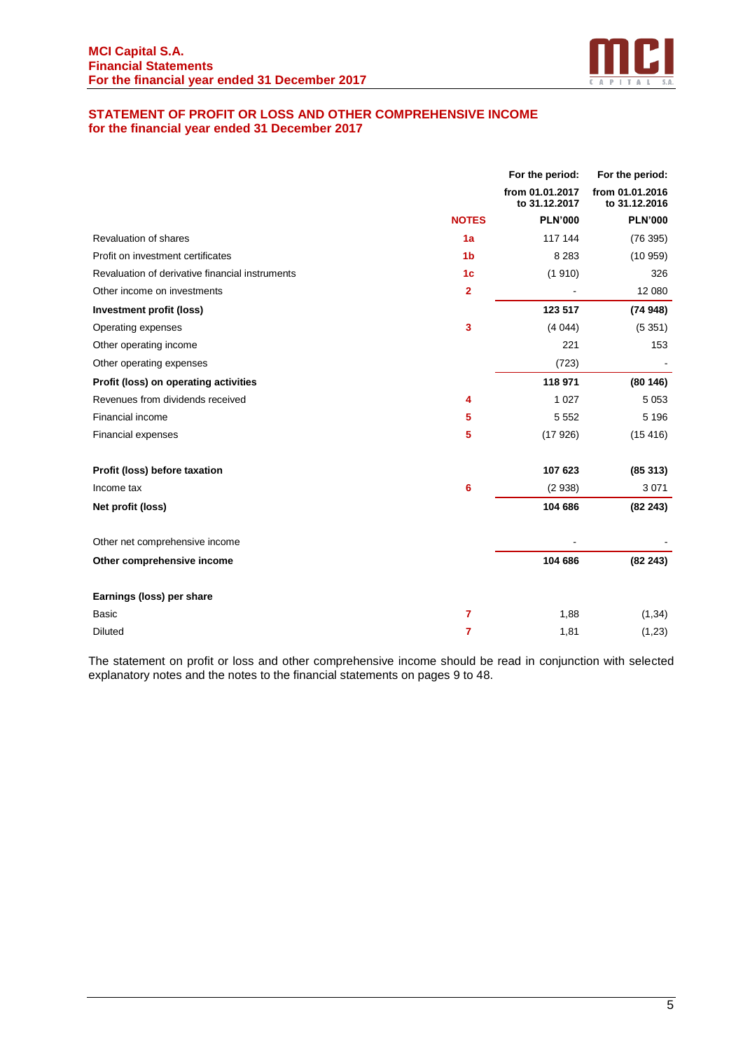## STATEMENT OF PROFIT OR LOSS AND OTHER COMPREHENSIVE INCOME
### for the financial year ended 31 December 2017

| | NOTES | For the period: from 01.01.2017 to 31.12.2017 PLN'000 | For the period: from 01.01.2016 to 31.12.2016 PLN'000 |
|---|---|---|---|
| Revaluation of shares | 1a | 117 144 | (76 395) |
| Profit on investment certificates | 1b | 8 283 | (10 959) |
| Revaluation of derivative financial instruments | 1c | (1 910) | 326 |
| Other income on investments | 2 | - | 12 080 |
| **Investment profit (loss)** | | **123 517** | **(74 948)** |
| Operating expenses | 3 | (4 044) | (5 351) |
| Other operating income | | 221 | 153 |
| Other operating expenses | | (723) | - |
| **Profit (loss) on operating activities** | | **118 971** | **(80 146)** |
| Revenues from dividends received | 4 | 1 027 | 5 053 |
| Financial income | 5 | 5 552 | 5 196 |
| Financial expenses | 5 | (17 926) | (15 416) |
| | | | |
| **Profit (loss) before taxation** | | **107 623** | **(85 313)** |
| Income tax | 6 | (2 938) | 3 071 |
| **Net profit (loss)** | | **104 686** | **(82 243)** |
| | | | |
| Other net comprehensive income | | - | - |
| **Other comprehensive income** | | **104 686** | **(82 243)** |
| | | | |
| **Earnings (loss) per share** | | | |
| Basic | 7 | 1,88 | (1,34) |
| Diluted | 7 | 1,81 | (1,23) |

The statement on profit or loss and other comprehensive income should be read in conjunction with selected explanatory notes and the notes to the financial statements on pages 9 to 48.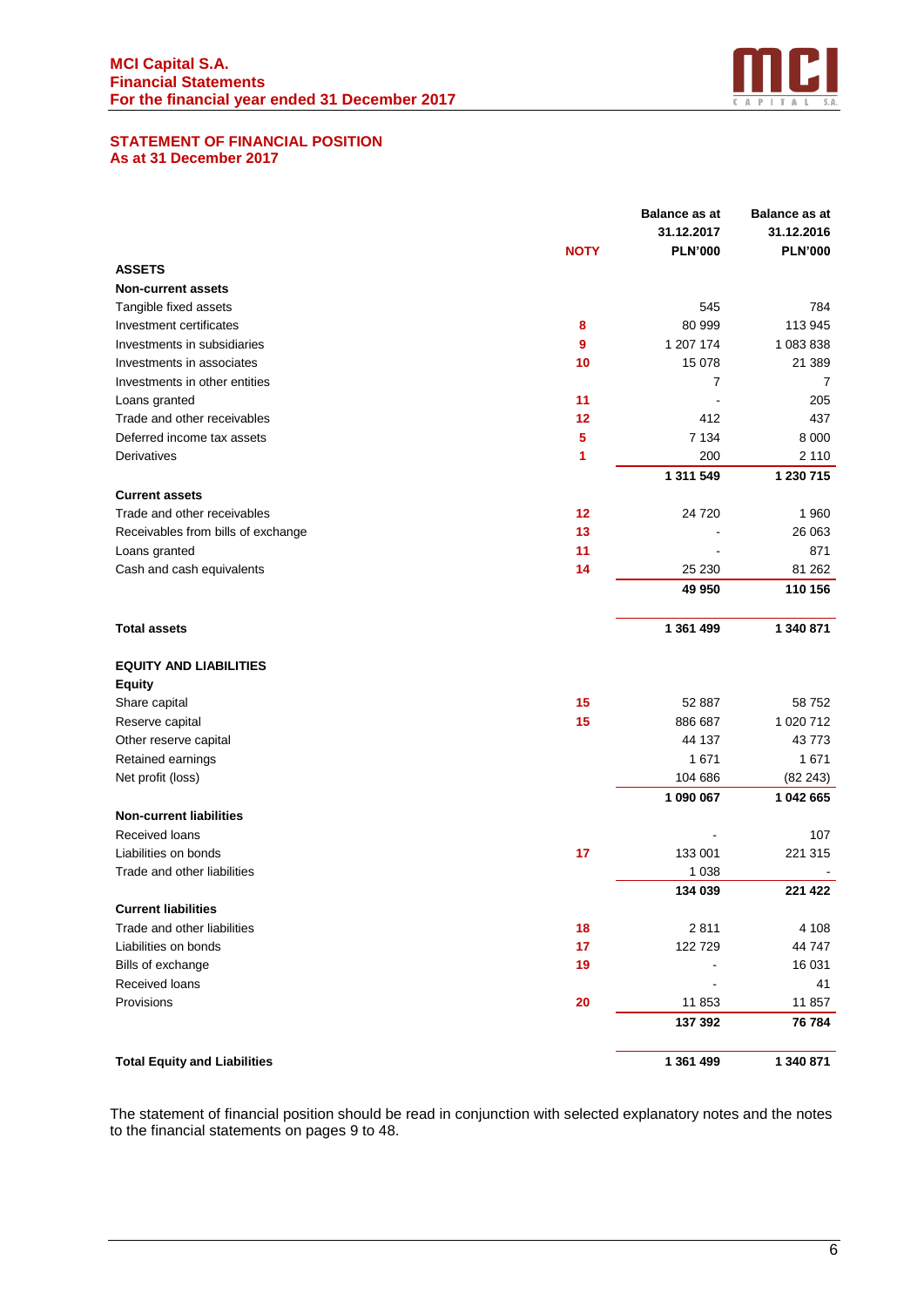## STATEMENT OF FINANCIAL POSITION
### As at 31 December 2017

| | NOTY | Balance as at 31.12.2017 PLN'000 | Balance as at 31.12.2016 PLN'000 |
|---|---|---|---|
| **ASSETS** | | | |
| **Non-current assets** | | | |
| Tangible fixed assets | | 545 | 784 |
| Investment certificates | 8 | 80 999 | 113 945 |
| Investments in subsidiaries | 9 | 1 207 174 | 1 083 838 |
| Investments in associates | 10 | 15 078 | 21 389 |
| Investments in other entities | | 7 | 7 |
| Loans granted | 11 | - | 205 |
| Trade and other receivables | 12 | 412 | 437 |
| Deferred income tax assets | 5 | 7 134 | 8 000 |
| Derivatives | 1 | 200 | 2 110 |
| | | **1 311 549** | **1 230 715** |
| **Current assets** | | | |
| Trade and other receivables | 12 | 24 720 | 1 960 |
| Receivables from bills of exchange | 13 | - | 26 063 |
| Loans granted | 11 | - | 871 |
| Cash and cash equivalents | 14 | 25 230 | 81 262 |
| | | **49 950** | **110 156** |
| **Total assets** | | **1 361 499** | **1 340 871** |
| **EQUITY AND LIABILITIES** | | | |
| **Equity** | | | |
| Share capital | 15 | 52 887 | 58 752 |
| Reserve capital | 15 | 886 687 | 1 020 712 |
| Other reserve capital | | 44 137 | 43 773 |
| Retained earnings | | 1 671 | 1 671 |
| Net profit (loss) | | 104 686 | (82 243) |
| | | **1 090 067** | **1 042 665** |
| **Non-current liabilities** | | | |
| Received loans | | - | 107 |
| Liabilities on bonds | 17 | 133 001 | 221 315 |
| Trade and other liabilities | | 1 038 | - |
| | | **134 039** | **221 422** |
| **Current liabilities** | | | |
| Trade and other liabilities | 18 | 2 811 | 4 108 |
| Liabilities on bonds | 17 | 122 729 | 44 747 |
| Bills of exchange | 19 | - | 16 031 |
| Received loans | | - | 41 |
| Provisions | 20 | 11 853 | 11 857 |
| | | **137 392** | **76 784** |
| **Total Equity and Liabilities** | | **1 361 499** | **1 340 871** |

The statement of financial position should be read in conjunction with selected explanatory notes and the notes to the financial statements on pages 9 to 48.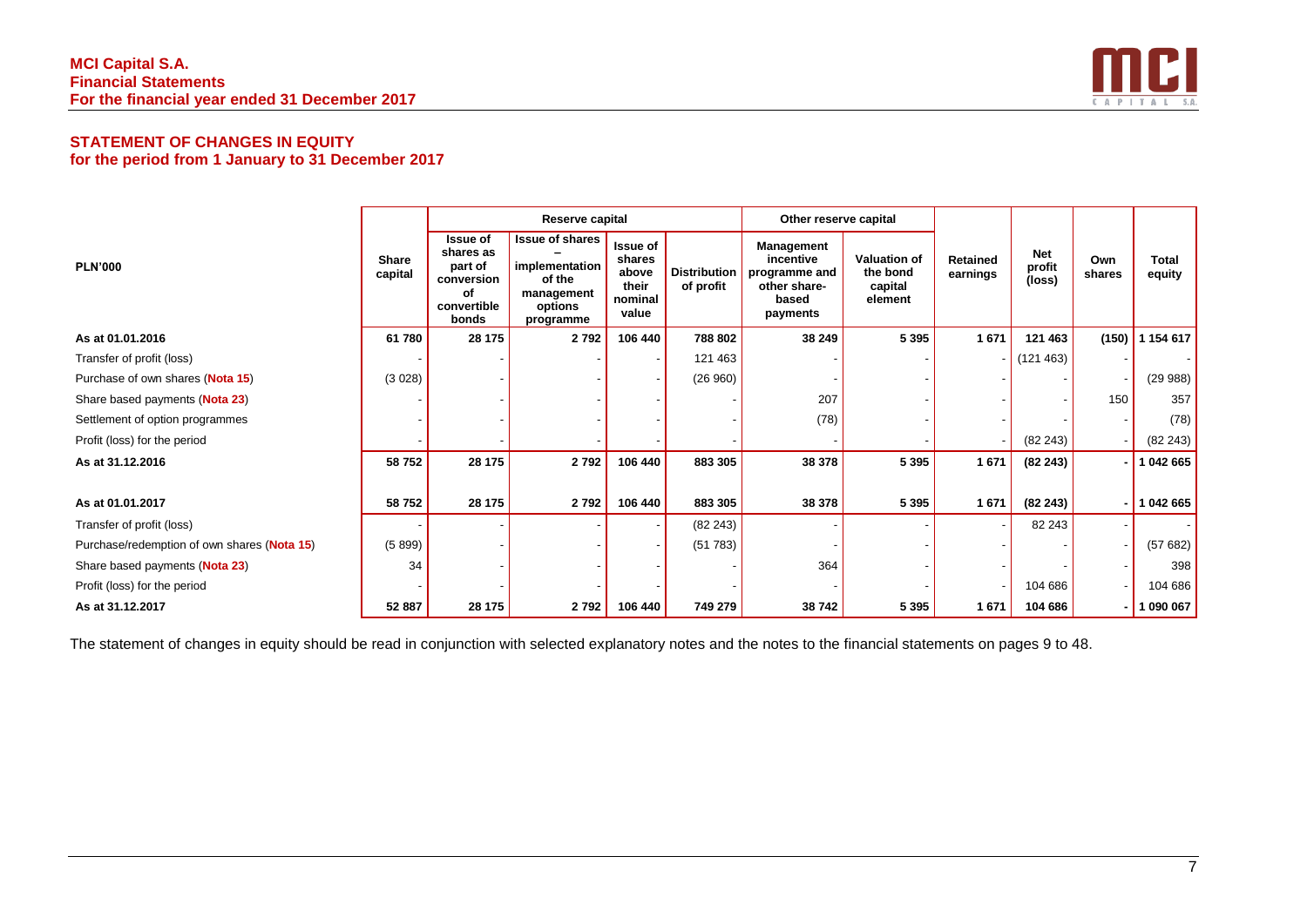## STATEMENT OF CHANGES IN EQUITY
**for the period from 1 January to 31 December 2017**

| PLN'000 | Share capital | Reserve capital | | | | Other reserve capital | | Retained earnings | Net profit (loss) | Own shares | Total equity |
|---|---|---|---|---|---|---|---|---|---|---|---|
| | | Issue of shares as part of conversion of convertible bonds | Issue of shares – implementation of the management options programme | Issue of shares above their nominal value | Distribution of profit | Management incentive programme and other share-based payments | Valuation of the bond capital element | | | | |
| **As at 01.01.2016** | **61 780** | **28 175** | **2 792** | **106 440** | **788 802** | **38 249** | **5 395** | **1 671** | **121 463** | **(150)** | **1 154 617** |
| Transfer of profit (loss) | - | - | - | - | 121 463 | - | - | - | (121 463) | - | - |
| Purchase of own shares (**Nota 15**) | (3 028) | - | - | - | (26 960) | - | - | - | - | - | (29 988) |
| Share based payments (**Nota 23**) | - | - | - | - | - | 207 | - | - | - | 150 | 357 |
| Settlement of option programmes | - | - | - | - | - | (78) | - | - | - | - | (78) |
| Profit (loss) for the period | - | - | - | - | - | - | - | - | (82 243) | - | (82 243) |
| **As at 31.12.2016** | **58 752** | **28 175** | **2 792** | **106 440** | **883 305** | **38 378** | **5 395** | **1 671** | **(82 243)** | **-** | **1 042 665** |
| | | | | | | | | | | | |
| **As at 01.01.2017** | **58 752** | **28 175** | **2 792** | **106 440** | **883 305** | **38 378** | **5 395** | **1 671** | **(82 243)** | **-** | **1 042 665** |
| Transfer of profit (loss) | - | - | - | - | (82 243) | - | - | - | 82 243 | - | - |
| Purchase/redemption of own shares (**Nota 15**) | (5 899) | - | - | - | (51 783) | - | - | - | - | - | (57 682) |
| Share based payments (**Nota 23**) | 34 | - | - | - | - | 364 | - | - | - | - | 398 |
| Profit (loss) for the period | - | - | - | - | - | - | - | - | 104 686 | - | 104 686 |
| **As at 31.12.2017** | **52 887** | **28 175** | **2 792** | **106 440** | **749 279** | **38 742** | **5 395** | **1 671** | **104 686** | **-** | **1 090 067** |

The statement of changes in equity should be read in conjunction with selected explanatory notes and the notes to the financial statements on pages 9 to 48.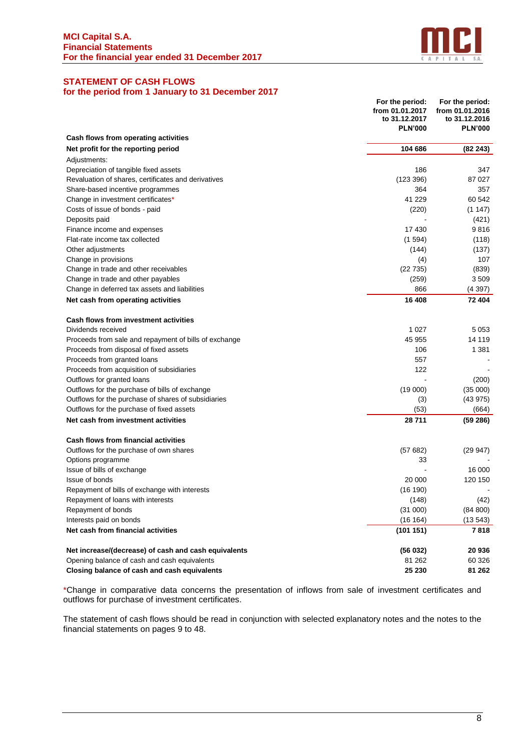## STATEMENT OF CASH FLOWS
### for the period from 1 January to 31 December 2017

| | For the period: from 01.01.2017 to 31.12.2017 PLN'000 | For the period: from 01.01.2016 to 31.12.2016 PLN'000 |
|---|---|---|
| **Cash flows from operating activities** | | |
| **Net profit for the reporting period** | **104 686** | **(82 243)** |
| Adjustments: | | |
| Depreciation of tangible fixed assets | 186 | 347 |
| Revaluation of shares, certificates and derivatives | (123 396) | 87 027 |
| Share-based incentive programmes | 364 | 357 |
| Change in investment certificates* | 41 229 | 60 542 |
| Costs of issue of bonds - paid | (220) | (1 147) |
| Deposits paid | - | (421) |
| Finance income and expenses | 17 430 | 9 816 |
| Flat-rate income tax collected | (1 594) | (118) |
| Other adjustments | (144) | (137) |
| Change in provisions | (4) | 107 |
| Change in trade and other receivables | (22 735) | (839) |
| Change in trade and other payables | (259) | 3 509 |
| Change in deferred tax assets and liabilities | 866 | (4 397) |
| **Net cash from operating activities** | **16 408** | **72 404** |
| | | |
| **Cash flows from investment activities** | | |
| Dividends received | 1 027 | 5 053 |
| Proceeds from sale and repayment of bills of exchange | 45 955 | 14 119 |
| Proceeds from disposal of fixed assets | 106 | 1 381 |
| Proceeds from granted loans | 557 | - |
| Proceeds from acquisition of subsidiaries | 122 | - |
| Outflows for granted loans | - | (200) |
| Outflows for the purchase of bills of exchange | (19 000) | (35 000) |
| Outflows for the purchase of shares of subsidiaries | (3) | (43 975) |
| Outflows for the purchase of fixed assets | (53) | (664) |
| **Net cash from investment activities** | **28 711** | **(59 286)** |
| | | |
| **Cash flows from financial activities** | | |
| Outflows for the purchase of own shares | (57 682) | (29 947) |
| Options programme | 33 | - |
| Issue of bills of exchange | - | 16 000 |
| Issue of bonds | 20 000 | 120 150 |
| Repayment of bills of exchange with interests | (16 190) | - |
| Repayment of loans with interests | (148) | (42) |
| Repayment of bonds | (31 000) | (84 800) |
| Interests paid on bonds | (16 164) | (13 543) |
| **Net cash from financial activities** | **(101 151)** | **7 818** |
| | | |
| **Net increase/(decrease) of cash and cash equivalents** | **(56 032)** | **20 936** |
| Opening balance of cash and cash equivalents | 81 262 | 60 326 |
| **Closing balance of cash and cash equivalents** | **25 230** | **81 262** |

*Change in comparative data concerns the presentation of inflows from sale of investment certificates and outflows for purchase of investment certificates.

The statement of cash flows should be read in conjunction with selected explanatory notes and the notes to the financial statements on pages 9 to 48.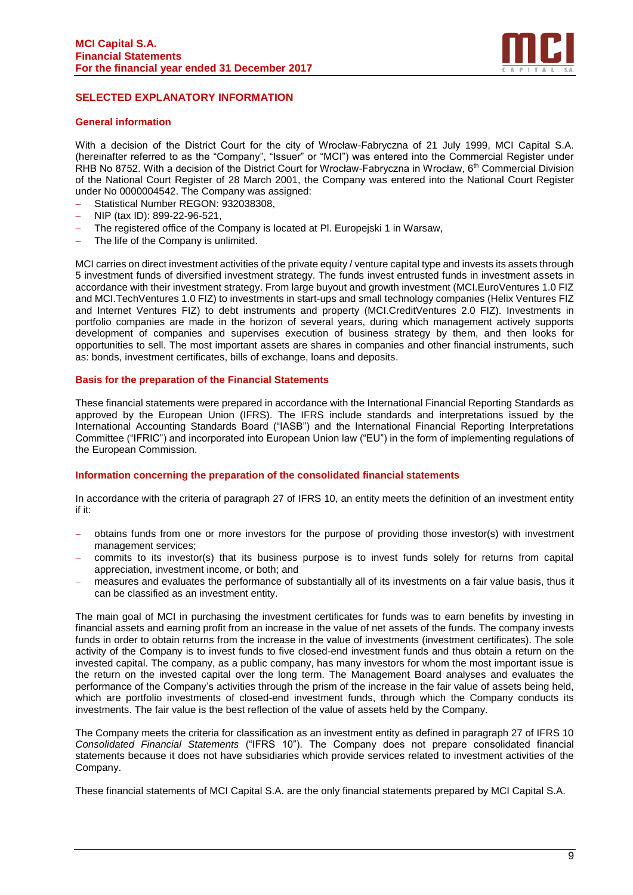## SELECTED EXPLANATORY INFORMATION

### General information

With a decision of the District Court for the city of Wrocław-Fabryczna of 21 July 1999, MCI Capital S.A. (hereinafter referred to as the "Company", "Issuer" or "MCI") was entered into the Commercial Register under RHB No 8752. With a decision of the District Court for Wrocław-Fabryczna in Wrocław, 6th Commercial Division of the National Court Register of 28 March 2001, the Company was entered into the National Court Register under No 0000004542. The Company was assigned:

- Statistical Number REGON: 932038308,
- NIP (tax ID): 899-22-96-521,
- The registered office of the Company is located at Pl. Europejski 1 in Warsaw,
- The life of the Company is unlimited.

MCI carries on direct investment activities of the private equity / venture capital type and invests its assets through 5 investment funds of diversified investment strategy. The funds invest entrusted funds in investment assets in accordance with their investment strategy. From large buyout and growth investment (MCI.EuroVentures 1.0 FIZ and MCI.TechVentures 1.0 FIZ) to investments in start-ups and small technology companies (Helix Ventures FIZ and Internet Ventures FIZ) to debt instruments and property (MCI.CreditVentures 2.0 FIZ). Investments in portfolio companies are made in the horizon of several years, during which management actively supports development of companies and supervises execution of business strategy by them, and then looks for opportunities to sell. The most important assets are shares in companies and other financial instruments, such as: bonds, investment certificates, bills of exchange, loans and deposits.

### Basis for the preparation of the Financial Statements

These financial statements were prepared in accordance with the International Financial Reporting Standards as approved by the European Union (IFRS). The IFRS include standards and interpretations issued by the International Accounting Standards Board ("IASB") and the International Financial Reporting Interpretations Committee ("IFRIC") and incorporated into European Union law ("EU") in the form of implementing regulations of the European Commission.

### Information concerning the preparation of the consolidated financial statements

In accordance with the criteria of paragraph 27 of IFRS 10, an entity meets the definition of an investment entity if it:

- obtains funds from one or more investors for the purpose of providing those investor(s) with investment management services;
- commits to its investor(s) that its business purpose is to invest funds solely for returns from capital appreciation, investment income, or both; and
- measures and evaluates the performance of substantially all of its investments on a fair value basis, thus it can be classified as an investment entity.

The main goal of MCI in purchasing the investment certificates for funds was to earn benefits by investing in financial assets and earning profit from an increase in the value of net assets of the funds. The company invests funds in order to obtain returns from the increase in the value of investments (investment certificates). The sole activity of the Company is to invest funds to five closed-end investment funds and thus obtain a return on the invested capital. The company, as a public company, has many investors for whom the most important issue is the return on the invested capital over the long term. The Management Board analyses and evaluates the performance of the Company's activities through the prism of the increase in the fair value of assets being held, which are portfolio investments of closed-end investment funds, through which the Company conducts its investments. The fair value is the best reflection of the value of assets held by the Company.

The Company meets the criteria for classification as an investment entity as defined in paragraph 27 of IFRS 10 *Consolidated Financial Statements* ("IFRS 10"). The Company does not prepare consolidated financial statements because it does not have subsidiaries which provide services related to investment activities of the Company.

These financial statements of MCI Capital S.A. are the only financial statements prepared by MCI Capital S.A.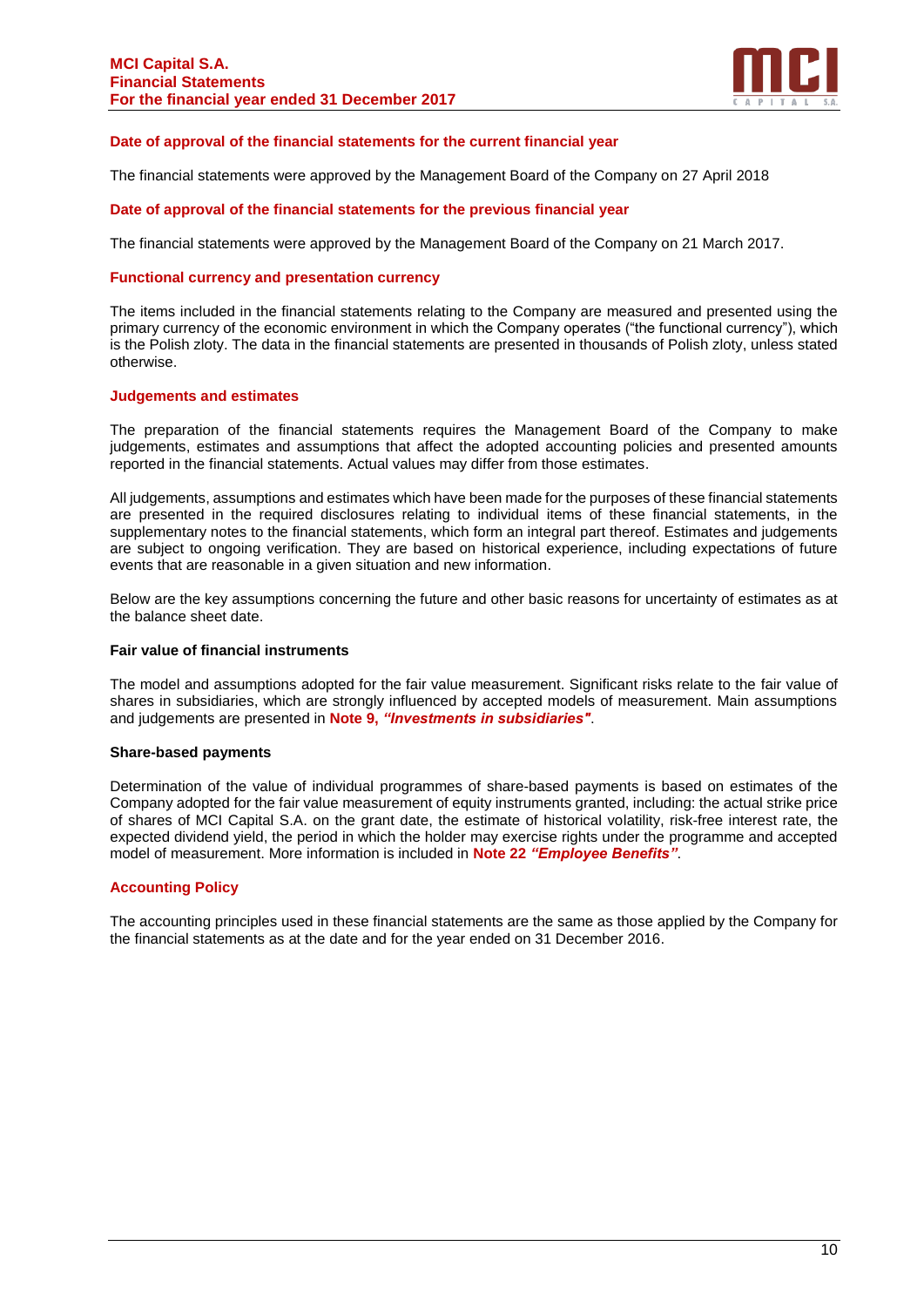### Date of approval of the financial statements for the current financial year

The financial statements were approved by the Management Board of the Company on 27 April 2018

### Date of approval of the financial statements for the previous financial year

The financial statements were approved by the Management Board of the Company on 21 March 2017.

### Functional currency and presentation currency

The items included in the financial statements relating to the Company are measured and presented using the primary currency of the economic environment in which the Company operates ("the functional currency"), which is the Polish zloty. The data in the financial statements are presented in thousands of Polish zloty, unless stated otherwise.

### Judgements and estimates

The preparation of the financial statements requires the Management Board of the Company to make judgements, estimates and assumptions that affect the adopted accounting policies and presented amounts reported in the financial statements. Actual values may differ from those estimates.

All judgements, assumptions and estimates which have been made for the purposes of these financial statements are presented in the required disclosures relating to individual items of these financial statements, in the supplementary notes to the financial statements, which form an integral part thereof. Estimates and judgements are subject to ongoing verification. They are based on historical experience, including expectations of future events that are reasonable in a given situation and new information.

Below are the key assumptions concerning the future and other basic reasons for uncertainty of estimates as at the balance sheet date.

**Fair value of financial instruments**

The model and assumptions adopted for the fair value measurement. Significant risks relate to the fair value of shares in subsidiaries, which are strongly influenced by accepted models of measurement. Main assumptions and judgements are presented in **Note 9, *"Investments in subsidiaries"***.

**Share-based payments**

Determination of the value of individual programmes of share-based payments is based on estimates of the Company adopted for the fair value measurement of equity instruments granted, including: the actual strike price of shares of MCI Capital S.A. on the grant date, the estimate of historical volatility, risk-free interest rate, the expected dividend yield, the period in which the holder may exercise rights under the programme and accepted model of measurement. More information is included in **Note 22 *"Employee Benefits"***.

### Accounting Policy

The accounting principles used in these financial statements are the same as those applied by the Company for the financial statements as at the date and for the year ended on 31 December 2016.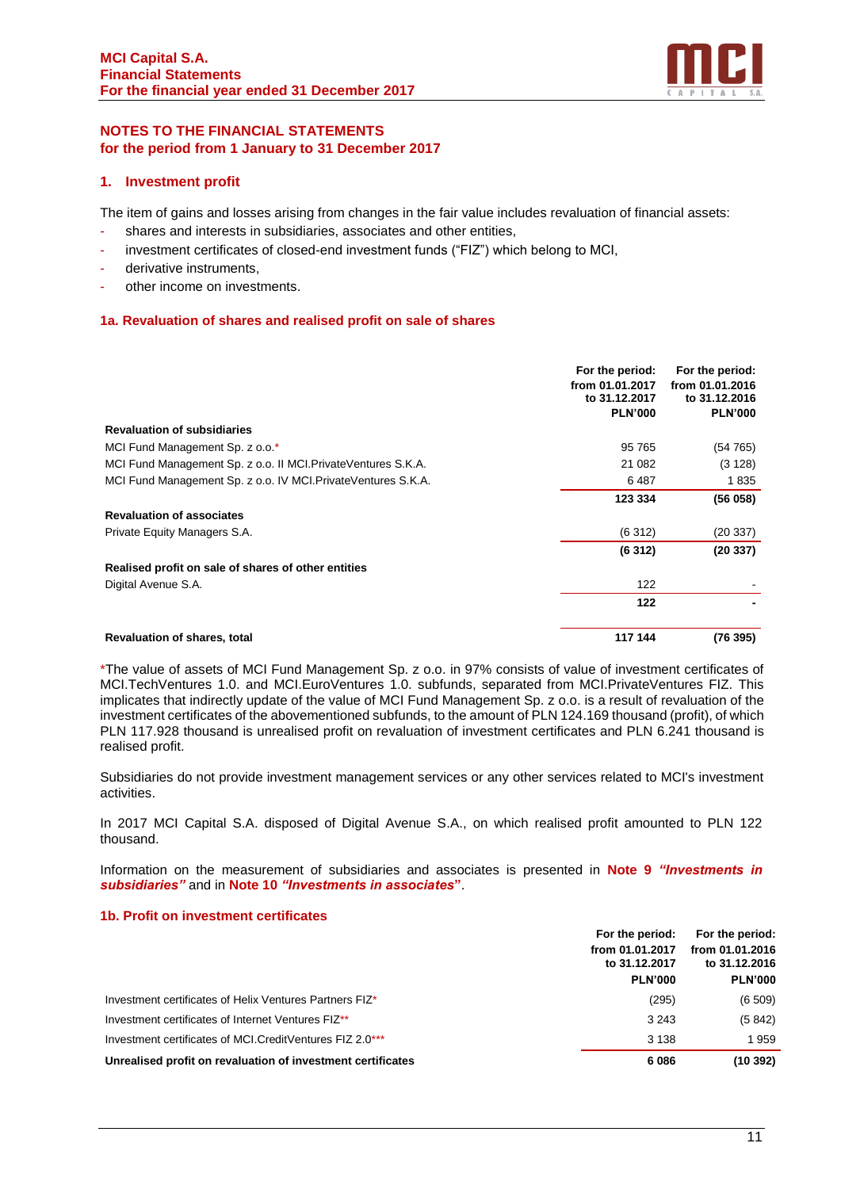## NOTES TO THE FINANCIAL STATEMENTS
## for the period from 1 January to 31 December 2017

### 1. Investment profit

The item of gains and losses arising from changes in the fair value includes revaluation of financial assets:

- shares and interests in subsidiaries, associates and other entities,
- investment certificates of closed-end investment funds ("FIZ") which belong to MCI,
- derivative instruments,
- other income on investments.

#### 1a. Revaluation of shares and realised profit on sale of shares

| | For the period: from 01.01.2017 to 31.12.2017 PLN'000 | For the period: from 01.01.2016 to 31.12.2016 PLN'000 |
|---|---|---|
| **Revaluation of subsidiaries** | | |
| MCI Fund Management Sp. z o.o.* | 95 765 | (54 765) |
| MCI Fund Management Sp. z o.o. II MCI.PrivateVentures S.K.A. | 21 082 | (3 128) |
| MCI Fund Management Sp. z o.o. IV MCI.PrivateVentures S.K.A. | 6 487 | 1 835 |
| | **123 334** | **(56 058)** |
| **Revaluation of associates** | | |
| Private Equity Managers S.A. | (6 312) | (20 337) |
| | **(6 312)** | **(20 337)** |
| **Realised profit on sale of shares of other entities** | | |
| Digital Avenue S.A. | 122 | - |
| | **122** | **-** |
| **Revaluation of shares, total** | **117 144** | **(76 395)** |

*The value of assets of MCI Fund Management Sp. z o.o. in 97% consists of value of investment certificates of MCI.TechVentures 1.0. and MCI.EuroVentures 1.0. subfunds, separated from MCI.PrivateVentures FIZ. This implicates that indirectly update of the value of MCI Fund Management Sp. z o.o. is a result of revaluation of the investment certificates of the abovementioned subfunds, to the amount of PLN 124.169 thousand (profit), of which PLN 117.928 thousand is unrealised profit on revaluation of investment certificates and PLN 6.241 thousand is realised profit.

Subsidiaries do not provide investment management services or any other services related to MCI's investment activities.

In 2017 MCI Capital S.A. disposed of Digital Avenue S.A., on which realised profit amounted to PLN 122 thousand.

Information on the measurement of subsidiaries and associates is presented in **Note 9 *"Investments in subsidiaries"*** and in **Note 10 *"Investments in associates"***.

#### 1b. Profit on investment certificates

| | For the period: from 01.01.2017 to 31.12.2017 PLN'000 | For the period: from 01.01.2016 to 31.12.2016 PLN'000 |
|---|---|---|
| Investment certificates of Helix Ventures Partners FIZ* | (295) | (6 509) |
| Investment certificates of Internet Ventures FIZ** | 3 243 | (5 842) |
| Investment certificates of MCI.CreditVentures FIZ 2.0*** | 3 138 | 1 959 |
| **Unrealised profit on revaluation of investment certificates** | **6 086** | **(10 392)** |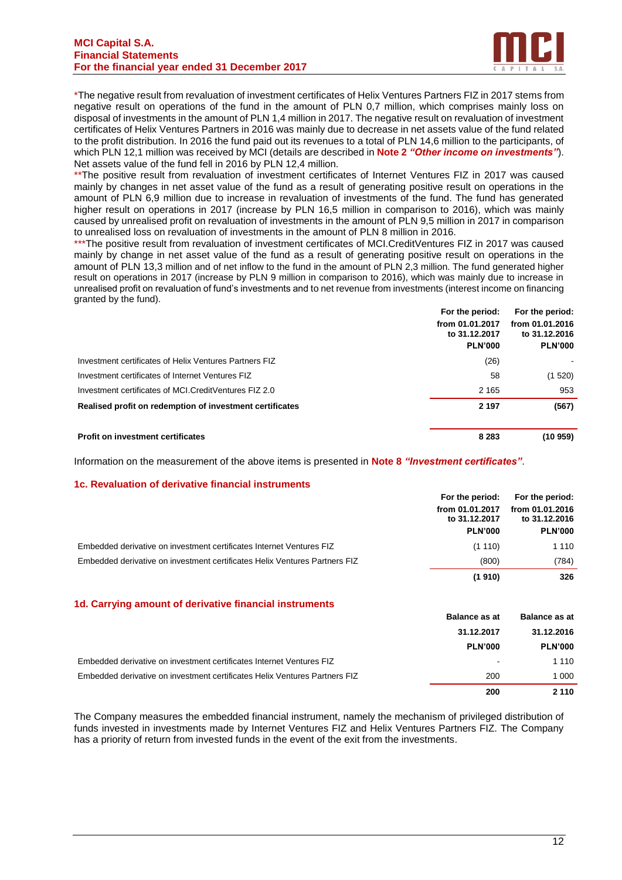*The negative result from revaluation of investment certificates of Helix Ventures Partners FIZ in 2017 stems from negative result on operations of the fund in the amount of PLN 0,7 million, which comprises mainly loss on disposal of investments in the amount of PLN 1,4 million in 2017. The negative result on revaluation of investment certificates of Helix Ventures Partners in 2016 was mainly due to decrease in net assets value of the fund related to the profit distribution. In 2016 the fund paid out its revenues to a total of PLN 14,6 million to the participants, of which PLN 12,1 million was received by MCI (details are described in **Note 2** ***"Other income on investments"***). Net assets value of the fund fell in 2016 by PLN 12,4 million.

**The positive result from revaluation of investment certificates of Internet Ventures FIZ in 2017 was caused mainly by changes in net asset value of the fund as a result of generating positive result on operations in the amount of PLN 6,9 million due to increase in revaluation of investments of the fund. The fund has generated higher result on operations in 2017 (increase by PLN 16,5 million in comparison to 2016), which was mainly caused by unrealised profit on revaluation of investments in the amount of PLN 9,5 million in 2017 in comparison to unrealised loss on revaluation of investments in the amount of PLN 8 million in 2016.

***The positive result from revaluation of investment certificates of MCI.CreditVentures FIZ in 2017 was caused mainly by change in net asset value of the fund as a result of generating positive result on operations in the amount of PLN 13,3 million and of net inflow to the fund in the amount of PLN 2,3 million. The fund generated higher result on operations in 2017 (increase by PLN 9 million in comparison to 2016), which was mainly due to increase in unrealised profit on revaluation of fund's investments and to net revenue from investments (interest income on financing granted by the fund).

| | For the period: from 01.01.2017 to 31.12.2017 PLN'000 | For the period: from 01.01.2016 to 31.12.2016 PLN'000 |
|---|---|---|
| Investment certificates of Helix Ventures Partners FIZ | (26) | - |
| Investment certificates of Internet Ventures FIZ | 58 | (1 520) |
| Investment certificates of MCI.CreditVentures FIZ 2.0 | 2 165 | 953 |
| **Realised profit on redemption of investment certificates** | **2 197** | **(567)** |
| | | |
| **Profit on investment certificates** | **8 283** | **(10 959)** |

Information on the measurement of the above items is presented in **Note 8** ***"Investment certificates"***.

### 1c. Revaluation of derivative financial instruments

| | For the period: from 01.01.2017 to 31.12.2017 PLN'000 | For the period: from 01.01.2016 to 31.12.2016 PLN'000 |
|---|---|---|
| Embedded derivative on investment certificates Internet Ventures FIZ | (1 110) | 1 110 |
| Embedded derivative on investment certificates Helix Ventures Partners FIZ | (800) | (784) |
| | **(1 910)** | **326** |

### 1d. Carrying amount of derivative financial instruments

| | Balance as at 31.12.2017 PLN'000 | Balance as at 31.12.2016 PLN'000 |
|---|---|---|
| Embedded derivative on investment certificates Internet Ventures FIZ | - | 1 110 |
| Embedded derivative on investment certificates Helix Ventures Partners FIZ | 200 | 1 000 |
| | **200** | **2 110** |

The Company measures the embedded financial instrument, namely the mechanism of privileged distribution of funds invested in investments made by Internet Ventures FIZ and Helix Ventures Partners FIZ. The Company has a priority of return from invested funds in the event of the exit from the investments.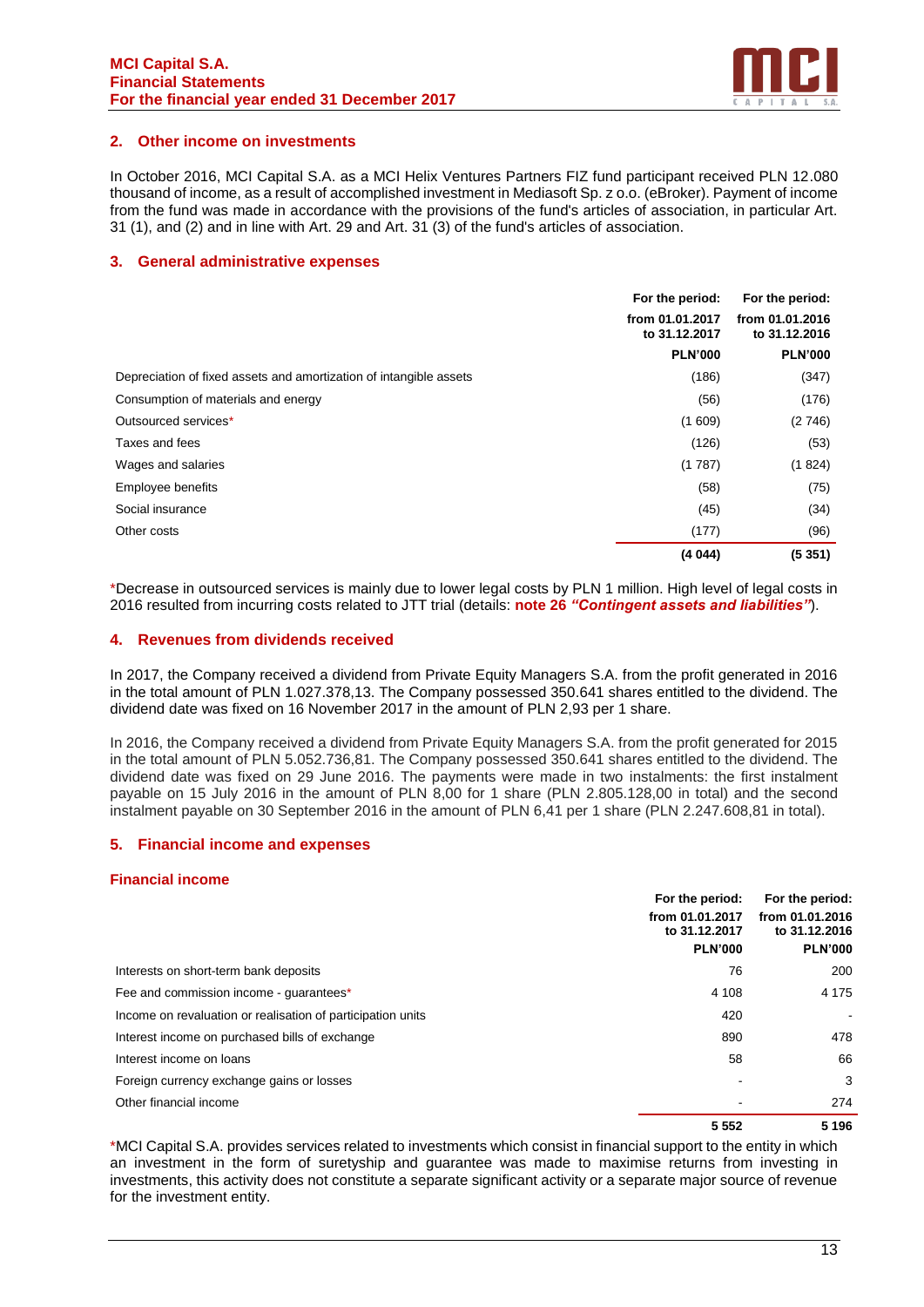## 2. Other income on investments

In October 2016, MCI Capital S.A. as a MCI Helix Ventures Partners FIZ fund participant received PLN 12.080 thousand of income, as a result of accomplished investment in Mediasoft Sp. z o.o. (eBroker). Payment of income from the fund was made in accordance with the provisions of the fund's articles of association, in particular Art. 31 (1), and (2) and in line with Art. 29 and Art. 31 (3) of the fund's articles of association.

## 3. General administrative expenses

| | For the period: from 01.01.2017 to 31.12.2017 PLN'000 | For the period: from 01.01.2016 to 31.12.2016 PLN'000 |
|---|---|---|
| Depreciation of fixed assets and amortization of intangible assets | (186) | (347) |
| Consumption of materials and energy | (56) | (176) |
| Outsourced services* | (1 609) | (2 746) |
| Taxes and fees | (126) | (53) |
| Wages and salaries | (1 787) | (1 824) |
| Employee benefits | (58) | (75) |
| Social insurance | (45) | (34) |
| Other costs | (177) | (96) |
| | **(4 044)** | **(5 351)** |

*Decrease in outsourced services is mainly due to lower legal costs by PLN 1 million. High level of legal costs in 2016 resulted from incurring costs related to JTT trial (details: **note 26** ***"Contingent assets and liabilities"***).

## 4. Revenues from dividends received

In 2017, the Company received a dividend from Private Equity Managers S.A. from the profit generated in 2016 in the total amount of PLN 1.027.378,13. The Company possessed 350.641 shares entitled to the dividend. The dividend date was fixed on 16 November 2017 in the amount of PLN 2,93 per 1 share.

In 2016, the Company received a dividend from Private Equity Managers S.A. from the profit generated for 2015 in the total amount of PLN 5.052.736,81. The Company possessed 350.641 shares entitled to the dividend. The dividend date was fixed on 29 June 2016. The payments were made in two instalments: the first instalment payable on 15 July 2016 in the amount of PLN 8,00 for 1 share (PLN 2.805.128,00 in total) and the second instalment payable on 30 September 2016 in the amount of PLN 6,41 per 1 share (PLN 2.247.608,81 in total).

## 5. Financial income and expenses

### Financial income

| | For the period: from 01.01.2017 to 31.12.2017 PLN'000 | For the period: from 01.01.2016 to 31.12.2016 PLN'000 |
|---|---|---|
| Interests on short-term bank deposits | 76 | 200 |
| Fee and commission income - guarantees* | 4 108 | 4 175 |
| Income on revaluation or realisation of participation units | 420 | - |
| Interest income on purchased bills of exchange | 890 | 478 |
| Interest income on loans | 58 | 66 |
| Foreign currency exchange gains or losses | - | 3 |
| Other financial income | - | 274 |
| | **5 552** | **5 196** |

*MCI Capital S.A. provides services related to investments which consist in financial support to the entity in which an investment in the form of suretyship and guarantee was made to maximise returns from investing in investments, this activity does not constitute a separate significant activity or a separate major source of revenue for the investment entity.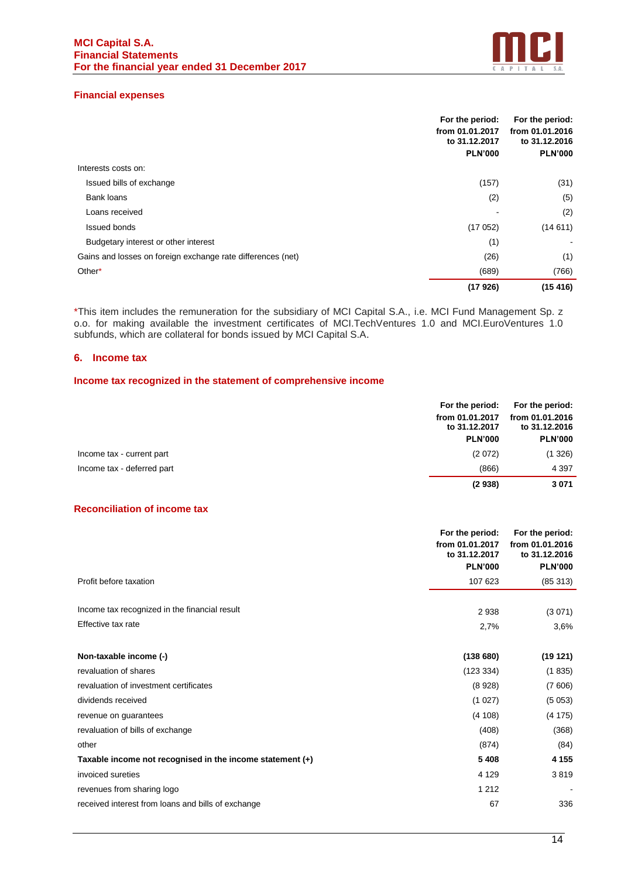### Financial expenses

| | For the period: from 01.01.2017 to 31.12.2017 PLN'000 | For the period: from 01.01.2016 to 31.12.2016 PLN'000 |
|---|---|---|
| Interests costs on: | | |
| Issued bills of exchange | (157) | (31) |
| Bank loans | (2) | (5) |
| Loans received | - | (2) |
| Issued bonds | (17 052) | (14 611) |
| Budgetary interest or other interest | (1) | - |
| Gains and losses on foreign exchange rate differences (net) | (26) | (1) |
| Other* | (689) | (766) |
| | **(17 926)** | **(15 416)** |

*This item includes the remuneration for the subsidiary of MCI Capital S.A., i.e. MCI Fund Management Sp. z o.o. for making available the investment certificates of MCI.TechVentures 1.0 and MCI.EuroVentures 1.0 subfunds, which are collateral for bonds issued by MCI Capital S.A.

## 6. Income tax

### Income tax recognized in the statement of comprehensive income

| | For the period: from 01.01.2017 to 31.12.2017 PLN'000 | For the period: from 01.01.2016 to 31.12.2016 PLN'000 |
|---|---|---|
| Income tax - current part | (2 072) | (1 326) |
| Income tax - deferred part | (866) | 4 397 |
| | **(2 938)** | **3 071** |

### Reconciliation of income tax

| | For the period: from 01.01.2017 to 31.12.2017 PLN'000 | For the period: from 01.01.2016 to 31.12.2016 PLN'000 |
|---|---|---|
| Profit before taxation | 107 623 | (85 313) |
| | | |
| Income tax recognized in the financial result | 2 938 | (3 071) |
| Effective tax rate | 2,7% | 3,6% |
| | | |
| **Non-taxable income (-)** | **(138 680)** | **(19 121)** |
| revaluation of shares | (123 334) | (1 835) |
| revaluation of investment certificates | (8 928) | (7 606) |
| dividends received | (1 027) | (5 053) |
| revenue on guarantees | (4 108) | (4 175) |
| revaluation of bills of exchange | (408) | (368) |
| other | (874) | (84) |
| **Taxable income not recognised in the income statement (+)** | **5 408** | **4 155** |
| invoiced sureties | 4 129 | 3 819 |
| revenues from sharing logo | 1 212 | - |
| received interest from loans and bills of exchange | 67 | 336 |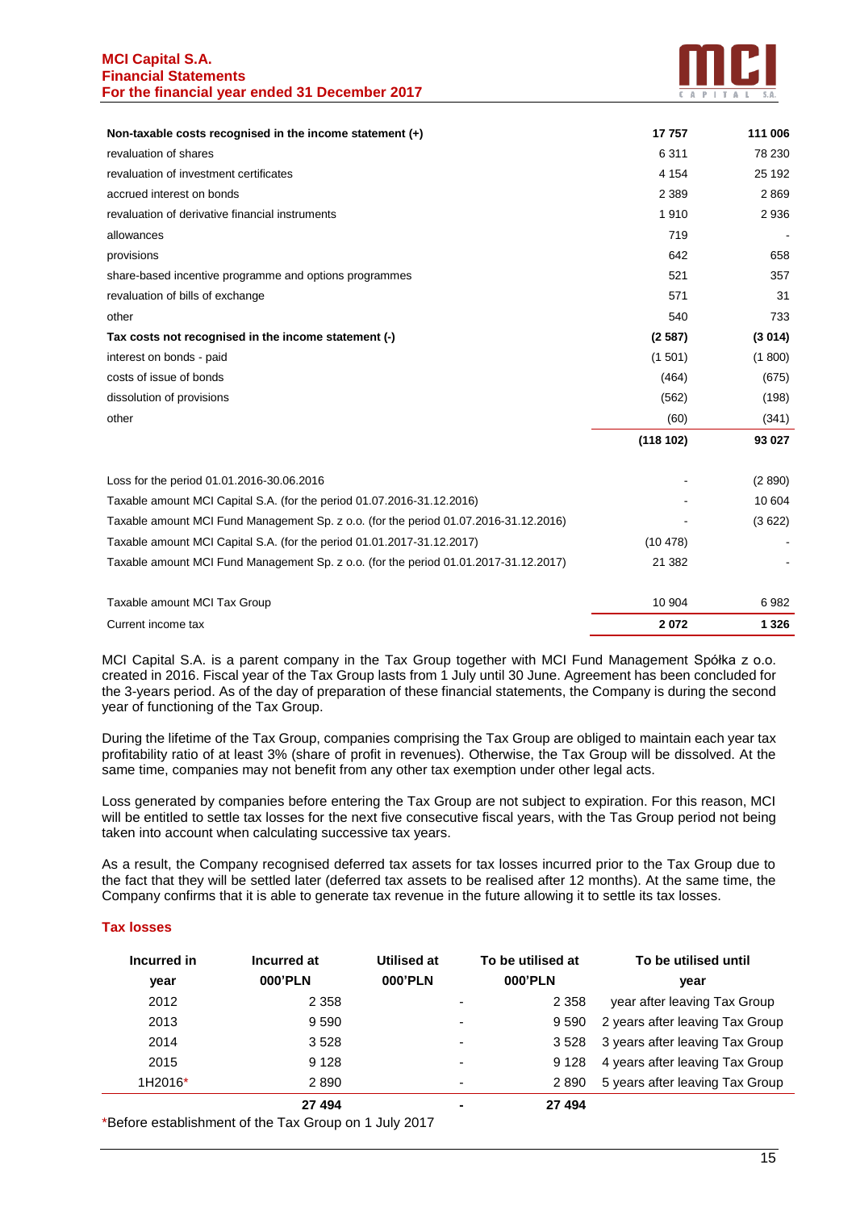| | | |
|---|---|---|
| **Non-taxable costs recognised in the income statement (+)** | **17 757** | **111 006** |
| revaluation of shares | 6 311 | 78 230 |
| revaluation of investment certificates | 4 154 | 25 192 |
| accrued interest on bonds | 2 389 | 2 869 |
| revaluation of derivative financial instruments | 1 910 | 2 936 |
| allowances | 719 | - |
| provisions | 642 | 658 |
| share-based incentive programme and options programmes | 521 | 357 |
| revaluation of bills of exchange | 571 | 31 |
| other | 540 | 733 |
| **Tax costs not recognised in the income statement (-)** | **(2 587)** | **(3 014)** |
| interest on bonds - paid | (1 501) | (1 800) |
| costs of issue of bonds | (464) | (675) |
| dissolution of provisions | (562) | (198) |
| other | (60) | (341) |
| | **(118 102)** | **93 027** |
| | | |
| Loss for the period 01.01.2016-30.06.2016 | - | (2 890) |
| Taxable amount MCI Capital S.A. (for the period 01.07.2016-31.12.2016) | - | 10 604 |
| Taxable amount MCI Fund Management Sp. z o.o. (for the period 01.07.2016-31.12.2016) | - | (3 622) |
| Taxable amount MCI Capital S.A. (for the period 01.01.2017-31.12.2017) | (10 478) | - |
| Taxable amount MCI Fund Management Sp. z o.o. (for the period 01.01.2017-31.12.2017) | 21 382 | - |
| | | |
| Taxable amount MCI Tax Group | 10 904 | 6 982 |
| Current income tax | **2 072** | **1 326** |

MCI Capital S.A. is a parent company in the Tax Group together with MCI Fund Management Spółka z o.o. created in 2016. Fiscal year of the Tax Group lasts from 1 July until 30 June. Agreement has been concluded for the 3-years period. As of the day of preparation of these financial statements, the Company is during the second year of functioning of the Tax Group.

During the lifetime of the Tax Group, companies comprising the Tax Group are obliged to maintain each year tax profitability ratio of at least 3% (share of profit in revenues). Otherwise, the Tax Group will be dissolved. At the same time, companies may not benefit from any other tax exemption under other legal acts.

Loss generated by companies before entering the Tax Group are not subject to expiration. For this reason, MCI will be entitled to settle tax losses for the next five consecutive fiscal years, with the Tas Group period not being taken into account when calculating successive tax years.

As a result, the Company recognised deferred tax assets for tax losses incurred prior to the Tax Group due to the fact that they will be settled later (deferred tax assets to be realised after 12 months). At the same time, the Company confirms that it is able to generate tax revenue in the future allowing it to settle its tax losses.

### Tax losses

| Incurred in year | Incurred at 000'PLN | Utilised at 000'PLN | To be utilised at 000'PLN | To be utilised until year |
|---|---|---|---|---|
| 2012 | 2 358 | - | 2 358 | year after leaving Tax Group |
| 2013 | 9 590 | - | 9 590 | 2 years after leaving Tax Group |
| 2014 | 3 528 | - | 3 528 | 3 years after leaving Tax Group |
| 2015 | 9 128 | - | 9 128 | 4 years after leaving Tax Group |
| 1H2016* | 2 890 | - | 2 890 | 5 years after leaving Tax Group |
| | **27 494** | **-** | **27 494** | |

*Before establishment of the Tax Group on 1 July 2017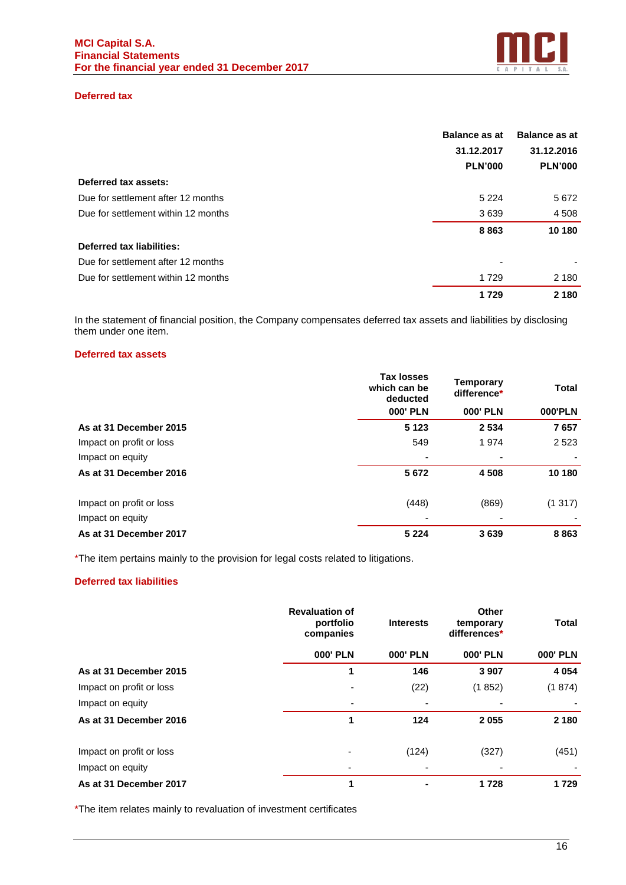### Deferred tax

| | Balance as at 31.12.2017 PLN'000 | Balance as at 31.12.2016 PLN'000 |
|---|---|---|
| **Deferred tax assets:** | | |
| Due for settlement after 12 months | 5 224 | 5 672 |
| Due for settlement within 12 months | 3 639 | 4 508 |
| | **8 863** | **10 180** |
| **Deferred tax liabilities:** | | |
| Due for settlement after 12 months | - | - |
| Due for settlement within 12 months | 1 729 | 2 180 |
| | **1 729** | **2 180** |

In the statement of financial position, the Company compensates deferred tax assets and liabilities by disclosing them under one item.

### Deferred tax assets

| | Tax losses which can be deducted | Temporary difference* | Total |
|---|---|---|---|
| | 000' PLN | 000' PLN | 000'PLN |
| **As at 31 December 2015** | **5 123** | **2 534** | **7 657** |
| Impact on profit or loss | 549 | 1 974 | 2 523 |
| Impact on equity | - | - | - |
| **As at 31 December 2016** | **5 672** | **4 508** | **10 180** |
| Impact on profit or loss | (448) | (869) | (1 317) |
| Impact on equity | - | - | - |
| **As at 31 December 2017** | **5 224** | **3 639** | **8 863** |

*The item pertains mainly to the provision for legal costs related to litigations.

### Deferred tax liabilities

| | Revaluation of portfolio companies | Interests | Other temporary differences* | Total |
|---|---|---|---|---|
| | 000' PLN | 000' PLN | 000' PLN | 000' PLN |
| **As at 31 December 2015** | **1** | **146** | **3 907** | **4 054** |
| Impact on profit or loss | - | (22) | (1 852) | (1 874) |
| Impact on equity | - | - | - | - |
| **As at 31 December 2016** | **1** | **124** | **2 055** | **2 180** |
| Impact on profit or loss | - | (124) | (327) | (451) |
| Impact on equity | - | - | - | - |
| **As at 31 December 2017** | **1** | **-** | **1 728** | **1 729** |

*The item relates mainly to revaluation of investment certificates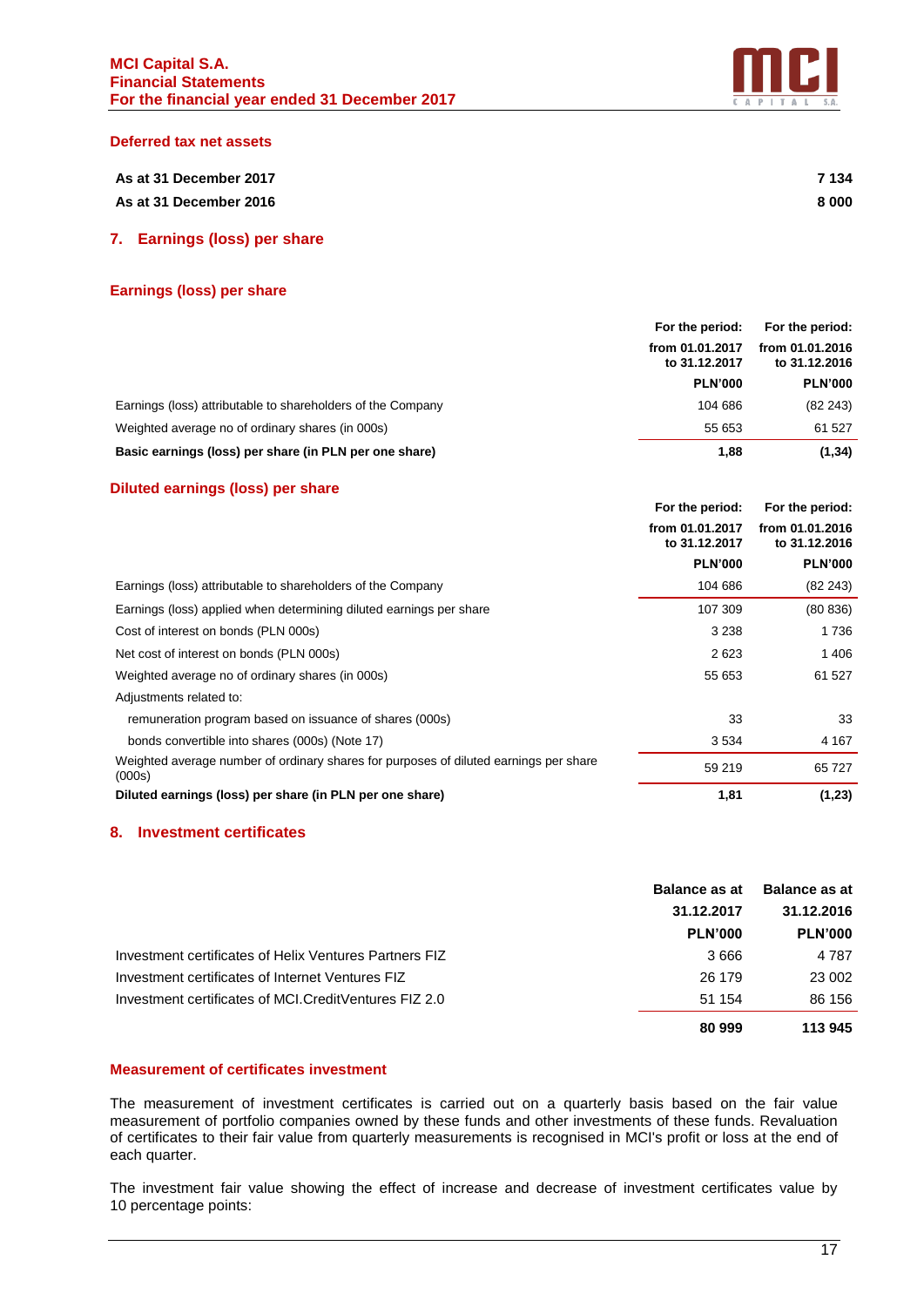### Deferred tax net assets

| | |
|---|---|
| **As at 31 December 2017** | **7 134** |
| **As at 31 December 2016** | **8 000** |

## 7. Earnings (loss) per share

### Earnings (loss) per share

| | For the period: from 01.01.2017 to 31.12.2017 | For the period: from 01.01.2016 to 31.12.2016 |
|---|---|---|
| | **PLN'000** | **PLN'000** |
| Earnings (loss) attributable to shareholders of the Company | 104 686 | (82 243) |
| Weighted average no of ordinary shares (in 000s) | 55 653 | 61 527 |
| **Basic earnings (loss) per share (in PLN per one share)** | **1,88** | **(1,34)** |

### Diluted earnings (loss) per share

| | For the period: from 01.01.2017 to 31.12.2017 | For the period: from 01.01.2016 to 31.12.2016 |
|---|---|---|
| | **PLN'000** | **PLN'000** |
| Earnings (loss) attributable to shareholders of the Company | 104 686 | (82 243) |
| Earnings (loss) applied when determining diluted earnings per share | 107 309 | (80 836) |
| Cost of interest on bonds (PLN 000s) | 3 238 | 1 736 |
| Net cost of interest on bonds (PLN 000s) | 2 623 | 1 406 |
| Weighted average no of ordinary shares (in 000s) | 55 653 | 61 527 |
| Adjustments related to: | | |
| remuneration program based on issuance of shares (000s) | 33 | 33 |
| bonds convertible into shares (000s) (Note 17) | 3 534 | 4 167 |
| Weighted average number of ordinary shares for purposes of diluted earnings per share (000s) | 59 219 | 65 727 |
| **Diluted earnings (loss) per share (in PLN per one share)** | **1,81** | **(1,23)** |

## 8. Investment certificates

| | Balance as at 31.12.2017 | Balance as at 31.12.2016 |
|---|---|---|
| | **PLN'000** | **PLN'000** |
| Investment certificates of Helix Ventures Partners FIZ | 3 666 | 4 787 |
| Investment certificates of Internet Ventures FIZ | 26 179 | 23 002 |
| Investment certificates of MCI.CreditVentures FIZ 2.0 | 51 154 | 86 156 |
| | **80 999** | **113 945** |

### Measurement of certificates investment

The measurement of investment certificates is carried out on a quarterly basis based on the fair value measurement of portfolio companies owned by these funds and other investments of these funds. Revaluation of certificates to their fair value from quarterly measurements is recognised in MCI's profit or loss at the end of each quarter.

The investment fair value showing the effect of increase and decrease of investment certificates value by 10 percentage points: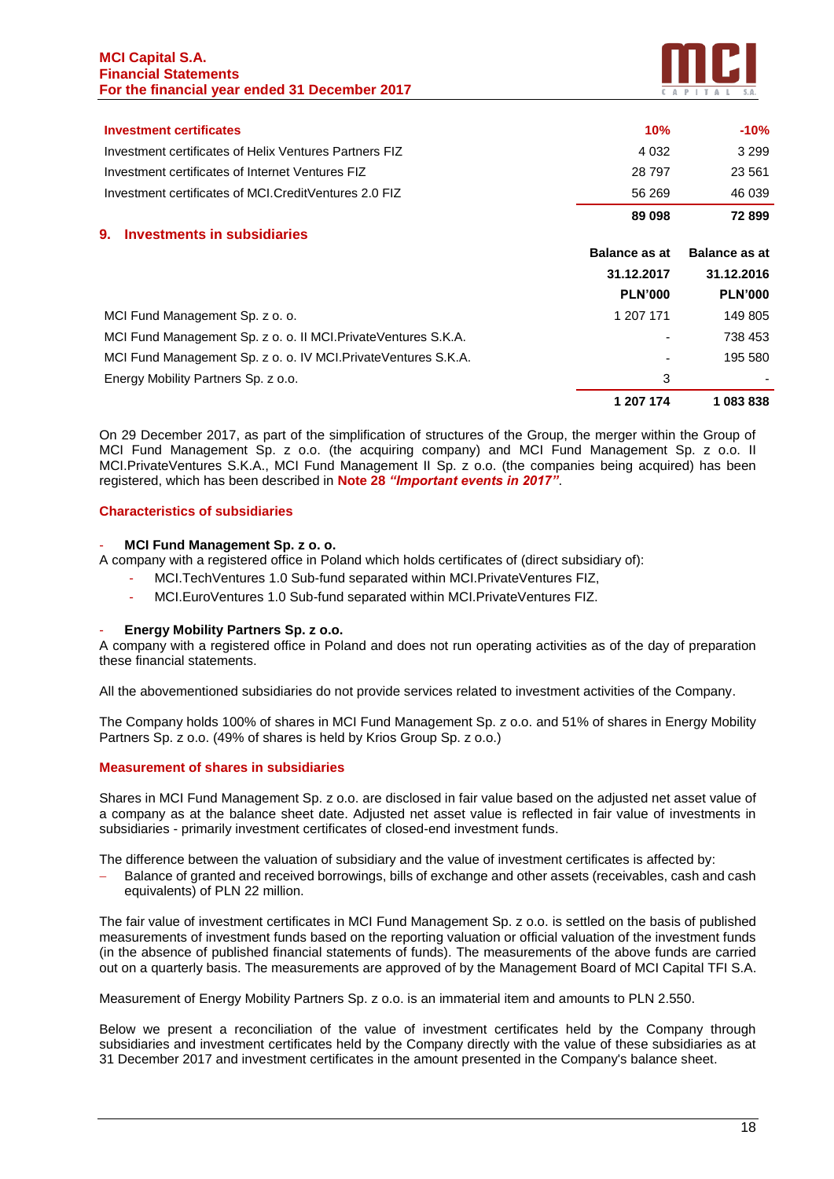| Investment certificates | 10% | -10% |
|---|---|---|
| Investment certificates of Helix Ventures Partners FIZ | 4 032 | 3 299 |
| Investment certificates of Internet Ventures FIZ | 28 797 | 23 561 |
| Investment certificates of MCI.CreditVentures 2.0 FIZ | 56 269 | 46 039 |
| | **89 098** | **72 899** |

## 9. Investments in subsidiaries

| | Balance as at 31.12.2017 PLN'000 | Balance as at 31.12.2016 PLN'000 |
|---|---|---|
| MCI Fund Management Sp. z o. o. | 1 207 171 | 149 805 |
| MCI Fund Management Sp. z o. o. II MCI.PrivateVentures S.K.A. | - | 738 453 |
| MCI Fund Management Sp. z o. o. IV MCI.PrivateVentures S.K.A. | - | 195 580 |
| Energy Mobility Partners Sp. z o.o. | 3 | - |
| | **1 207 174** | **1 083 838** |

On 29 December 2017, as part of the simplification of structures of the Group, the merger within the Group of MCI Fund Management Sp. z o.o. (the acquiring company) and MCI Fund Management Sp. z o.o. II MCI.PrivateVentures S.K.A., MCI Fund Management II Sp. z o.o. (the companies being acquired) has been registered, which has been described in **Note 28 *"Important events in 2017"***.

### Characteristics of subsidiaries

- **MCI Fund Management Sp. z o. o.**

A company with a registered office in Poland which holds certificates of (direct subsidiary of):

- MCI.TechVentures 1.0 Sub-fund separated within MCI.PrivateVentures FIZ,
- MCI.EuroVentures 1.0 Sub-fund separated within MCI.PrivateVentures FIZ.

- **Energy Mobility Partners Sp. z o.o.**

A company with a registered office in Poland and does not run operating activities as of the day of preparation these financial statements.

All the abovementioned subsidiaries do not provide services related to investment activities of the Company.

The Company holds 100% of shares in MCI Fund Management Sp. z o.o. and 51% of shares in Energy Mobility Partners Sp. z o.o. (49% of shares is held by Krios Group Sp. z o.o.)

### Measurement of shares in subsidiaries

Shares in MCI Fund Management Sp. z o.o. are disclosed in fair value based on the adjusted net asset value of a company as at the balance sheet date. Adjusted net asset value is reflected in fair value of investments in subsidiaries - primarily investment certificates of closed-end investment funds.

The difference between the valuation of subsidiary and the value of investment certificates is affected by:

- Balance of granted and received borrowings, bills of exchange and other assets (receivables, cash and cash equivalents) of PLN 22 million.

The fair value of investment certificates in MCI Fund Management Sp. z o.o. is settled on the basis of published measurements of investment funds based on the reporting valuation or official valuation of the investment funds (in the absence of published financial statements of funds). The measurements of the above funds are carried out on a quarterly basis. The measurements are approved of by the Management Board of MCI Capital TFI S.A.

Measurement of Energy Mobility Partners Sp. z o.o. is an immaterial item and amounts to PLN 2.550.

Below we present a reconciliation of the value of investment certificates held by the Company through subsidiaries and investment certificates held by the Company directly with the value of these subsidiaries as at 31 December 2017 and investment certificates in the amount presented in the Company's balance sheet.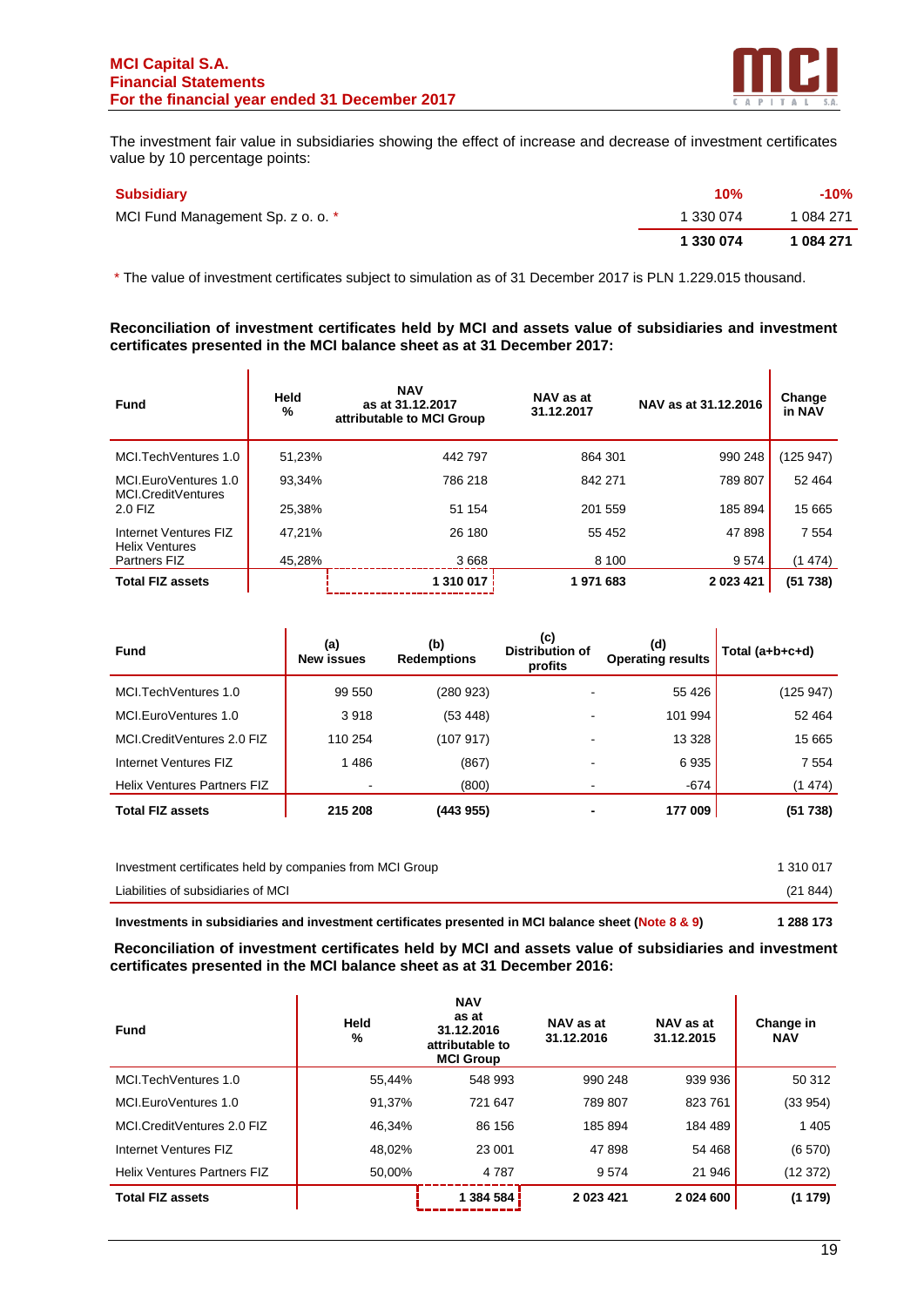The investment fair value in subsidiaries showing the effect of increase and decrease of investment certificates value by 10 percentage points:

| Subsidiary | 10% | -10% |
|---|---|---|
| MCI Fund Management Sp. z o. o. * | 1 330 074 | 1 084 271 |
| | **1 330 074** | **1 084 271** |

\* The value of investment certificates subject to simulation as of 31 December 2017 is PLN 1.229.015 thousand.

**Reconciliation of investment certificates held by MCI and assets value of subsidiaries and investment certificates presented in the MCI balance sheet as at 31 December 2017:**

| Fund | Held % | NAV as at 31.12.2017 attributable to MCI Group | NAV as at 31.12.2017 | NAV as at 31.12.2016 | Change in NAV |
|---|---|---|---|---|---|
| MCI.TechVentures 1.0 | 51,23% | 442 797 | 864 301 | 990 248 | (125 947) |
| MCI.EuroVentures 1.0 | 93,34% | 786 218 | 842 271 | 789 807 | 52 464 |
| MCI.CreditVentures 2.0 FIZ | 25,38% | 51 154 | 201 559 | 185 894 | 15 665 |
| Internet Ventures FIZ | 47,21% | 26 180 | 55 452 | 47 898 | 7 554 |
| Helix Ventures Partners FIZ | 45,28% | 3 668 | 8 100 | 9 574 | (1 474) |
| **Total FIZ assets** | | **1 310 017** | **1 971 683** | **2 023 421** | **(51 738)** |

| Fund | (a) New issues | (b) Redemptions | (c) Distribution of profits | (d) Operating results | Total (a+b+c+d) |
|---|---|---|---|---|---|
| MCI.TechVentures 1.0 | 99 550 | (280 923) | - | 55 426 | (125 947) |
| MCI.EuroVentures 1.0 | 3 918 | (53 448) | - | 101 994 | 52 464 |
| MCI.CreditVentures 2.0 FIZ | 110 254 | (107 917) | - | 13 328 | 15 665 |
| Internet Ventures FIZ | 1 486 | (867) | - | 6 935 | 7 554 |
| Helix Ventures Partners FIZ | - | (800) | - | -674 | (1 474) |
| **Total FIZ assets** | **215 208** | **(443 955)** | **-** | **177 009** | **(51 738)** |

| | |
|---|---|
| Investment certificates held by companies from MCI Group | 1 310 017 |
| Liabilities of subsidiaries of MCI | (21 844) |
| **Investments in subsidiaries and investment certificates presented in MCI balance sheet (Note 8 & 9)** | **1 288 173** |

**Reconciliation of investment certificates held by MCI and assets value of subsidiaries and investment certificates presented in the MCI balance sheet as at 31 December 2016:**

| Fund | Held % | NAV as at 31.12.2016 attributable to MCI Group | NAV as at 31.12.2016 | NAV as at 31.12.2015 | Change in NAV |
|---|---|---|---|---|---|
| MCI.TechVentures 1.0 | 55,44% | 548 993 | 990 248 | 939 936 | 50 312 |
| MCI.EuroVentures 1.0 | 91,37% | 721 647 | 789 807 | 823 761 | (33 954) |
| MCI.CreditVentures 2.0 FIZ | 46,34% | 86 156 | 185 894 | 184 489 | 1 405 |
| Internet Ventures FIZ | 48,02% | 23 001 | 47 898 | 54 468 | (6 570) |
| Helix Ventures Partners FIZ | 50,00% | 4 787 | 9 574 | 21 946 | (12 372) |
| **Total FIZ assets** | | **1 384 584** | **2 023 421** | **2 024 600** | **(1 179)** |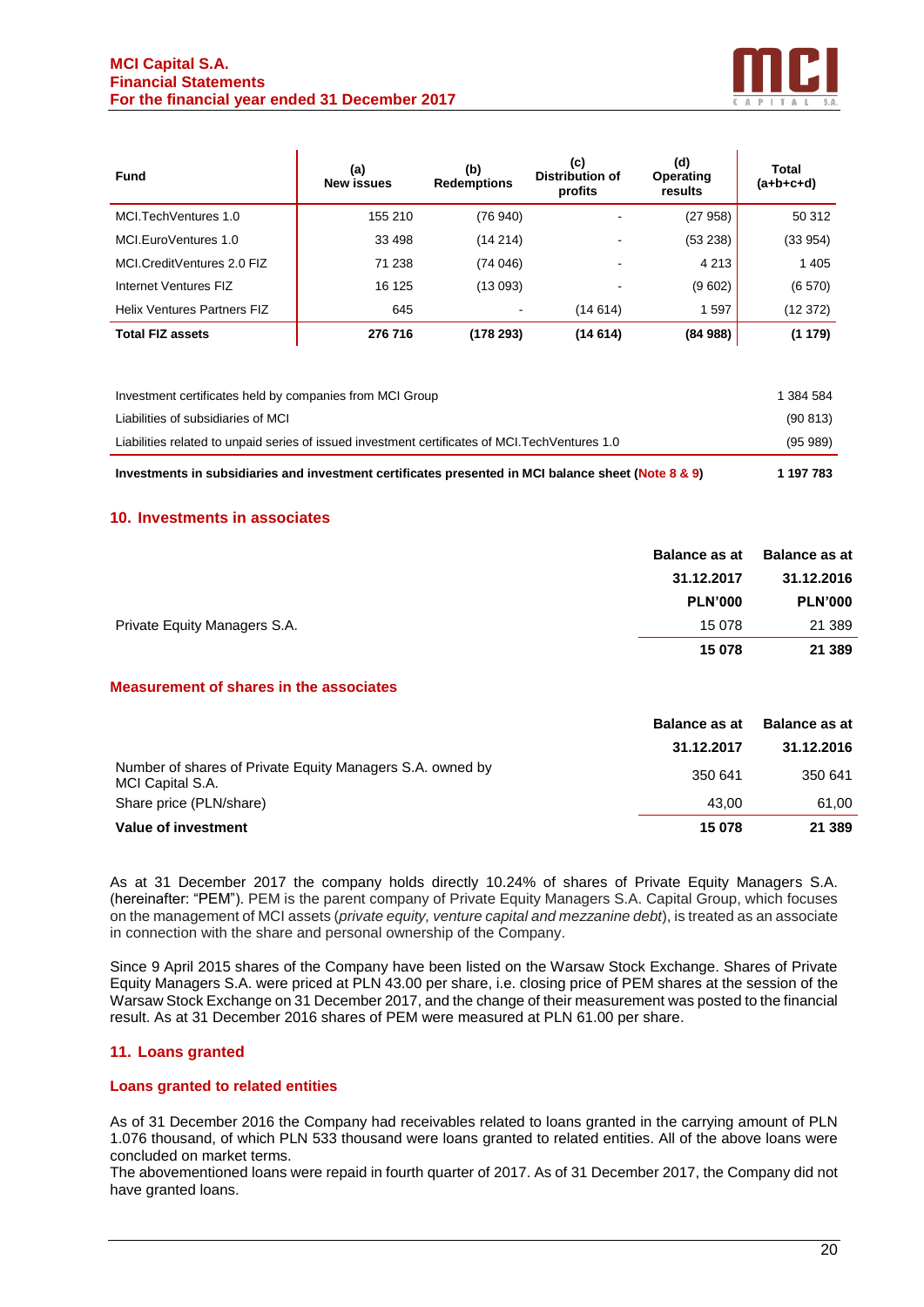| Fund | (a) New issues | (b) Redemptions | (c) Distribution of profits | (d) Operating results | Total (a+b+c+d) |
|---|---|---|---|---|---|
| MCI.TechVentures 1.0 | 155 210 | (76 940) | - | (27 958) | 50 312 |
| MCI.EuroVentures 1.0 | 33 498 | (14 214) | - | (53 238) | (33 954) |
| MCI.CreditVentures 2.0 FIZ | 71 238 | (74 046) | - | 4 213 | 1 405 |
| Internet Ventures FIZ | 16 125 | (13 093) | - | (9 602) | (6 570) |
| Helix Ventures Partners FIZ | 645 | - | (14 614) | 1 597 | (12 372) |
| **Total FIZ assets** | **276 716** | **(178 293)** | **(14 614)** | **(84 988)** | **(1 179)** |

| | |
|---|---|
| Investment certificates held by companies from MCI Group | 1 384 584 |
| Liabilities of subsidiaries of MCI | (90 813) |
| Liabilities related to unpaid series of issued investment certificates of MCI.TechVentures 1.0 | (95 989) |
| **Investments in subsidiaries and investment certificates presented in MCI balance sheet (Note 8 & 9)** | **1 197 783** |

## 10. Investments in associates

| | Balance as at 31.12.2017 PLN'000 | Balance as at 31.12.2016 PLN'000 |
|---|---|---|
| Private Equity Managers S.A. | 15 078 | 21 389 |
| | **15 078** | **21 389** |

### Measurement of shares in the associates

| | Balance as at 31.12.2017 | Balance as at 31.12.2016 |
|---|---|---|
| Number of shares of Private Equity Managers S.A. owned by MCI Capital S.A. | 350 641 | 350 641 |
| Share price (PLN/share) | 43,00 | 61,00 |
| **Value of investment** | **15 078** | **21 389** |

As at 31 December 2017 the company holds directly 10.24% of shares of Private Equity Managers S.A. (hereinafter: "PEM"). PEM is the parent company of Private Equity Managers S.A. Capital Group, which focuses on the management of MCI assets (*private equity, venture capital and mezzanine debt*), is treated as an associate in connection with the share and personal ownership of the Company.

Since 9 April 2015 shares of the Company have been listed on the Warsaw Stock Exchange. Shares of Private Equity Managers S.A. were priced at PLN 43.00 per share, i.e. closing price of PEM shares at the session of the Warsaw Stock Exchange on 31 December 2017, and the change of their measurement was posted to the financial result. As at 31 December 2016 shares of PEM were measured at PLN 61.00 per share.

## 11. Loans granted

### Loans granted to related entities

As of 31 December 2016 the Company had receivables related to loans granted in the carrying amount of PLN 1.076 thousand, of which PLN 533 thousand were loans granted to related entities. All of the above loans were concluded on market terms.
The abovementioned loans were repaid in fourth quarter of 2017. As of 31 December 2017, the Company did not have granted loans.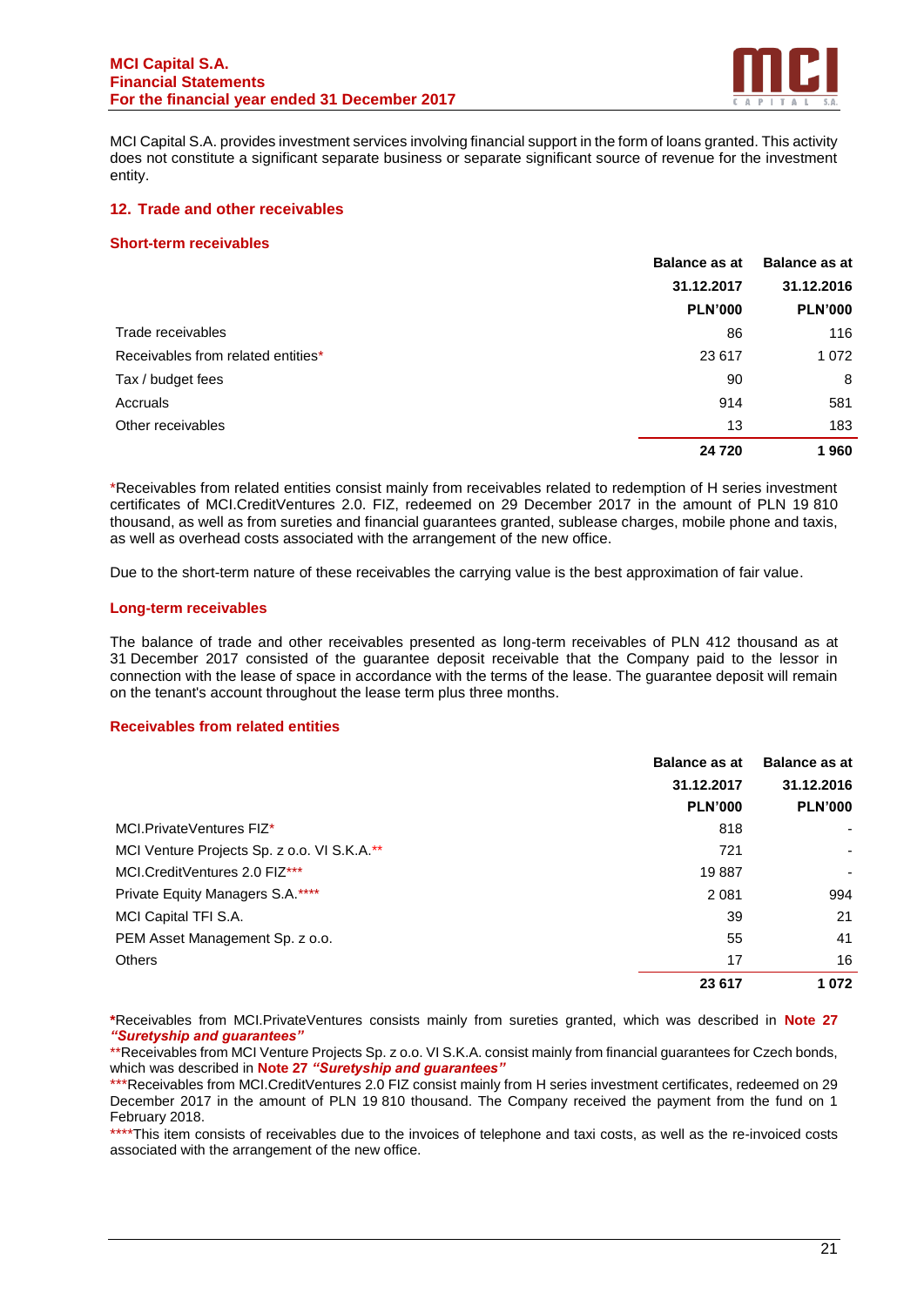MCI Capital S.A. provides investment services involving financial support in the form of loans granted. This activity does not constitute a significant separate business or separate significant source of revenue for the investment entity.

## 12. Trade and other receivables

### Short-term receivables

| | Balance as at 31.12.2017 PLN'000 | Balance as at 31.12.2016 PLN'000 |
|---|---|---|
| Trade receivables | 86 | 116 |
| Receivables from related entities* | 23 617 | 1 072 |
| Tax / budget fees | 90 | 8 |
| Accruals | 914 | 581 |
| Other receivables | 13 | 183 |
| | **24 720** | **1 960** |

*Receivables from related entities consist mainly from receivables related to redemption of H series investment certificates of MCI.CreditVentures 2.0. FIZ, redeemed on 29 December 2017 in the amount of PLN 19 810 thousand, as well as from sureties and financial guarantees granted, sublease charges, mobile phone and taxis, as well as overhead costs associated with the arrangement of the new office.

Due to the short-term nature of these receivables the carrying value is the best approximation of fair value.

### Long-term receivables

The balance of trade and other receivables presented as long-term receivables of PLN 412 thousand as at 31 December 2017 consisted of the guarantee deposit receivable that the Company paid to the lessor in connection with the lease of space in accordance with the terms of the lease. The guarantee deposit will remain on the tenant's account throughout the lease term plus three months.

### Receivables from related entities

| | Balance as at 31.12.2017 PLN'000 | Balance as at 31.12.2016 PLN'000 |
|---|---|---|
| MCI.PrivateVentures FIZ* | 818 | - |
| MCI Venture Projects Sp. z o.o. VI S.K.A.** | 721 | - |
| MCI.CreditVentures 2.0 FIZ*** | 19 887 | - |
| Private Equity Managers S.A.**** | 2 081 | 994 |
| MCI Capital TFI S.A. | 39 | 21 |
| PEM Asset Management Sp. z o.o. | 55 | 41 |
| Others | 17 | 16 |
| | **23 617** | **1 072** |

*Receivables from MCI.PrivateVentures consists mainly from sureties granted, which was described in **Note 27 *"Suretyship and guarantees"***

**Receivables from MCI Venture Projects Sp. z o.o. VI S.K.A. consist mainly from financial guarantees for Czech bonds, which was described in **Note 27 *"Suretyship and guarantees"***

***Receivables from MCI.CreditVentures 2.0 FIZ consist mainly from H series investment certificates, redeemed on 29 December 2017 in the amount of PLN 19 810 thousand. The Company received the payment from the fund on 1 February 2018.

****This item consists of receivables due to the invoices of telephone and taxi costs, as well as the re-invoiced costs associated with the arrangement of the new office.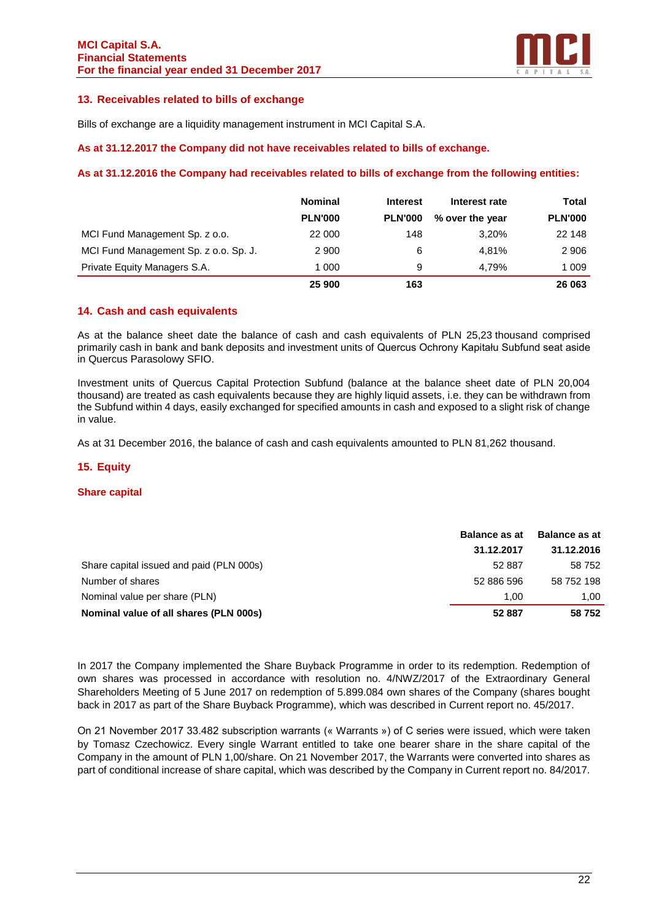## 13. Receivables related to bills of exchange

Bills of exchange are a liquidity management instrument in MCI Capital S.A.

**As at 31.12.2017 the Company did not have receivables related to bills of exchange.**

**As at 31.12.2016 the Company had receivables related to bills of exchange from the following entities:**

| | Nominal | Interest | Interest rate | Total |
|---|---|---|---|---|
| | PLN'000 | PLN'000 | % over the year | PLN'000 |
| MCI Fund Management Sp. z o.o. | 22 000 | 148 | 3,20% | 22 148 |
| MCI Fund Management Sp. z o.o. Sp. J. | 2 900 | 6 | 4,81% | 2 906 |
| Private Equity Managers S.A. | 1 000 | 9 | 4,79% | 1 009 |
| | **25 900** | **163** | | **26 063** |

## 14. Cash and cash equivalents

As at the balance sheet date the balance of cash and cash equivalents of PLN 25,23 thousand comprised primarily cash in bank and bank deposits and investment units of Quercus Ochrony Kapitału Subfund seat aside in Quercus Parasolowy SFIO.

Investment units of Quercus Capital Protection Subfund (balance at the balance sheet date of PLN 20,004 thousand) are treated as cash equivalents because they are highly liquid assets, i.e. they can be withdrawn from the Subfund within 4 days, easily exchanged for specified amounts in cash and exposed to a slight risk of change in value.

As at 31 December 2016, the balance of cash and cash equivalents amounted to PLN 81,262 thousand.

## 15. Equity

### Share capital

| | Balance as at 31.12.2017 | Balance as at 31.12.2016 |
|---|---|---|
| Share capital issued and paid (PLN 000s) | 52 887 | 58 752 |
| Number of shares | 52 886 596 | 58 752 198 |
| Nominal value per share (PLN) | 1,00 | 1,00 |
| **Nominal value of all shares (PLN 000s)** | **52 887** | **58 752** |

In 2017 the Company implemented the Share Buyback Programme in order to its redemption. Redemption of own shares was processed in accordance with resolution no. 4/NWZ/2017 of the Extraordinary General Shareholders Meeting of 5 June 2017 on redemption of 5.899.084 own shares of the Company (shares bought back in 2017 as part of the Share Buyback Programme), which was described in Current report no. 45/2017.

On 21 November 2017 33.482 subscription warrants (« Warrants ») of C series were issued, which were taken by Tomasz Czechowicz. Every single Warrant entitled to take one bearer share in the share capital of the Company in the amount of PLN 1,00/share. On 21 November 2017, the Warrants were converted into shares as part of conditional increase of share capital, which was described by the Company in Current report no. 84/2017.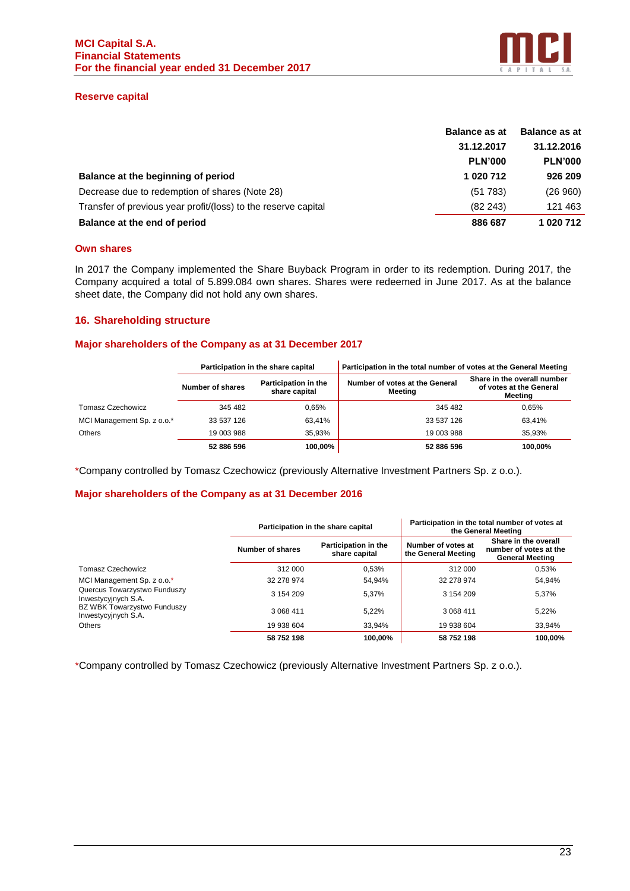## Reserve capital

| | Balance as at 31.12.2017 PLN'000 | Balance as at 31.12.2016 PLN'000 |
|---|---|---|
| **Balance at the beginning of period** | **1 020 712** | **926 209** |
| Decrease due to redemption of shares (Note 28) | (51 783) | (26 960) |
| Transfer of previous year profit/(loss) to the reserve capital | (82 243) | 121 463 |
| **Balance at the end of period** | **886 687** | **1 020 712** |

## Own shares

In 2017 the Company implemented the Share Buyback Program in order to its redemption. During 2017, the Company acquired a total of 5.899.084 own shares. Shares were redeemed in June 2017. As at the balance sheet date, the Company did not hold any own shares.

## 16. Shareholding structure

### Major shareholders of the Company as at 31 December 2017

| | Participation in the share capital | | Participation in the total number of votes at the General Meeting | |
|---|---|---|---|---|
| | Number of shares | Participation in the share capital | Number of votes at the General Meeting | Share in the overall number of votes at the General Meeting |
| Tomasz Czechowicz | 345 482 | 0,65% | 345 482 | 0,65% |
| MCI Management Sp. z o.o.* | 33 537 126 | 63,41% | 33 537 126 | 63,41% |
| Others | 19 003 988 | 35,93% | 19 003 988 | 35,93% |
| | **52 886 596** | **100,00%** | **52 886 596** | **100,00%** |

*Company controlled by Tomasz Czechowicz (previously Alternative Investment Partners Sp. z o.o.).

### Major shareholders of the Company as at 31 December 2016

| | Participation in the share capital | | Participation in the total number of votes at the General Meeting | |
|---|---|---|---|---|
| | Number of shares | Participation in the share capital | Number of votes at the General Meeting | Share in the overall number of votes at the General Meeting |
| Tomasz Czechowicz | 312 000 | 0,53% | 312 000 | 0,53% |
| MCI Management Sp. z o.o.* | 32 278 974 | 54,94% | 32 278 974 | 54,94% |
| Quercus Towarzystwo Funduszy Inwestycyjnych S.A. | 3 154 209 | 5,37% | 3 154 209 | 5,37% |
| BZ WBK Towarzystwo Funduszy Inwestycyjnych S.A. | 3 068 411 | 5,22% | 3 068 411 | 5,22% |
| Others | 19 938 604 | 33,94% | 19 938 604 | 33,94% |
| | **58 752 198** | **100,00%** | **58 752 198** | **100,00%** |

*Company controlled by Tomasz Czechowicz (previously Alternative Investment Partners Sp. z o.o.).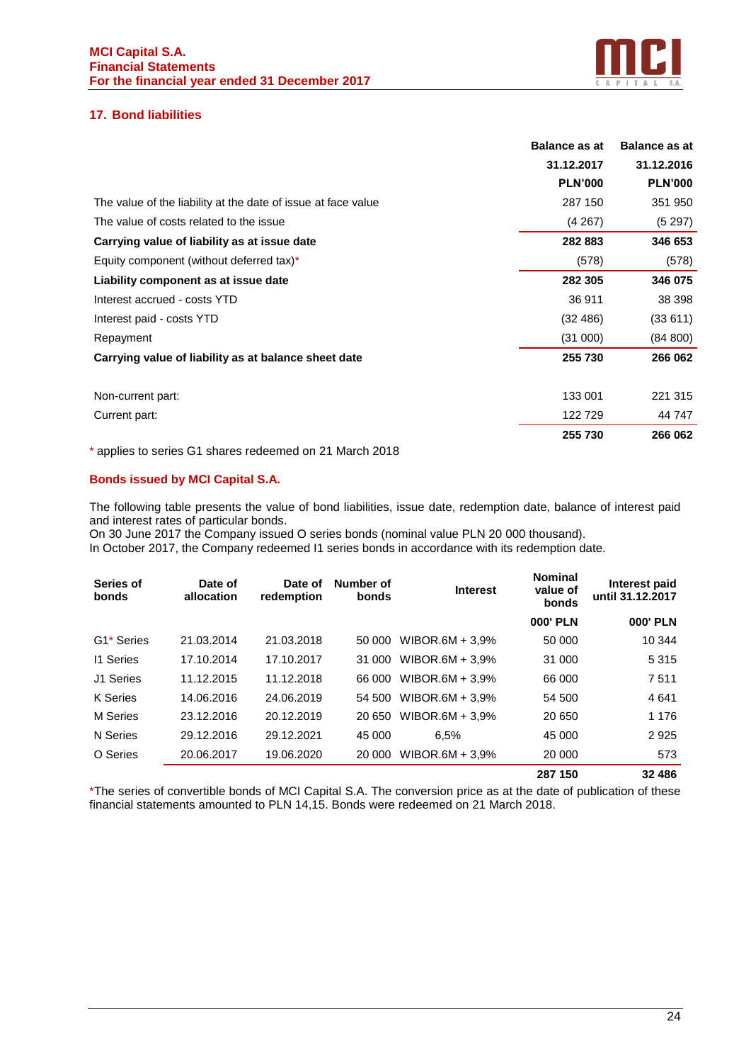## 17. Bond liabilities

| | Balance as at 31.12.2017 PLN'000 | Balance as at 31.12.2016 PLN'000 |
|---|---|---|
| The value of the liability at the date of issue at face value | 287 150 | 351 950 |
| The value of costs related to the issue | (4 267) | (5 297) |
| **Carrying value of liability as at issue date** | **282 883** | **346 653** |
| Equity component (without deferred tax)* | (578) | (578) |
| **Liability component as at issue date** | **282 305** | **346 075** |
| Interest accrued - costs YTD | 36 911 | 38 398 |
| Interest paid - costs YTD | (32 486) | (33 611) |
| Repayment | (31 000) | (84 800) |
| **Carrying value of liability as at balance sheet date** | **255 730** | **266 062** |
| | | |
| Non-current part: | 133 001 | 221 315 |
| Current part: | 122 729 | 44 747 |
| | **255 730** | **266 062** |

\* applies to series G1 shares redeemed on 21 March 2018

### Bonds issued by MCI Capital S.A.

The following table presents the value of bond liabilities, issue date, redemption date, balance of interest paid and interest rates of particular bonds.
On 30 June 2017 the Company issued O series bonds (nominal value PLN 20 000 thousand).
In October 2017, the Company redeemed I1 series bonds in accordance with its redemption date.

| Series of bonds | Date of allocation | Date of redemption | Number of bonds | Interest | Nominal value of bonds 000' PLN | Interest paid until 31.12.2017 000' PLN |
|---|---|---|---|---|---|---|
| G1* Series | 21.03.2014 | 21.03.2018 | 50 000 | WIBOR.6M + 3,9% | 50 000 | 10 344 |
| I1 Series | 17.10.2014 | 17.10.2017 | 31 000 | WIBOR.6M + 3,9% | 31 000 | 5 315 |
| J1 Series | 11.12.2015 | 11.12.2018 | 66 000 | WIBOR.6M + 3,9% | 66 000 | 7 511 |
| K Series | 14.06.2016 | 24.06.2019 | 54 500 | WIBOR.6M + 3,9% | 54 500 | 4 641 |
| M Series | 23.12.2016 | 20.12.2019 | 20 650 | WIBOR.6M + 3,9% | 20 650 | 1 176 |
| N Series | 29.12.2016 | 29.12.2021 | 45 000 | 6,5% | 45 000 | 2 925 |
| O Series | 20.06.2017 | 19.06.2020 | 20 000 | WIBOR.6M + 3,9% | 20 000 | 573 |
| | | | | | **287 150** | **32 486** |

*The series of convertible bonds of MCI Capital S.A. The conversion price as at the date of publication of these financial statements amounted to PLN 14,15. Bonds were redeemed on 21 March 2018.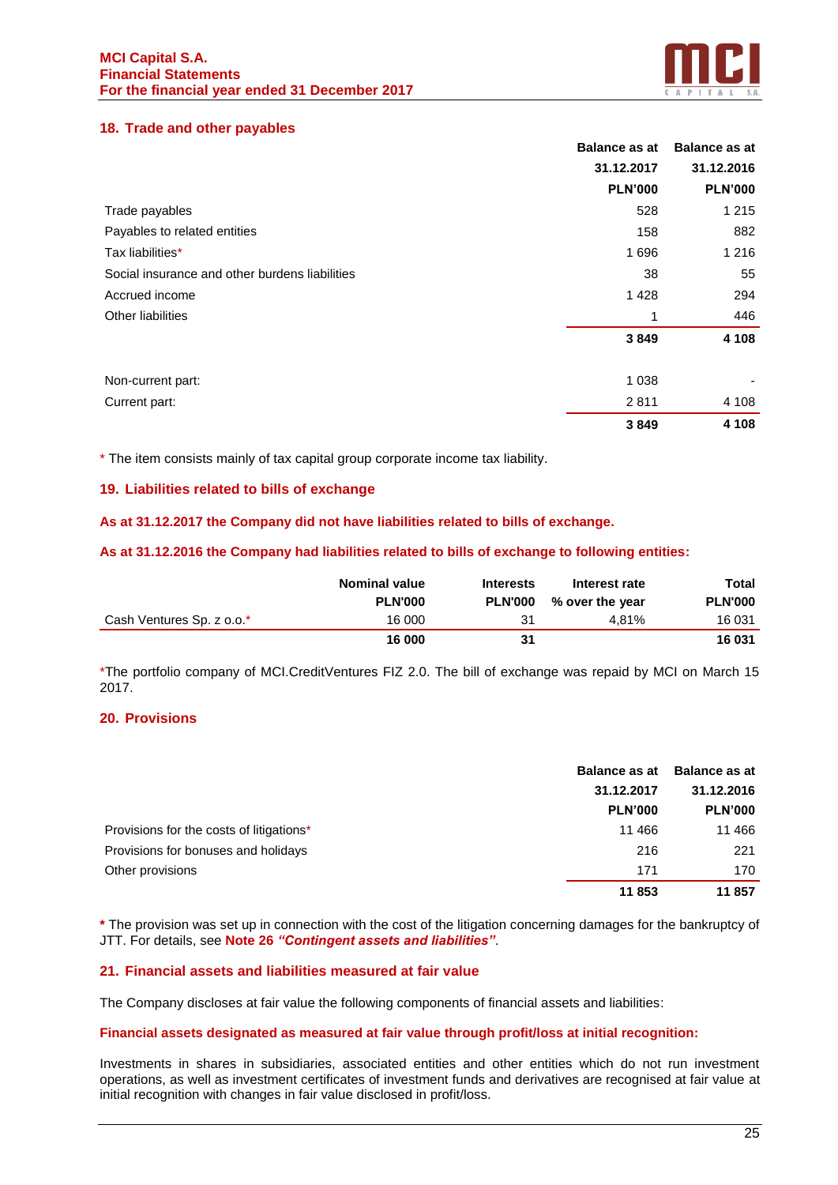## 18. Trade and other payables

| | Balance as at 31.12.2017 PLN'000 | Balance as at 31.12.2016 PLN'000 |
|---|---|---|
| Trade payables | 528 | 1 215 |
| Payables to related entities | 158 | 882 |
| Tax liabilities* | 1 696 | 1 216 |
| Social insurance and other burdens liabilities | 38 | 55 |
| Accrued income | 1 428 | 294 |
| Other liabilities | 1 | 446 |
| | **3 849** | **4 108** |
| | | |
| Non-current part: | 1 038 | - |
| Current part: | 2 811 | 4 108 |
| | **3 849** | **4 108** |

* The item consists mainly of tax capital group corporate income tax liability.

## 19. Liabilities related to bills of exchange

**As at 31.12.2017 the Company did not have liabilities related to bills of exchange.**

**As at 31.12.2016 the Company had liabilities related to bills of exchange to following entities:**

| | Nominal value PLN'000 | Interests PLN'000 | Interest rate % over the year | Total PLN'000 |
|---|---|---|---|---|
| Cash Ventures Sp. z o.o.* | 16 000 | 31 | 4,81% | 16 031 |
| | **16 000** | **31** | | **16 031** |

*The portfolio company of MCI.CreditVentures FIZ 2.0. The bill of exchange was repaid by MCI on March 15 2017.

## 20. Provisions

| | Balance as at 31.12.2017 PLN'000 | Balance as at 31.12.2016 PLN'000 |
|---|---|---|
| Provisions for the costs of litigations* | 11 466 | 11 466 |
| Provisions for bonuses and holidays | 216 | 221 |
| Other provisions | 171 | 170 |
| | **11 853** | **11 857** |

***** The provision was set up in connection with the cost of the litigation concerning damages for the bankruptcy of JTT. For details, see **Note 26 *"Contingent assets and liabilities"***.

## 21. Financial assets and liabilities measured at fair value

The Company discloses at fair value the following components of financial assets and liabilities:

**Financial assets designated as measured at fair value through profit/loss at initial recognition:**

Investments in shares in subsidiaries, associated entities and other entities which do not run investment operations, as well as investment certificates of investment funds and derivatives are recognised at fair value at initial recognition with changes in fair value disclosed in profit/loss.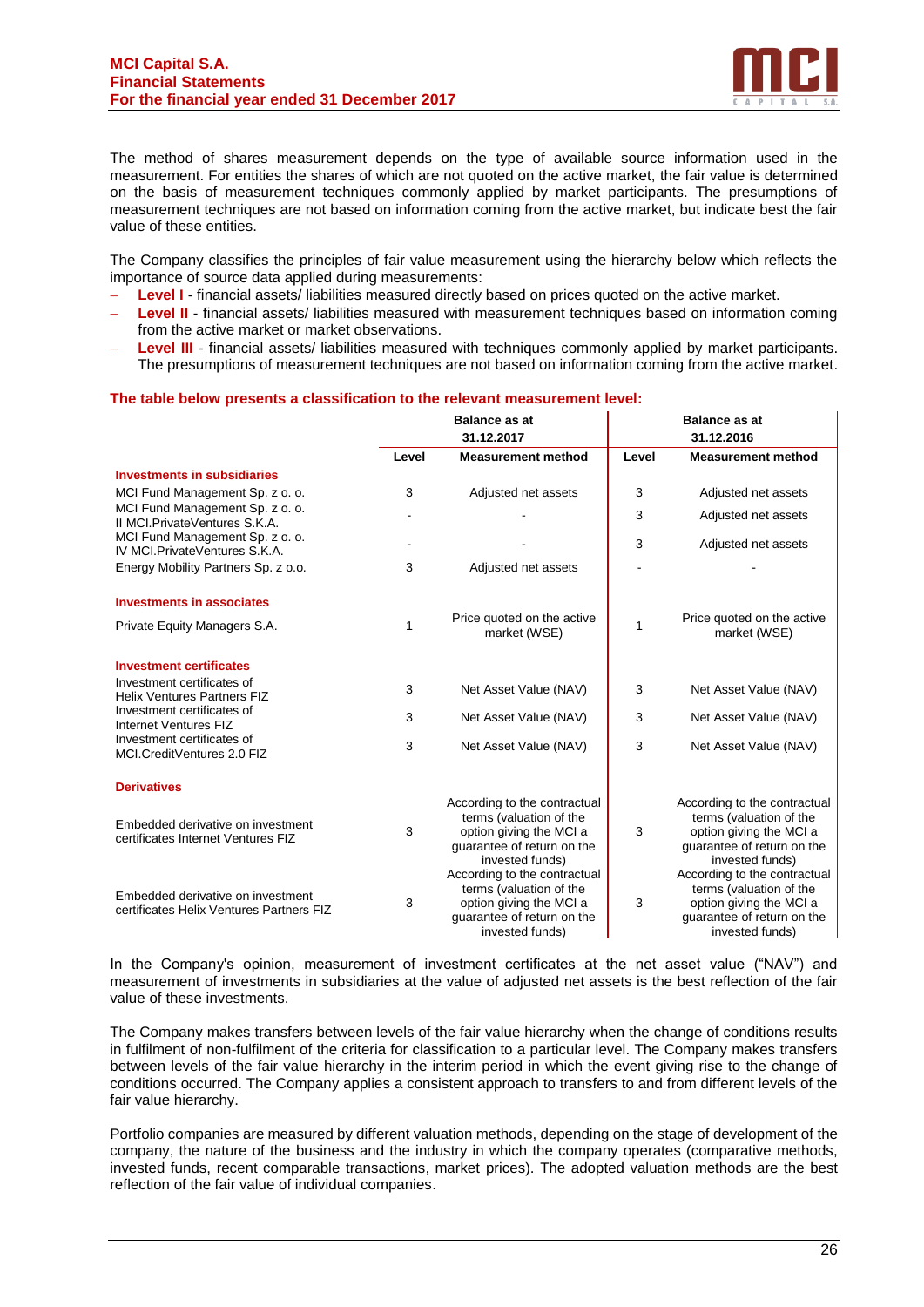The method of shares measurement depends on the type of available source information used in the measurement. For entities the shares of which are not quoted on the active market, the fair value is determined on the basis of measurement techniques commonly applied by market participants. The presumptions of measurement techniques are not based on information coming from the active market, but indicate best the fair value of these entities.

The Company classifies the principles of fair value measurement using the hierarchy below which reflects the importance of source data applied during measurements:

- **Level I** - financial assets/ liabilities measured directly based on prices quoted on the active market.
- **Level II** - financial assets/ liabilities measured with measurement techniques based on information coming from the active market or market observations.
- **Level III** - financial assets/ liabilities measured with techniques commonly applied by market participants. The presumptions of measurement techniques are not based on information coming from the active market.

**The table below presents a classification to the relevant measurement level:**

| | Balance as at 31.12.2017 | | Balance as at 31.12.2016 | |
|---|---|---|---|---|
| | **Level** | **Measurement method** | **Level** | **Measurement method** |
| **Investments in subsidiaries** | | | | |
| MCI Fund Management Sp. z o. o. | 3 | Adjusted net assets | 3 | Adjusted net assets |
| MCI Fund Management Sp. z o. o. II MCI.PrivateVentures S.K.A. | - | - | 3 | Adjusted net assets |
| MCI Fund Management Sp. z o. o. IV MCI.PrivateVentures S.K.A. | - | - | 3 | Adjusted net assets |
| Energy Mobility Partners Sp. z o.o. | 3 | Adjusted net assets | - | - |
| **Investments in associates** | | | | |
| Private Equity Managers S.A. | 1 | Price quoted on the active market (WSE) | 1 | Price quoted on the active market (WSE) |
| **Investment certificates** | | | | |
| Investment certificates of Helix Ventures Partners FIZ | 3 | Net Asset Value (NAV) | 3 | Net Asset Value (NAV) |
| Investment certificates of Internet Ventures FIZ | 3 | Net Asset Value (NAV) | 3 | Net Asset Value (NAV) |
| Investment certificates of MCI.CreditVentures 2.0 FIZ | 3 | Net Asset Value (NAV) | 3 | Net Asset Value (NAV) |
| **Derivatives** | | | | |
| Embedded derivative on investment certificates Internet Ventures FIZ | 3 | According to the contractual terms (valuation of the option giving the MCI a guarantee of return on the invested funds) | 3 | According to the contractual terms (valuation of the option giving the MCI a guarantee of return on the invested funds) |
| Embedded derivative on investment certificates Helix Ventures Partners FIZ | 3 | According to the contractual terms (valuation of the option giving the MCI a guarantee of return on the invested funds) | 3 | According to the contractual terms (valuation of the option giving the MCI a guarantee of return on the invested funds) |

In the Company's opinion, measurement of investment certificates at the net asset value ("NAV") and measurement of investments in subsidiaries at the value of adjusted net assets is the best reflection of the fair value of these investments.

The Company makes transfers between levels of the fair value hierarchy when the change of conditions results in fulfilment of non-fulfilment of the criteria for classification to a particular level. The Company makes transfers between levels of the fair value hierarchy in the interim period in which the event giving rise to the change of conditions occurred. The Company applies a consistent approach to transfers to and from different levels of the fair value hierarchy.

Portfolio companies are measured by different valuation methods, depending on the stage of development of the company, the nature of the business and the industry in which the company operates (comparative methods, invested funds, recent comparable transactions, market prices). The adopted valuation methods are the best reflection of the fair value of individual companies.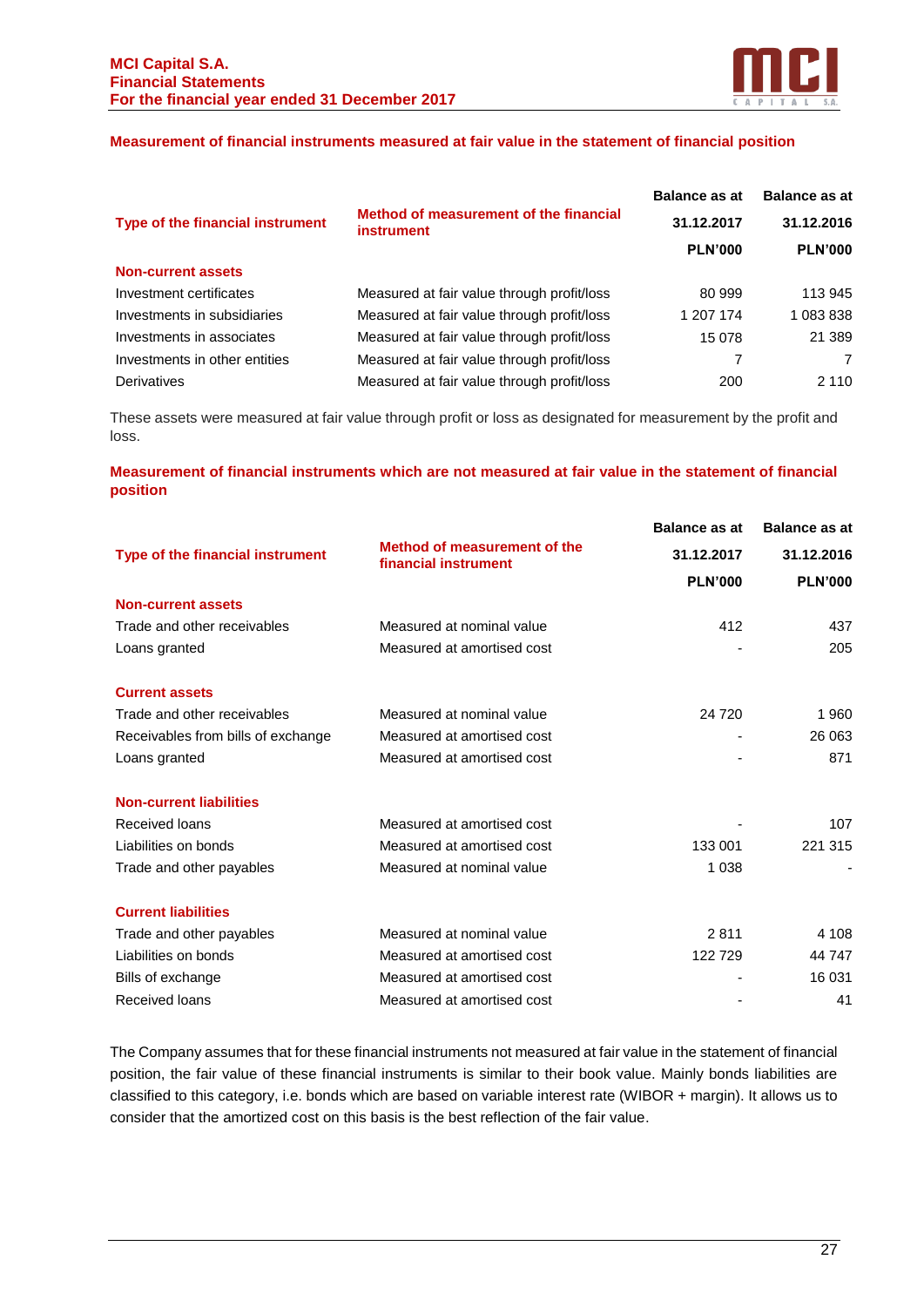### Measurement of financial instruments measured at fair value in the statement of financial position

| Type of the financial instrument | Method of measurement of the financial instrument | Balance as at 31.12.2017 PLN'000 | Balance as at 31.12.2016 PLN'000 |
|---|---|---|---|
| **Non-current assets** | | | |
| Investment certificates | Measured at fair value through profit/loss | 80 999 | 113 945 |
| Investments in subsidiaries | Measured at fair value through profit/loss | 1 207 174 | 1 083 838 |
| Investments in associates | Measured at fair value through profit/loss | 15 078 | 21 389 |
| Investments in other entities | Measured at fair value through profit/loss | 7 | 7 |
| Derivatives | Measured at fair value through profit/loss | 200 | 2 110 |

These assets were measured at fair value through profit or loss as designated for measurement by the profit and loss.

### Measurement of financial instruments which are not measured at fair value in the statement of financial position

| Type of the financial instrument | Method of measurement of the financial instrument | Balance as at 31.12.2017 PLN'000 | Balance as at 31.12.2016 PLN'000 |
|---|---|---|---|
| **Non-current assets** | | | |
| Trade and other receivables | Measured at nominal value | 412 | 437 |
| Loans granted | Measured at amortised cost | - | 205 |
| **Current assets** | | | |
| Trade and other receivables | Measured at nominal value | 24 720 | 1 960 |
| Receivables from bills of exchange | Measured at amortised cost | - | 26 063 |
| Loans granted | Measured at amortised cost | - | 871 |
| **Non-current liabilities** | | | |
| Received loans | Measured at amortised cost | - | 107 |
| Liabilities on bonds | Measured at amortised cost | 133 001 | 221 315 |
| Trade and other payables | Measured at nominal value | 1 038 | - |
| **Current liabilities** | | | |
| Trade and other payables | Measured at nominal value | 2 811 | 4 108 |
| Liabilities on bonds | Measured at amortised cost | 122 729 | 44 747 |
| Bills of exchange | Measured at amortised cost | - | 16 031 |
| Received loans | Measured at amortised cost | - | 41 |

The Company assumes that for these financial instruments not measured at fair value in the statement of financial position, the fair value of these financial instruments is similar to their book value. Mainly bonds liabilities are classified to this category, i.e. bonds which are based on variable interest rate (WIBOR + margin). It allows us to consider that the amortized cost on this basis is the best reflection of the fair value.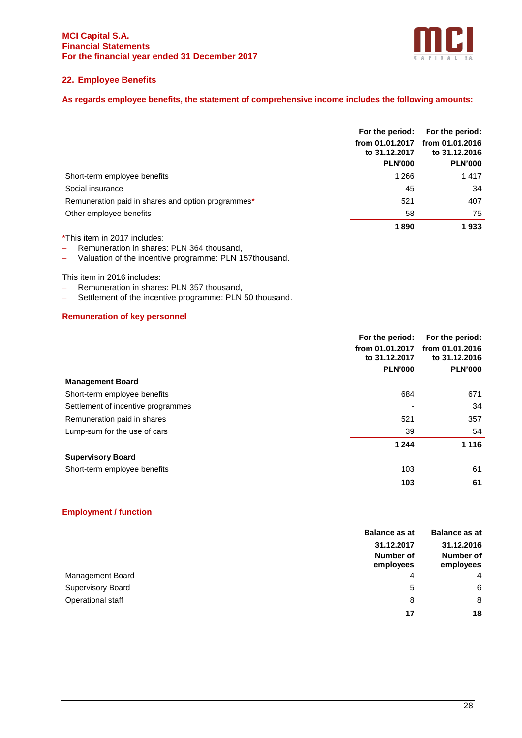## 22. Employee Benefits

**As regards employee benefits, the statement of comprehensive income includes the following amounts:**

| | For the period: from 01.01.2017 to 31.12.2017 PLN'000 | For the period: from 01.01.2016 to 31.12.2016 PLN'000 |
|---|---|---|
| Short-term employee benefits | 1 266 | 1 417 |
| Social insurance | 45 | 34 |
| Remuneration paid in shares and option programmes* | 521 | 407 |
| Other employee benefits | 58 | 75 |
| | **1 890** | **1 933** |

*This item in 2017 includes:
- Remuneration in shares: PLN 364 thousand,
- Valuation of the incentive programme: PLN 157thousand.

This item in 2016 includes:
- Remuneration in shares: PLN 357 thousand,
- Settlement of the incentive programme: PLN 50 thousand.

### Remuneration of key personnel

| | For the period: from 01.01.2017 to 31.12.2017 PLN'000 | For the period: from 01.01.2016 to 31.12.2016 PLN'000 |
|---|---|---|
| **Management Board** | | |
| Short-term employee benefits | 684 | 671 |
| Settlement of incentive programmes | - | 34 |
| Remuneration paid in shares | 521 | 357 |
| Lump-sum for the use of cars | 39 | 54 |
| | **1 244** | **1 116** |
| **Supervisory Board** | | |
| Short-term employee benefits | 103 | 61 |
| | **103** | **61** |

### Employment / function

| | Balance as at 31.12.2017 Number of employees | Balance as at 31.12.2016 Number of employees |
|---|---|---|
| Management Board | 4 | 4 |
| Supervisory Board | 5 | 6 |
| Operational staff | 8 | 8 |
| | **17** | **18** |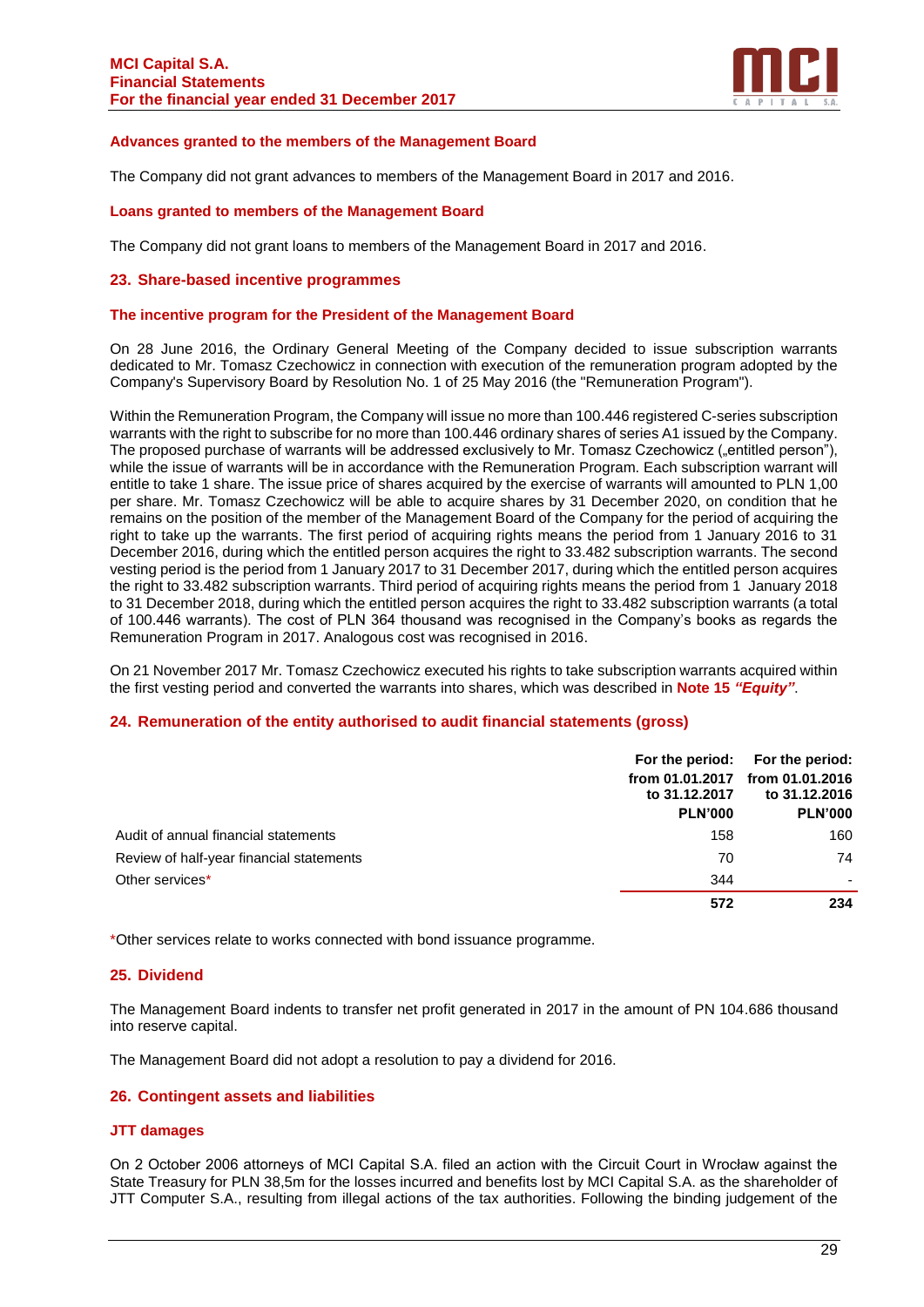### Advances granted to the members of the Management Board

The Company did not grant advances to members of the Management Board in 2017 and 2016.

### Loans granted to members of the Management Board

The Company did not grant loans to members of the Management Board in 2017 and 2016.

## 23. Share-based incentive programmes

### The incentive program for the President of the Management Board

On 28 June 2016, the Ordinary General Meeting of the Company decided to issue subscription warrants dedicated to Mr. Tomasz Czechowicz in connection with execution of the remuneration program adopted by the Company's Supervisory Board by Resolution No. 1 of 25 May 2016 (the "Remuneration Program").

Within the Remuneration Program, the Company will issue no more than 100.446 registered C-series subscription warrants with the right to subscribe for no more than 100.446 ordinary shares of series A1 issued by the Company. The proposed purchase of warrants will be addressed exclusively to Mr. Tomasz Czechowicz („entitled person"), while the issue of warrants will be in accordance with the Remuneration Program. Each subscription warrant will entitle to take 1 share. The issue price of shares acquired by the exercise of warrants will amounted to PLN 1,00 per share. Mr. Tomasz Czechowicz will be able to acquire shares by 31 December 2020, on condition that he remains on the position of the member of the Management Board of the Company for the period of acquiring the right to take up the warrants. The first period of acquiring rights means the period from 1 January 2016 to 31 December 2016, during which the entitled person acquires the right to 33.482 subscription warrants. The second vesting period is the period from 1 January 2017 to 31 December 2017, during which the entitled person acquires the right to 33.482 subscription warrants. Third period of acquiring rights means the period from 1 January 2018 to 31 December 2018, during which the entitled person acquires the right to 33.482 subscription warrants (a total of 100.446 warrants). The cost of PLN 364 thousand was recognised in the Company's books as regards the Remuneration Program in 2017. Analogous cost was recognised in 2016.

On 21 November 2017 Mr. Tomasz Czechowicz executed his rights to take subscription warrants acquired within the first vesting period and converted the warrants into shares, which was described in **Note 15 *"Equity"***.

## 24. Remuneration of the entity authorised to audit financial statements (gross)

| | For the period: from 01.01.2017 to 31.12.2017 PLN'000 | For the period: from 01.01.2016 to 31.12.2016 PLN'000 |
|---|---|---|
| Audit of annual financial statements | 158 | 160 |
| Review of half-year financial statements | 70 | 74 |
| Other services* | 344 | - |
| | **572** | **234** |

*Other services relate to works connected with bond issuance programme.

## 25. Dividend

The Management Board indents to transfer net profit generated in 2017 in the amount of PN 104.686 thousand into reserve capital.

The Management Board did not adopt a resolution to pay a dividend for 2016.

## 26. Contingent assets and liabilities

### JTT damages

On 2 October 2006 attorneys of MCI Capital S.A. filed an action with the Circuit Court in Wrocław against the State Treasury for PLN 38,5m for the losses incurred and benefits lost by MCI Capital S.A. as the shareholder of JTT Computer S.A., resulting from illegal actions of the tax authorities. Following the binding judgement of the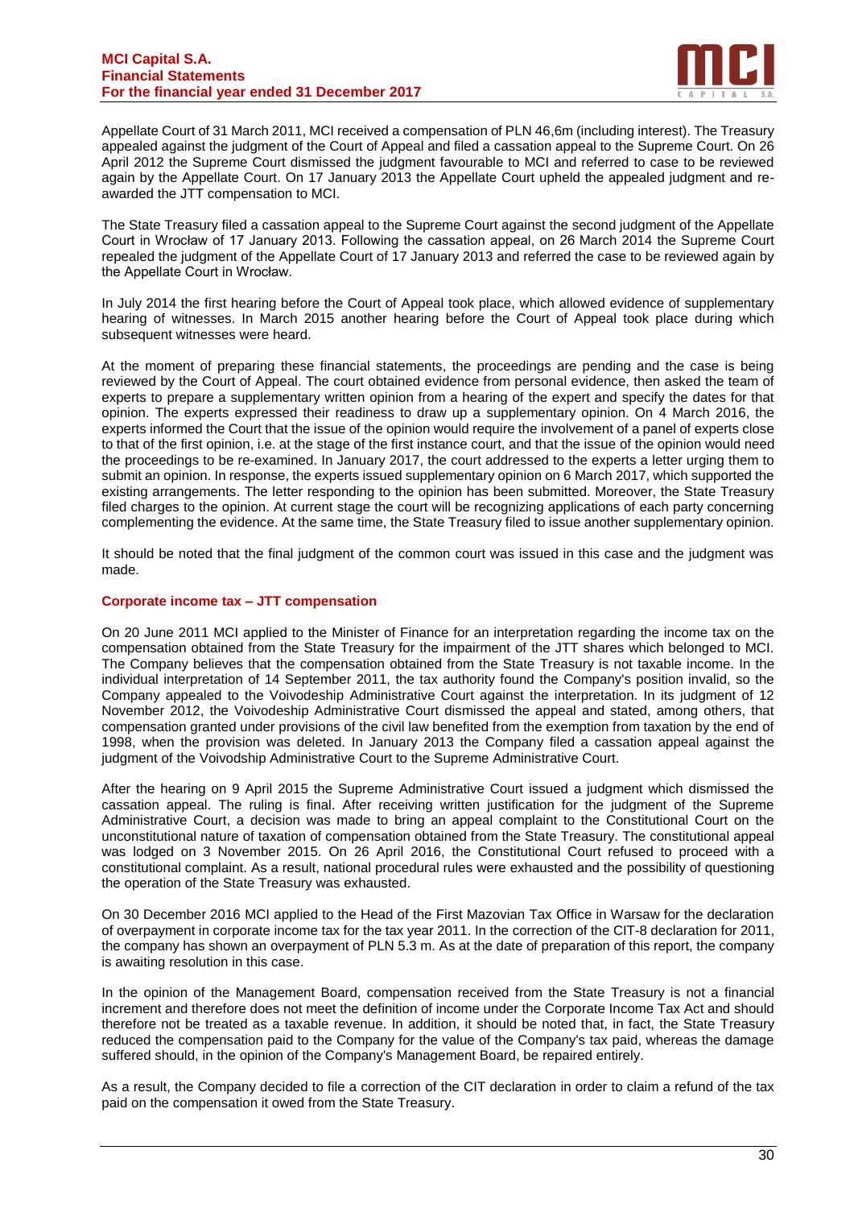Appellate Court of 31 March 2011, MCI received a compensation of PLN 46,6m (including interest). The Treasury appealed against the judgment of the Court of Appeal and filed a cassation appeal to the Supreme Court. On 26 April 2012 the Supreme Court dismissed the judgment favourable to MCI and referred to case to be reviewed again by the Appellate Court. On 17 January 2013 the Appellate Court upheld the appealed judgment and re-awarded the JTT compensation to MCI.

The State Treasury filed a cassation appeal to the Supreme Court against the second judgment of the Appellate Court in Wrocław of 17 January 2013. Following the cassation appeal, on 26 March 2014 the Supreme Court repealed the judgment of the Appellate Court of 17 January 2013 and referred the case to be reviewed again by the Appellate Court in Wrocław.

In July 2014 the first hearing before the Court of Appeal took place, which allowed evidence of supplementary hearing of witnesses. In March 2015 another hearing before the Court of Appeal took place during which subsequent witnesses were heard.

At the moment of preparing these financial statements, the proceedings are pending and the case is being reviewed by the Court of Appeal. The court obtained evidence from personal evidence, then asked the team of experts to prepare a supplementary written opinion from a hearing of the expert and specify the dates for that opinion. The experts expressed their readiness to draw up a supplementary opinion. On 4 March 2016, the experts informed the Court that the issue of the opinion would require the involvement of a panel of experts close to that of the first opinion, i.e. at the stage of the first instance court, and that the issue of the opinion would need the proceedings to be re-examined. In January 2017, the court addressed to the experts a letter urging them to submit an opinion. In response, the experts issued supplementary opinion on 6 March 2017, which supported the existing arrangements. The letter responding to the opinion has been submitted. Moreover, the State Treasury filed charges to the opinion. At current stage the court will be recognizing applications of each party concerning complementing the evidence. At the same time, the State Treasury filed to issue another supplementary opinion.

It should be noted that the final judgment of the common court was issued in this case and the judgment was made.

### Corporate income tax – JTT compensation

On 20 June 2011 MCI applied to the Minister of Finance for an interpretation regarding the income tax on the compensation obtained from the State Treasury for the impairment of the JTT shares which belonged to MCI. The Company believes that the compensation obtained from the State Treasury is not taxable income. In the individual interpretation of 14 September 2011, the tax authority found the Company's position invalid, so the Company appealed to the Voivodeship Administrative Court against the interpretation. In its judgment of 12 November 2012, the Voivodeship Administrative Court dismissed the appeal and stated, among others, that compensation granted under provisions of the civil law benefited from the exemption from taxation by the end of 1998, when the provision was deleted. In January 2013 the Company filed a cassation appeal against the judgment of the Voivodship Administrative Court to the Supreme Administrative Court.

After the hearing on 9 April 2015 the Supreme Administrative Court issued a judgment which dismissed the cassation appeal. The ruling is final. After receiving written justification for the judgment of the Supreme Administrative Court, a decision was made to bring an appeal complaint to the Constitutional Court on the unconstitutional nature of taxation of compensation obtained from the State Treasury. The constitutional appeal was lodged on 3 November 2015. On 26 April 2016, the Constitutional Court refused to proceed with a constitutional complaint. As a result, national procedural rules were exhausted and the possibility of questioning the operation of the State Treasury was exhausted.

On 30 December 2016 MCI applied to the Head of the First Mazovian Tax Office in Warsaw for the declaration of overpayment in corporate income tax for the tax year 2011. In the correction of the CIT-8 declaration for 2011, the company has shown an overpayment of PLN 5.3 m. As at the date of preparation of this report, the company is awaiting resolution in this case.

In the opinion of the Management Board, compensation received from the State Treasury is not a financial increment and therefore does not meet the definition of income under the Corporate Income Tax Act and should therefore not be treated as a taxable revenue. In addition, it should be noted that, in fact, the State Treasury reduced the compensation paid to the Company for the value of the Company's tax paid, whereas the damage suffered should, in the opinion of the Company's Management Board, be repaired entirely.

As a result, the Company decided to file a correction of the CIT declaration in order to claim a refund of the tax paid on the compensation it owed from the State Treasury.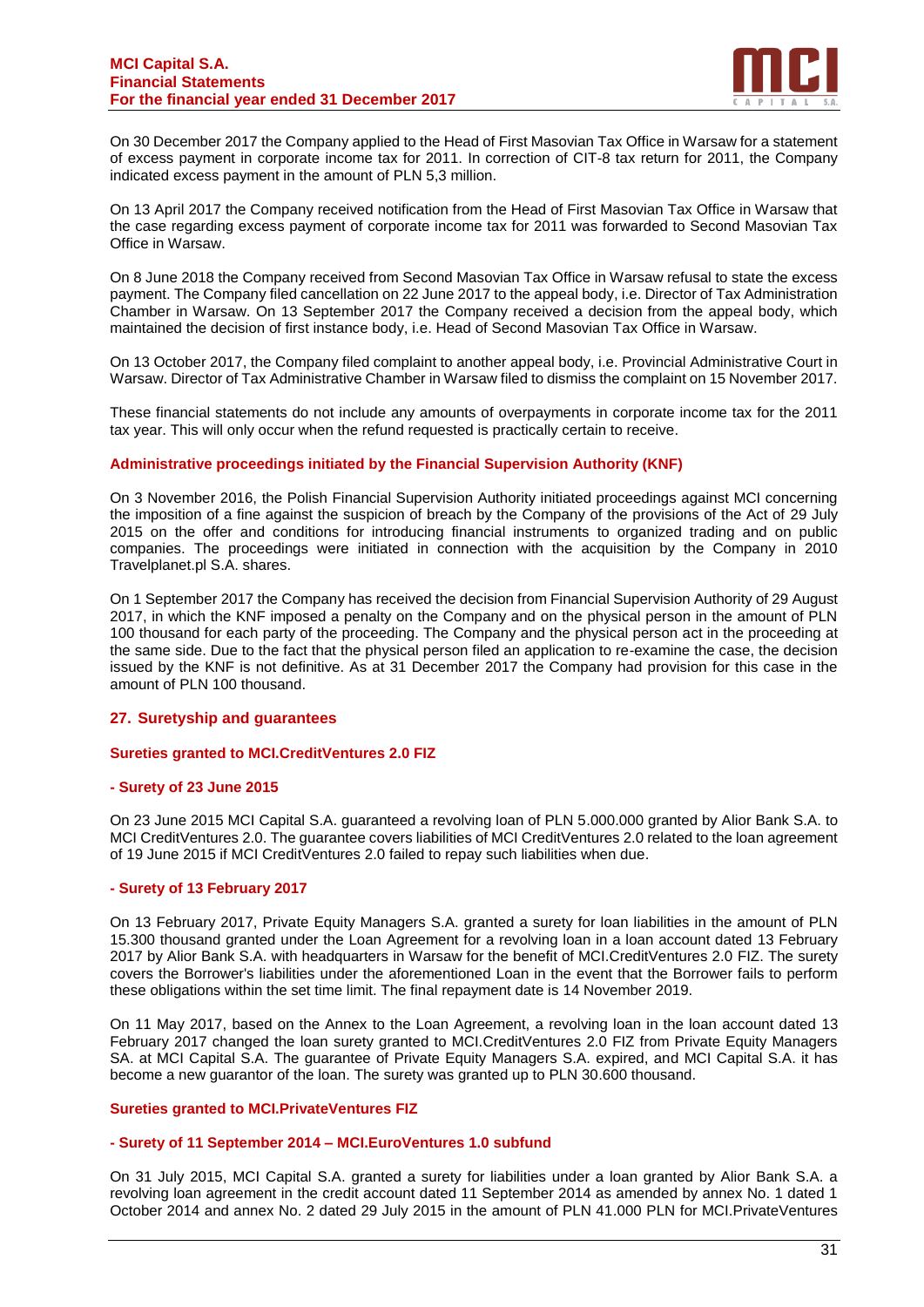On 30 December 2017 the Company applied to the Head of First Masovian Tax Office in Warsaw for a statement of excess payment in corporate income tax for 2011. In correction of CIT-8 tax return for 2011, the Company indicated excess payment in the amount of PLN 5,3 million.

On 13 April 2017 the Company received notification from the Head of First Masovian Tax Office in Warsaw that the case regarding excess payment of corporate income tax for 2011 was forwarded to Second Masovian Tax Office in Warsaw.

On 8 June 2018 the Company received from Second Masovian Tax Office in Warsaw refusal to state the excess payment. The Company filed cancellation on 22 June 2017 to the appeal body, i.e. Director of Tax Administration Chamber in Warsaw. On 13 September 2017 the Company received a decision from the appeal body, which maintained the decision of first instance body, i.e. Head of Second Masovian Tax Office in Warsaw.

On 13 October 2017, the Company filed complaint to another appeal body, i.e. Provincial Administrative Court in Warsaw. Director of Tax Administrative Chamber in Warsaw filed to dismiss the complaint on 15 November 2017.

These financial statements do not include any amounts of overpayments in corporate income tax for the 2011 tax year. This will only occur when the refund requested is practically certain to receive.

**Administrative proceedings initiated by the Financial Supervision Authority (KNF)**

On 3 November 2016, the Polish Financial Supervision Authority initiated proceedings against MCI concerning the imposition of a fine against the suspicion of breach by the Company of the provisions of the Act of 29 July 2015 on the offer and conditions for introducing financial instruments to organized trading and on public companies. The proceedings were initiated in connection with the acquisition by the Company in 2010 Travelplanet.pl S.A. shares.

On 1 September 2017 the Company has received the decision from Financial Supervision Authority of 29 August 2017, in which the KNF imposed a penalty on the Company and on the physical person in the amount of PLN 100 thousand for each party of the proceeding. The Company and the physical person act in the proceeding at the same side. Due to the fact that the physical person filed an application to re-examine the case, the decision issued by the KNF is not definitive. As at 31 December 2017 the Company had provision for this case in the amount of PLN 100 thousand.

## 27. Suretyship and guarantees

### Sureties granted to MCI.CreditVentures 2.0 FIZ

#### - Surety of 23 June 2015

On 23 June 2015 MCI Capital S.A. guaranteed a revolving loan of PLN 5.000.000 granted by Alior Bank S.A. to MCI CreditVentures 2.0. The guarantee covers liabilities of MCI CreditVentures 2.0 related to the loan agreement of 19 June 2015 if MCI CreditVentures 2.0 failed to repay such liabilities when due.

#### - Surety of 13 February 2017

On 13 February 2017, Private Equity Managers S.A. granted a surety for loan liabilities in the amount of PLN 15.300 thousand granted under the Loan Agreement for a revolving loan in a loan account dated 13 February 2017 by Alior Bank S.A. with headquarters in Warsaw for the benefit of MCI.CreditVentures 2.0 FIZ. The surety covers the Borrower's liabilities under the aforementioned Loan in the event that the Borrower fails to perform these obligations within the set time limit. The final repayment date is 14 November 2019.

On 11 May 2017, based on the Annex to the Loan Agreement, a revolving loan in the loan account dated 13 February 2017 changed the loan surety granted to MCI.CreditVentures 2.0 FIZ from Private Equity Managers SA. at MCI Capital S.A. The guarantee of Private Equity Managers S.A. expired, and MCI Capital S.A. it has become a new guarantor of the loan. The surety was granted up to PLN 30.600 thousand.

### Sureties granted to MCI.PrivateVentures FIZ

#### - Surety of 11 September 2014 – MCI.EuroVentures 1.0 subfund

On 31 July 2015, MCI Capital S.A. granted a surety for liabilities under a loan granted by Alior Bank S.A. a revolving loan agreement in the credit account dated 11 September 2014 as amended by annex No. 1 dated 1 October 2014 and annex No. 2 dated 29 July 2015 in the amount of PLN 41.000 PLN for MCI.PrivateVentures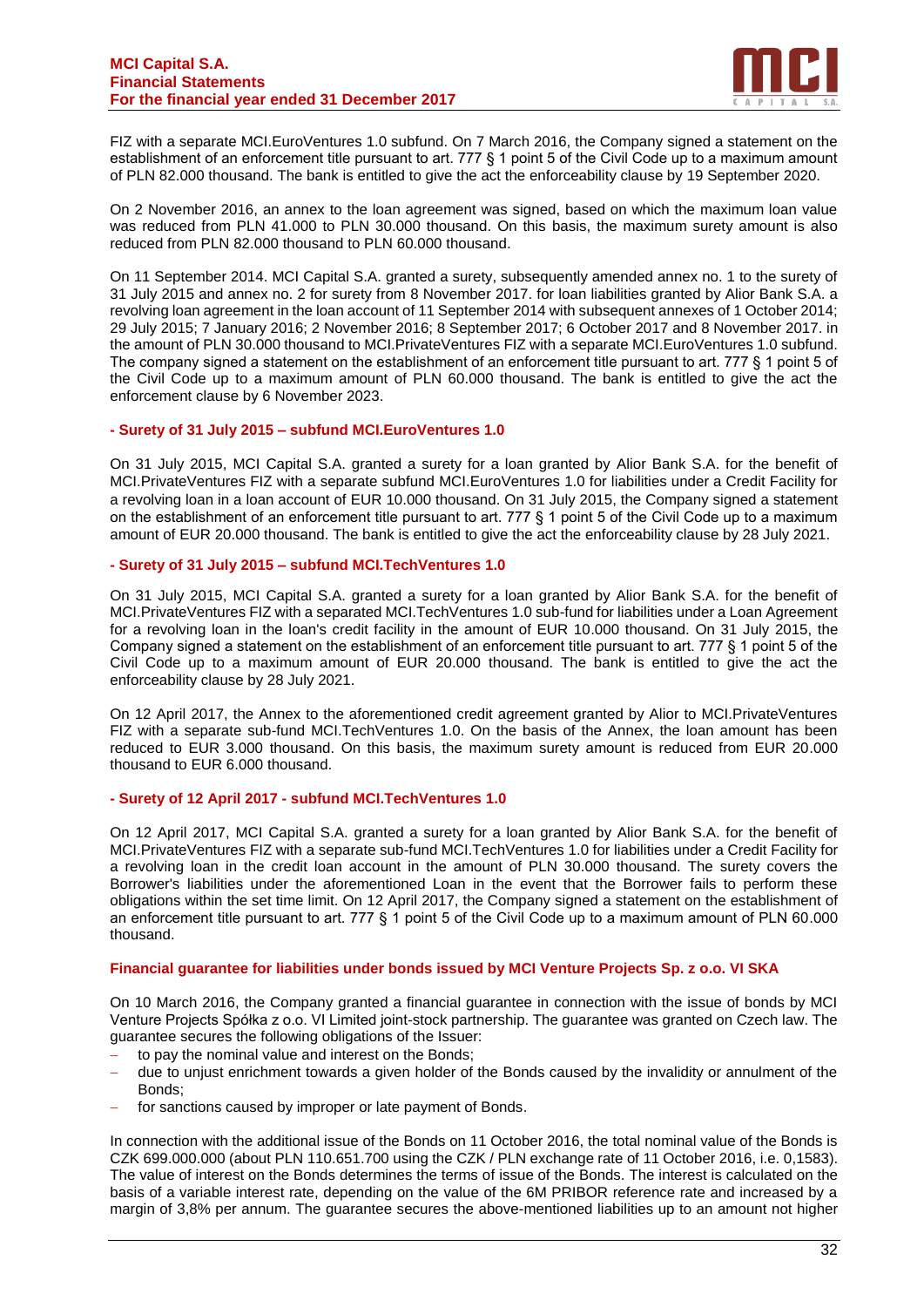FIZ with a separate MCI.EuroVentures 1.0 subfund. On 7 March 2016, the Company signed a statement on the establishment of an enforcement title pursuant to art. 777 § 1 point 5 of the Civil Code up to a maximum amount of PLN 82.000 thousand. The bank is entitled to give the act the enforceability clause by 19 September 2020.

On 2 November 2016, an annex to the loan agreement was signed, based on which the maximum loan value was reduced from PLN 41.000 to PLN 30.000 thousand. On this basis, the maximum surety amount is also reduced from PLN 82.000 thousand to PLN 60.000 thousand.

On 11 September 2014. MCI Capital S.A. granted a surety, subsequently amended annex no. 1 to the surety of 31 July 2015 and annex no. 2 for surety from 8 November 2017. for loan liabilities granted by Alior Bank S.A. a revolving loan agreement in the loan account of 11 September 2014 with subsequent annexes of 1 October 2014; 29 July 2015; 7 January 2016; 2 November 2016; 8 September 2017; 6 October 2017 and 8 November 2017. in the amount of PLN 30.000 thousand to MCI.PrivateVentures FIZ with a separate MCI.EuroVentures 1.0 subfund. The company signed a statement on the establishment of an enforcement title pursuant to art. 777 § 1 point 5 of the Civil Code up to a maximum amount of PLN 60.000 thousand. The bank is entitled to give the act the enforcement clause by 6 November 2023.

**- Surety of 31 July 2015 – subfund MCI.EuroVentures 1.0**

On 31 July 2015, MCI Capital S.A. granted a surety for a loan granted by Alior Bank S.A. for the benefit of MCI.PrivateVentures FIZ with a separate subfund MCI.EuroVentures 1.0 for liabilities under a Credit Facility for a revolving loan in a loan account of EUR 10.000 thousand. On 31 July 2015, the Company signed a statement on the establishment of an enforcement title pursuant to art. 777 § 1 point 5 of the Civil Code up to a maximum amount of EUR 20.000 thousand. The bank is entitled to give the act the enforceability clause by 28 July 2021.

**- Surety of 31 July 2015 – subfund MCI.TechVentures 1.0**

On 31 July 2015, MCI Capital S.A. granted a surety for a loan granted by Alior Bank S.A. for the benefit of MCI.PrivateVentures FIZ with a separated MCI.TechVentures 1.0 sub-fund for liabilities under a Loan Agreement for a revolving loan in the loan's credit facility in the amount of EUR 10.000 thousand. On 31 July 2015, the Company signed a statement on the establishment of an enforcement title pursuant to art. 777 § 1 point 5 of the Civil Code up to a maximum amount of EUR 20.000 thousand. The bank is entitled to give the act the enforceability clause by 28 July 2021.

On 12 April 2017, the Annex to the aforementioned credit agreement granted by Alior to MCI.PrivateVentures FIZ with a separate sub-fund MCI.TechVentures 1.0. On the basis of the Annex, the loan amount has been reduced to EUR 3.000 thousand. On this basis, the maximum surety amount is reduced from EUR 20.000 thousand to EUR 6.000 thousand.

**- Surety of 12 April 2017 - subfund MCI.TechVentures 1.0**

On 12 April 2017, MCI Capital S.A. granted a surety for a loan granted by Alior Bank S.A. for the benefit of MCI.PrivateVentures FIZ with a separate sub-fund MCI.TechVentures 1.0 for liabilities under a Credit Facility for a revolving loan in the credit loan account in the amount of PLN 30.000 thousand. The surety covers the Borrower's liabilities under the aforementioned Loan in the event that the Borrower fails to perform these obligations within the set time limit. On 12 April 2017, the Company signed a statement on the establishment of an enforcement title pursuant to art. 777 § 1 point 5 of the Civil Code up to a maximum amount of PLN 60.000 thousand.

**Financial guarantee for liabilities under bonds issued by MCI Venture Projects Sp. z o.o. VI SKA**

On 10 March 2016, the Company granted a financial guarantee in connection with the issue of bonds by MCI Venture Projects Spółka z o.o. VI Limited joint-stock partnership. The guarantee was granted on Czech law. The guarantee secures the following obligations of the Issuer:

- to pay the nominal value and interest on the Bonds;
- due to unjust enrichment towards a given holder of the Bonds caused by the invalidity or annulment of the Bonds;
- for sanctions caused by improper or late payment of Bonds.

In connection with the additional issue of the Bonds on 11 October 2016, the total nominal value of the Bonds is CZK 699.000.000 (about PLN 110.651.700 using the CZK / PLN exchange rate of 11 October 2016, i.e. 0,1583). The value of interest on the Bonds determines the terms of issue of the Bonds. The interest is calculated on the basis of a variable interest rate, depending on the value of the 6M PRIBOR reference rate and increased by a margin of 3,8% per annum. The guarantee secures the above-mentioned liabilities up to an amount not higher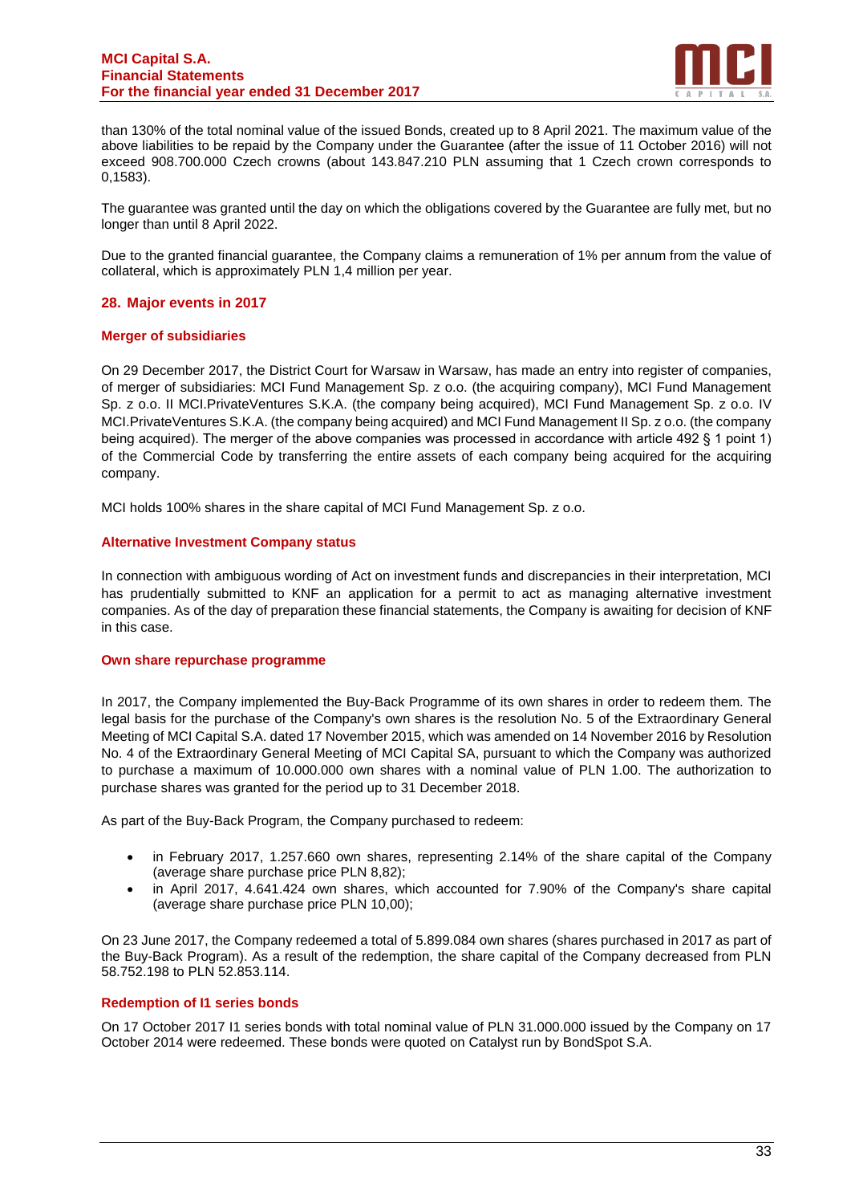than 130% of the total nominal value of the issued Bonds, created up to 8 April 2021. The maximum value of the above liabilities to be repaid by the Company under the Guarantee (after the issue of 11 October 2016) will not exceed 908.700.000 Czech crowns (about 143.847.210 PLN assuming that 1 Czech crown corresponds to 0,1583).

The guarantee was granted until the day on which the obligations covered by the Guarantee are fully met, but no longer than until 8 April 2022.

Due to the granted financial guarantee, the Company claims a remuneration of 1% per annum from the value of collateral, which is approximately PLN 1,4 million per year.

## 28. Major events in 2017

### Merger of subsidiaries

On 29 December 2017, the District Court for Warsaw in Warsaw, has made an entry into register of companies, of merger of subsidiaries: MCI Fund Management Sp. z o.o. (the acquiring company), MCI Fund Management Sp. z o.o. II MCI.PrivateVentures S.K.A. (the company being acquired), MCI Fund Management Sp. z o.o. IV MCI.PrivateVentures S.K.A. (the company being acquired) and MCI Fund Management II Sp. z o.o. (the company being acquired). The merger of the above companies was processed in accordance with article 492 § 1 point 1) of the Commercial Code by transferring the entire assets of each company being acquired for the acquiring company.

MCI holds 100% shares in the share capital of MCI Fund Management Sp. z o.o.

### Alternative Investment Company status

In connection with ambiguous wording of Act on investment funds and discrepancies in their interpretation, MCI has prudentially submitted to KNF an application for a permit to act as managing alternative investment companies. As of the day of preparation these financial statements, the Company is awaiting for decision of KNF in this case.

### Own share repurchase programme

In 2017, the Company implemented the Buy-Back Programme of its own shares in order to redeem them. The legal basis for the purchase of the Company's own shares is the resolution No. 5 of the Extraordinary General Meeting of MCI Capital S.A. dated 17 November 2015, which was amended on 14 November 2016 by Resolution No. 4 of the Extraordinary General Meeting of MCI Capital SA, pursuant to which the Company was authorized to purchase a maximum of 10.000.000 own shares with a nominal value of PLN 1.00. The authorization to purchase shares was granted for the period up to 31 December 2018.

As part of the Buy-Back Program, the Company purchased to redeem:

- in February 2017, 1.257.660 own shares, representing 2.14% of the share capital of the Company (average share purchase price PLN 8,82);
- in April 2017, 4.641.424 own shares, which accounted for 7.90% of the Company's share capital (average share purchase price PLN 10,00);

On 23 June 2017, the Company redeemed a total of 5.899.084 own shares (shares purchased in 2017 as part of the Buy-Back Program). As a result of the redemption, the share capital of the Company decreased from PLN 58.752.198 to PLN 52.853.114.

### Redemption of I1 series bonds

On 17 October 2017 I1 series bonds with total nominal value of PLN 31.000.000 issued by the Company on 17 October 2014 were redeemed. These bonds were quoted on Catalyst run by BondSpot S.A.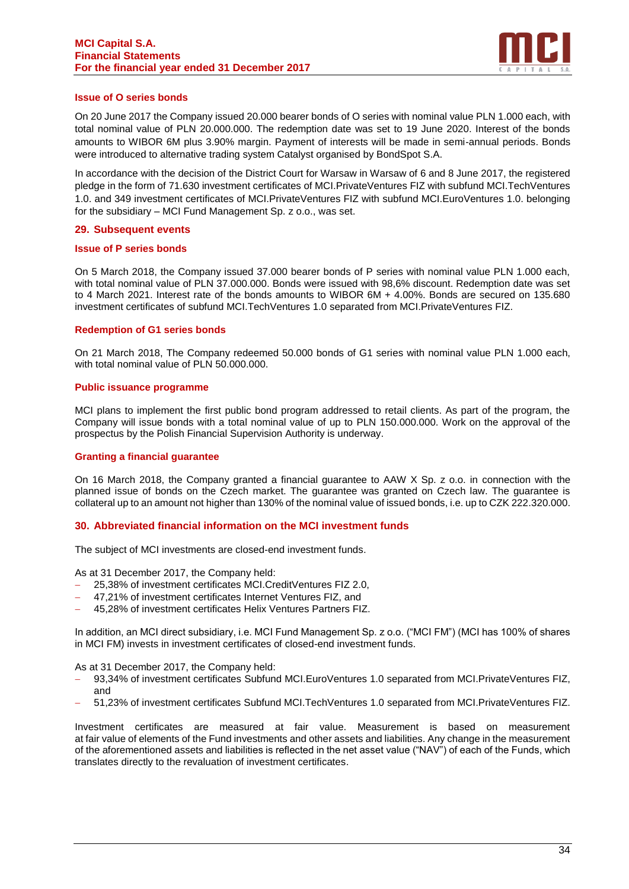### Issue of O series bonds

On 20 June 2017 the Company issued 20.000 bearer bonds of O series with nominal value PLN 1.000 each, with total nominal value of PLN 20.000.000. The redemption date was set to 19 June 2020. Interest of the bonds amounts to WIBOR 6M plus 3.90% margin. Payment of interests will be made in semi-annual periods. Bonds were introduced to alternative trading system Catalyst organised by BondSpot S.A.

In accordance with the decision of the District Court for Warsaw in Warsaw of 6 and 8 June 2017, the registered pledge in the form of 71.630 investment certificates of MCI.PrivateVentures FIZ with subfund MCI.TechVentures 1.0. and 349 investment certificates of MCI.PrivateVentures FIZ with subfund MCI.EuroVentures 1.0. belonging for the subsidiary – MCI Fund Management Sp. z o.o., was set.

## 29. Subsequent events

### Issue of P series bonds

On 5 March 2018, the Company issued 37.000 bearer bonds of P series with nominal value PLN 1.000 each, with total nominal value of PLN 37.000.000. Bonds were issued with 98,6% discount. Redemption date was set to 4 March 2021. Interest rate of the bonds amounts to WIBOR 6M + 4.00%. Bonds are secured on 135.680 investment certificates of subfund MCI.TechVentures 1.0 separated from MCI.PrivateVentures FIZ.

### Redemption of G1 series bonds

On 21 March 2018, The Company redeemed 50.000 bonds of G1 series with nominal value PLN 1.000 each, with total nominal value of PLN 50.000.000.

### Public issuance programme

MCI plans to implement the first public bond program addressed to retail clients. As part of the program, the Company will issue bonds with a total nominal value of up to PLN 150.000.000. Work on the approval of the prospectus by the Polish Financial Supervision Authority is underway.

### Granting a financial guarantee

On 16 March 2018, the Company granted a financial guarantee to AAW X Sp. z o.o. in connection with the planned issue of bonds on the Czech market. The guarantee was granted on Czech law. The guarantee is collateral up to an amount not higher than 130% of the nominal value of issued bonds, i.e. up to CZK 222.320.000.

## 30. Abbreviated financial information on the MCI investment funds

The subject of MCI investments are closed-end investment funds.

As at 31 December 2017, the Company held:

- 25,38% of investment certificates MCI.CreditVentures FIZ 2.0,
- 47,21% of investment certificates Internet Ventures FIZ, and
- 45,28% of investment certificates Helix Ventures Partners FIZ.

In addition, an MCI direct subsidiary, i.e. MCI Fund Management Sp. z o.o. ("MCI FM") (MCI has 100% of shares in MCI FM) invests in investment certificates of closed-end investment funds.

As at 31 December 2017, the Company held:

- 93,34% of investment certificates Subfund MCI.EuroVentures 1.0 separated from MCI.PrivateVentures FIZ, and
- 51,23% of investment certificates Subfund MCI.TechVentures 1.0 separated from MCI.PrivateVentures FIZ.

Investment certificates are measured at fair value. Measurement is based on measurement at fair value of elements of the Fund investments and other assets and liabilities. Any change in the measurement of the aforementioned assets and liabilities is reflected in the net asset value ("NAV") of each of the Funds, which translates directly to the revaluation of investment certificates.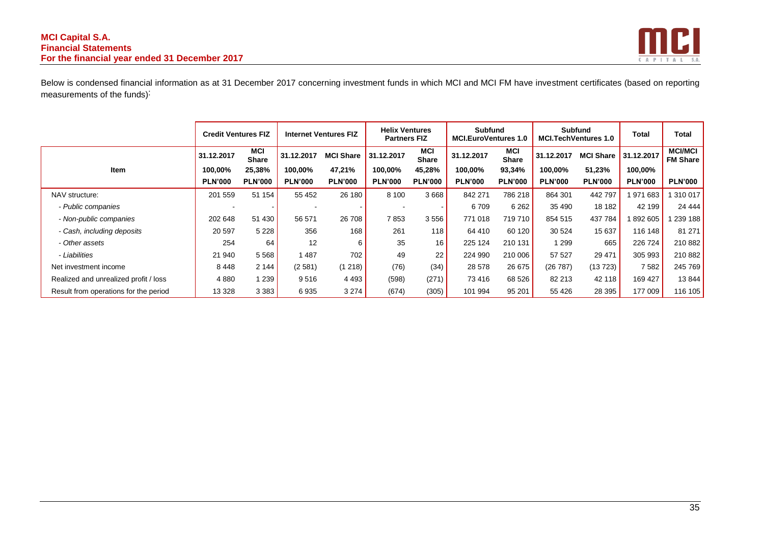Below is condensed financial information as at 31 December 2017 concerning investment funds in which MCI and MCI FM have investment certificates (based on reporting measurements of the funds):

| Item | Credit Ventures FIZ | | Internet Ventures FIZ | | Helix Ventures Partners FIZ | | Subfund MCI.EuroVentures 1.0 | | Subfund MCI.TechVentures 1.0 | | Total | Total |
|---|---|---|---|---|---|---|---|---|---|---|---|---|
| | 31.12.2017 | MCI Share | 31.12.2017 | MCI Share | 31.12.2017 | MCI Share | 31.12.2017 | MCI Share | 31.12.2017 | MCI Share | 31.12.2017 | MCI/MCI FM Share |
| | 100,00% | 25,38% | 100,00% | 47,21% | 100,00% | 45,28% | 100,00% | 93,34% | 100,00% | 51,23% | 100,00% | |
| | PLN'000 | PLN'000 | PLN'000 | PLN'000 | PLN'000 | PLN'000 | PLN'000 | PLN'000 | PLN'000 | PLN'000 | PLN'000 | PLN'000 |
| NAV structure: | 201 559 | 51 154 | 55 452 | 26 180 | 8 100 | 3 668 | 842 271 | 786 218 | 864 301 | 442 797 | 1 971 683 | 1 310 017 |
| *- Public companies* | - | - | - | - | - | - | 6 709 | 6 262 | 35 490 | 18 182 | 42 199 | 24 444 |
| *- Non-public companies* | 202 648 | 51 430 | 56 571 | 26 708 | 7 853 | 3 556 | 771 018 | 719 710 | 854 515 | 437 784 | 1 892 605 | 1 239 188 |
| *- Cash, including deposits* | 20 597 | 5 228 | 356 | 168 | 261 | 118 | 64 410 | 60 120 | 30 524 | 15 637 | 116 148 | 81 271 |
| *- Other assets* | 254 | 64 | 12 | 6 | 35 | 16 | 225 124 | 210 131 | 1 299 | 665 | 226 724 | 210 882 |
| *- Liabilities* | 21 940 | 5 568 | 1 487 | 702 | 49 | 22 | 224 990 | 210 006 | 57 527 | 29 471 | 305 993 | 210 882 |
| Net investment income | 8 448 | 2 144 | (2 581) | (1 218) | (76) | (34) | 28 578 | 26 675 | (26 787) | (13 723) | 7 582 | 245 769 |
| Realized and unrealized profit / loss | 4 880 | 1 239 | 9 516 | 4 493 | (598) | (271) | 73 416 | 68 526 | 82 213 | 42 118 | 169 427 | 13 844 |
| Result from operations for the period | 13 328 | 3 383 | 6 935 | 3 274 | (674) | (305) | 101 994 | 95 201 | 55 426 | 28 395 | 177 009 | 116 105 |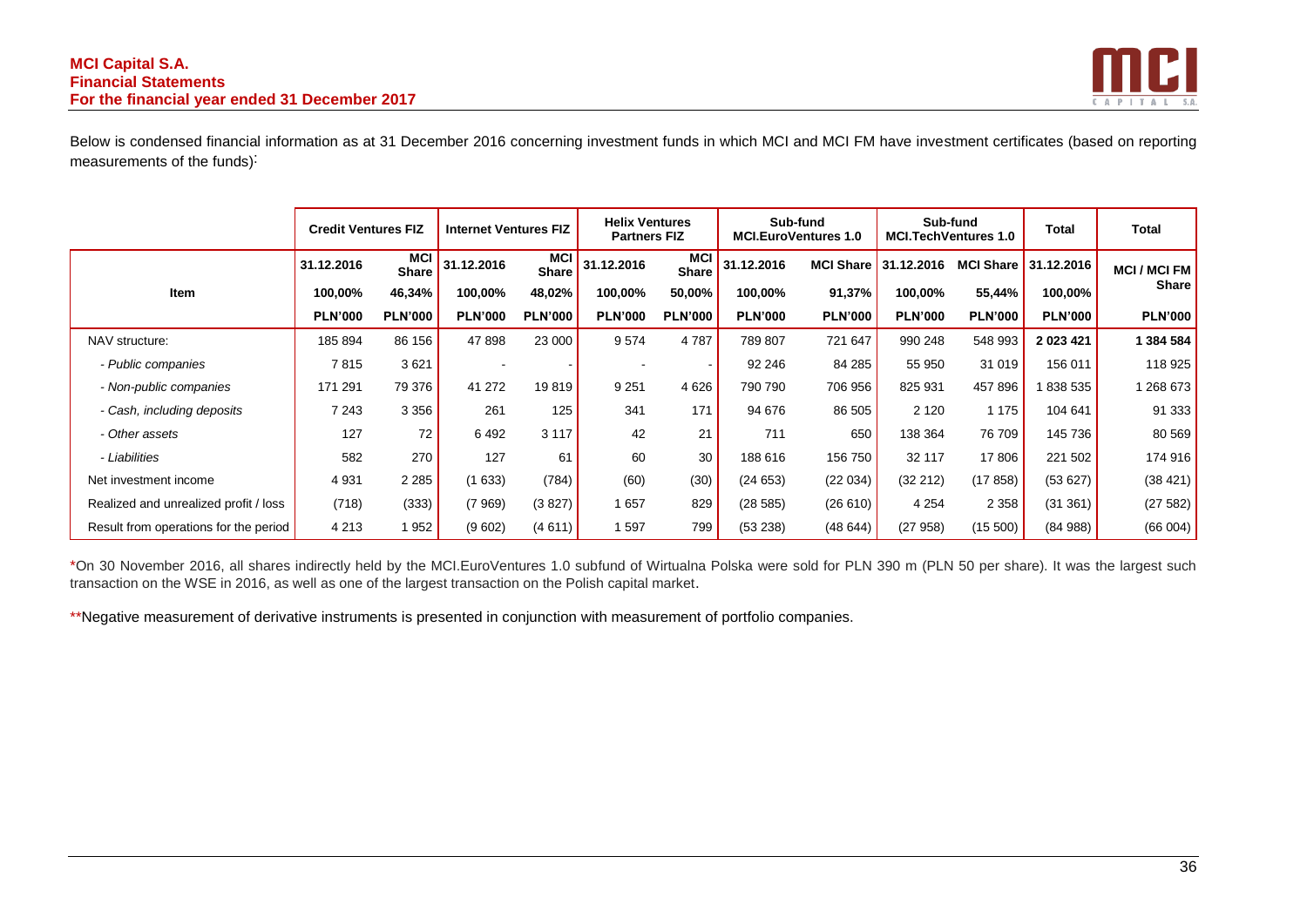Below is condensed financial information as at 31 December 2016 concerning investment funds in which MCI and MCI FM have investment certificates (based on reporting measurements of the funds):

| | Credit Ventures FIZ | | Internet Ventures FIZ | | Helix Ventures Partners FIZ | | Sub-fund MCI.EuroVentures 1.0 | | Sub-fund MCI.TechVentures 1.0 | | Total | Total |
|---|---|---|---|---|---|---|---|---|---|---|---|---|
| Item | 31.12.2016 | MCI Share | 31.12.2016 | MCI Share | 31.12.2016 | MCI Share | 31.12.2016 | MCI Share | 31.12.2016 | MCI Share | 31.12.2016 | MCI / MCI FM Share |
| | 100,00% | 46,34% | 100,00% | 48,02% | 100,00% | 50,00% | 100,00% | 91,37% | 100,00% | 55,44% | 100,00% | |
| | PLN'000 | PLN'000 | PLN'000 | PLN'000 | PLN'000 | PLN'000 | PLN'000 | PLN'000 | PLN'000 | PLN'000 | PLN'000 | PLN'000 |
| NAV structure: | 185 894 | 86 156 | 47 898 | 23 000 | 9 574 | 4 787 | 789 807 | 721 647 | 990 248 | 548 993 | **2 023 421** | **1 384 584** |
| *- Public companies* | 7 815 | 3 621 | - | - | - | - | 92 246 | 84 285 | 55 950 | 31 019 | 156 011 | 118 925 |
| *- Non-public companies* | 171 291 | 79 376 | 41 272 | 19 819 | 9 251 | 4 626 | 790 790 | 706 956 | 825 931 | 457 896 | 1 838 535 | 1 268 673 |
| *- Cash, including deposits* | 7 243 | 3 356 | 261 | 125 | 341 | 171 | 94 676 | 86 505 | 2 120 | 1 175 | 104 641 | 91 333 |
| *- Other assets* | 127 | 72 | 6 492 | 3 117 | 42 | 21 | 711 | 650 | 138 364 | 76 709 | 145 736 | 80 569 |
| *- Liabilities* | 582 | 270 | 127 | 61 | 60 | 30 | 188 616 | 156 750 | 32 117 | 17 806 | 221 502 | 174 916 |
| Net investment income | 4 931 | 2 285 | (1 633) | (784) | (60) | (30) | (24 653) | (22 034) | (32 212) | (17 858) | (53 627) | (38 421) |
| Realized and unrealized profit / loss | (718) | (333) | (7 969) | (3 827) | 1 657 | 829 | (28 585) | (26 610) | 4 254 | 2 358 | (31 361) | (27 582) |
| Result from operations for the period | 4 213 | 1 952 | (9 602) | (4 611) | 1 597 | 799 | (53 238) | (48 644) | (27 958) | (15 500) | (84 988) | (66 004) |

*On 30 November 2016, all shares indirectly held by the MCI.EuroVentures 1.0 subfund of Wirtualna Polska were sold for PLN 390 m (PLN 50 per share). It was the largest such transaction on the WSE in 2016, as well as one of the largest transaction on the Polish capital market.

**Negative measurement of derivative instruments is presented in conjunction with measurement of portfolio companies.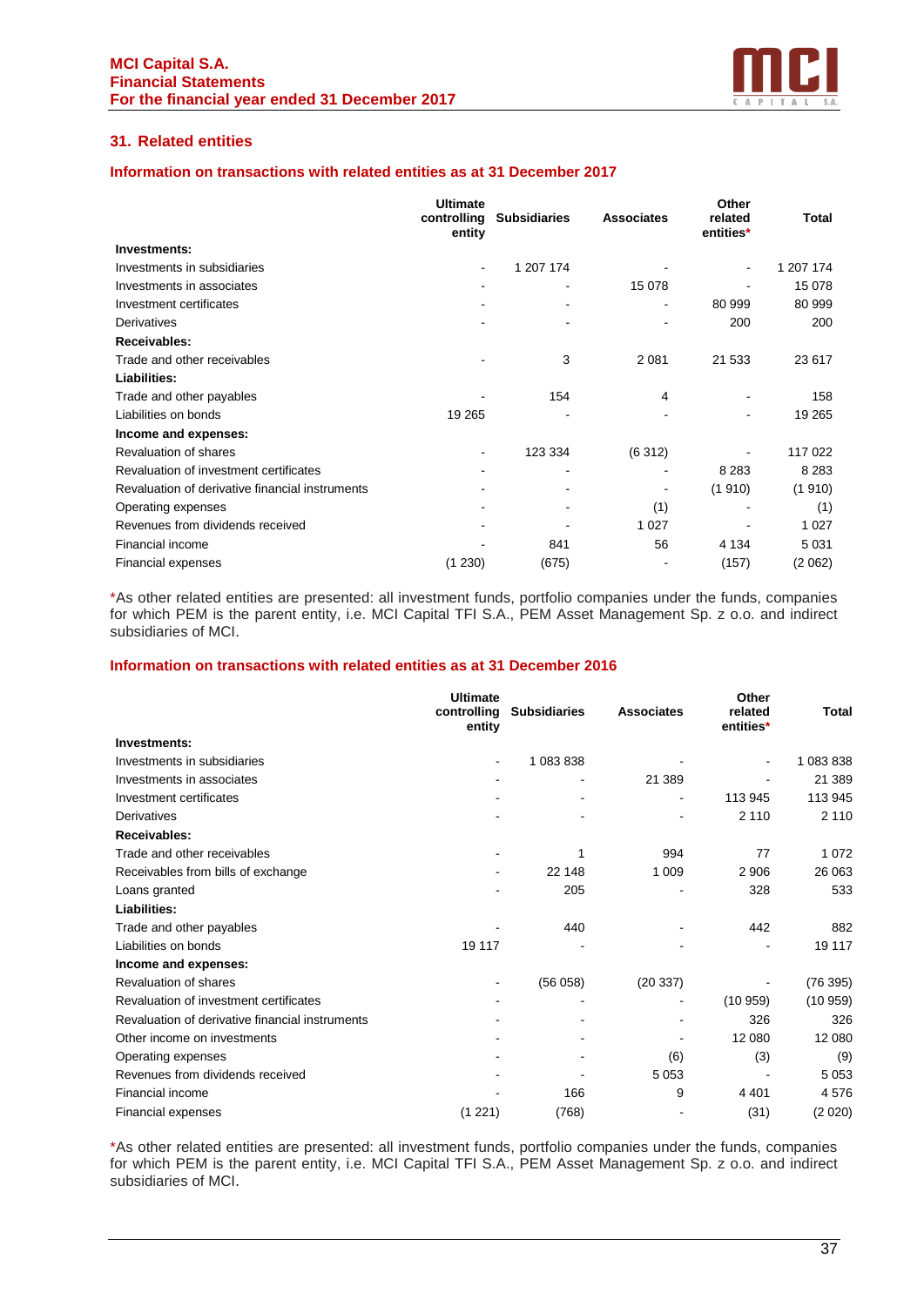## 31. Related entities

### Information on transactions with related entities as at 31 December 2017

| | Ultimate controlling entity | Subsidiaries | Associates | Other related entities* | Total |
|---|---|---|---|---|---|
| **Investments:** | | | | | |
| Investments in subsidiaries | - | 1 207 174 | - | - | 1 207 174 |
| Investments in associates | - | - | 15 078 | - | 15 078 |
| Investment certificates | - | - | - | 80 999 | 80 999 |
| Derivatives | - | - | - | 200 | 200 |
| **Receivables:** | | | | | |
| Trade and other receivables | - | 3 | 2 081 | 21 533 | 23 617 |
| **Liabilities:** | | | | | |
| Trade and other payables | - | 154 | 4 | - | 158 |
| Liabilities on bonds | 19 265 | - | - | - | 19 265 |
| **Income and expenses:** | | | | | |
| Revaluation of shares | - | 123 334 | (6 312) | - | 117 022 |
| Revaluation of investment certificates | - | - | - | 8 283 | 8 283 |
| Revaluation of derivative financial instruments | - | - | - | (1 910) | (1 910) |
| Operating expenses | - | - | (1) | - | (1) |
| Revenues from dividends received | - | - | 1 027 | - | 1 027 |
| Financial income | - | 841 | 56 | 4 134 | 5 031 |
| Financial expenses | (1 230) | (675) | - | (157) | (2 062) |

*As other related entities are presented: all investment funds, portfolio companies under the funds, companies for which PEM is the parent entity, i.e. MCI Capital TFI S.A., PEM Asset Management Sp. z o.o. and indirect subsidiaries of MCI.

### Information on transactions with related entities as at 31 December 2016

| | Ultimate controlling entity | Subsidiaries | Associates | Other related entities* | Total |
|---|---|---|---|---|---|
| **Investments:** | | | | | |
| Investments in subsidiaries | - | 1 083 838 | - | - | 1 083 838 |
| Investments in associates | - | - | 21 389 | - | 21 389 |
| Investment certificates | - | - | - | 113 945 | 113 945 |
| Derivatives | - | - | - | 2 110 | 2 110 |
| **Receivables:** | | | | | |
| Trade and other receivables | - | 1 | 994 | 77 | 1 072 |
| Receivables from bills of exchange | - | 22 148 | 1 009 | 2 906 | 26 063 |
| Loans granted | - | 205 | - | 328 | 533 |
| **Liabilities:** | | | | | |
| Trade and other payables | - | 440 | - | 442 | 882 |
| Liabilities on bonds | 19 117 | - | - | - | 19 117 |
| **Income and expenses:** | | | | | |
| Revaluation of shares | - | (56 058) | (20 337) | - | (76 395) |
| Revaluation of investment certificates | - | - | - | (10 959) | (10 959) |
| Revaluation of derivative financial instruments | - | - | - | 326 | 326 |
| Other income on investments | - | - | - | 12 080 | 12 080 |
| Operating expenses | - | - | (6) | (3) | (9) |
| Revenues from dividends received | - | - | 5 053 | - | 5 053 |
| Financial income | - | 166 | 9 | 4 401 | 4 576 |
| Financial expenses | (1 221) | (768) | - | (31) | (2 020) |

*As other related entities are presented: all investment funds, portfolio companies under the funds, companies for which PEM is the parent entity, i.e. MCI Capital TFI S.A., PEM Asset Management Sp. z o.o. and indirect subsidiaries of MCI.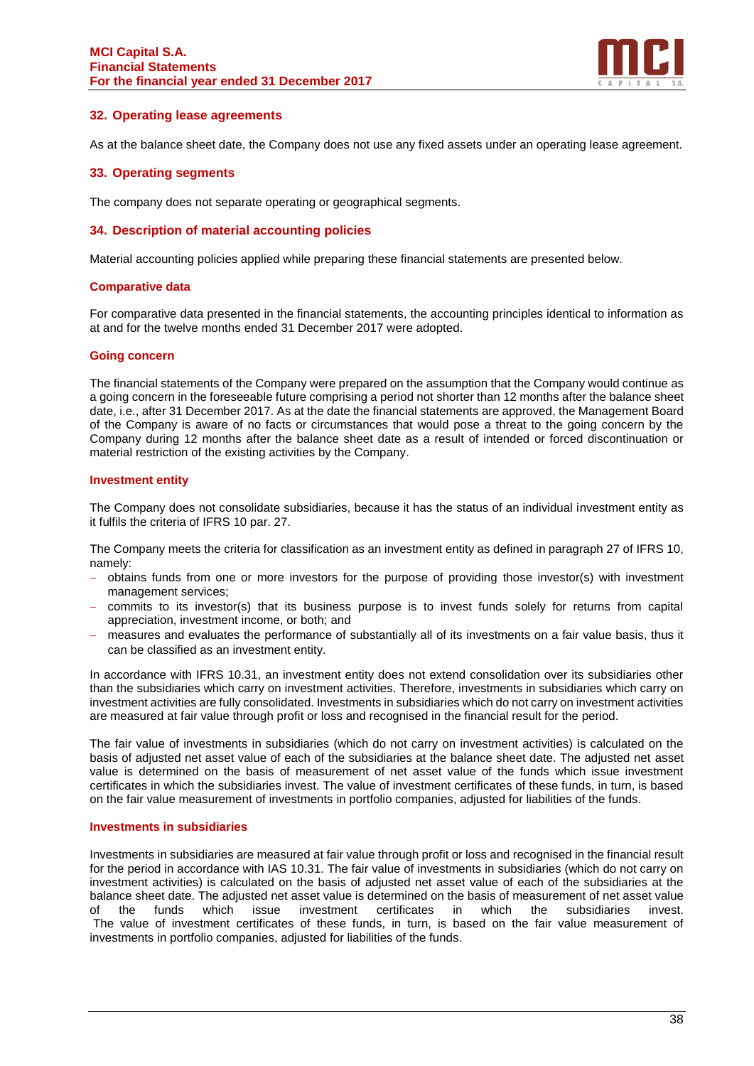## 32. Operating lease agreements

As at the balance sheet date, the Company does not use any fixed assets under an operating lease agreement.

## 33. Operating segments

The company does not separate operating or geographical segments.

## 34. Description of material accounting policies

Material accounting policies applied while preparing these financial statements are presented below.

### Comparative data

For comparative data presented in the financial statements, the accounting principles identical to information as at and for the twelve months ended 31 December 2017 were adopted.

### Going concern

The financial statements of the Company were prepared on the assumption that the Company would continue as a going concern in the foreseeable future comprising a period not shorter than 12 months after the balance sheet date, i.e., after 31 December 2017. As at the date the financial statements are approved, the Management Board of the Company is aware of no facts or circumstances that would pose a threat to the going concern by the Company during 12 months after the balance sheet date as a result of intended or forced discontinuation or material restriction of the existing activities by the Company.

### Investment entity

The Company does not consolidate subsidiaries, because it has the status of an individual investment entity as it fulfils the criteria of IFRS 10 par. 27.

The Company meets the criteria for classification as an investment entity as defined in paragraph 27 of IFRS 10, namely:

- obtains funds from one or more investors for the purpose of providing those investor(s) with investment management services;
- commits to its investor(s) that its business purpose is to invest funds solely for returns from capital appreciation, investment income, or both; and
- measures and evaluates the performance of substantially all of its investments on a fair value basis, thus it can be classified as an investment entity.

In accordance with IFRS 10.31, an investment entity does not extend consolidation over its subsidiaries other than the subsidiaries which carry on investment activities. Therefore, investments in subsidiaries which carry on investment activities are fully consolidated. Investments in subsidiaries which do not carry on investment activities are measured at fair value through profit or loss and recognised in the financial result for the period.

The fair value of investments in subsidiaries (which do not carry on investment activities) is calculated on the basis of adjusted net asset value of each of the subsidiaries at the balance sheet date. The adjusted net asset value is determined on the basis of measurement of net asset value of the funds which issue investment certificates in which the subsidiaries invest. The value of investment certificates of these funds, in turn, is based on the fair value measurement of investments in portfolio companies, adjusted for liabilities of the funds.

### Investments in subsidiaries

Investments in subsidiaries are measured at fair value through profit or loss and recognised in the financial result for the period in accordance with IAS 10.31. The fair value of investments in subsidiaries (which do not carry on investment activities) is calculated on the basis of adjusted net asset value of each of the subsidiaries at the balance sheet date. The adjusted net asset value is determined on the basis of measurement of net asset value of the funds which issue investment certificates in which the subsidiaries invest. The value of investment certificates of these funds, in turn, is based on the fair value measurement of investments in portfolio companies, adjusted for liabilities of the funds.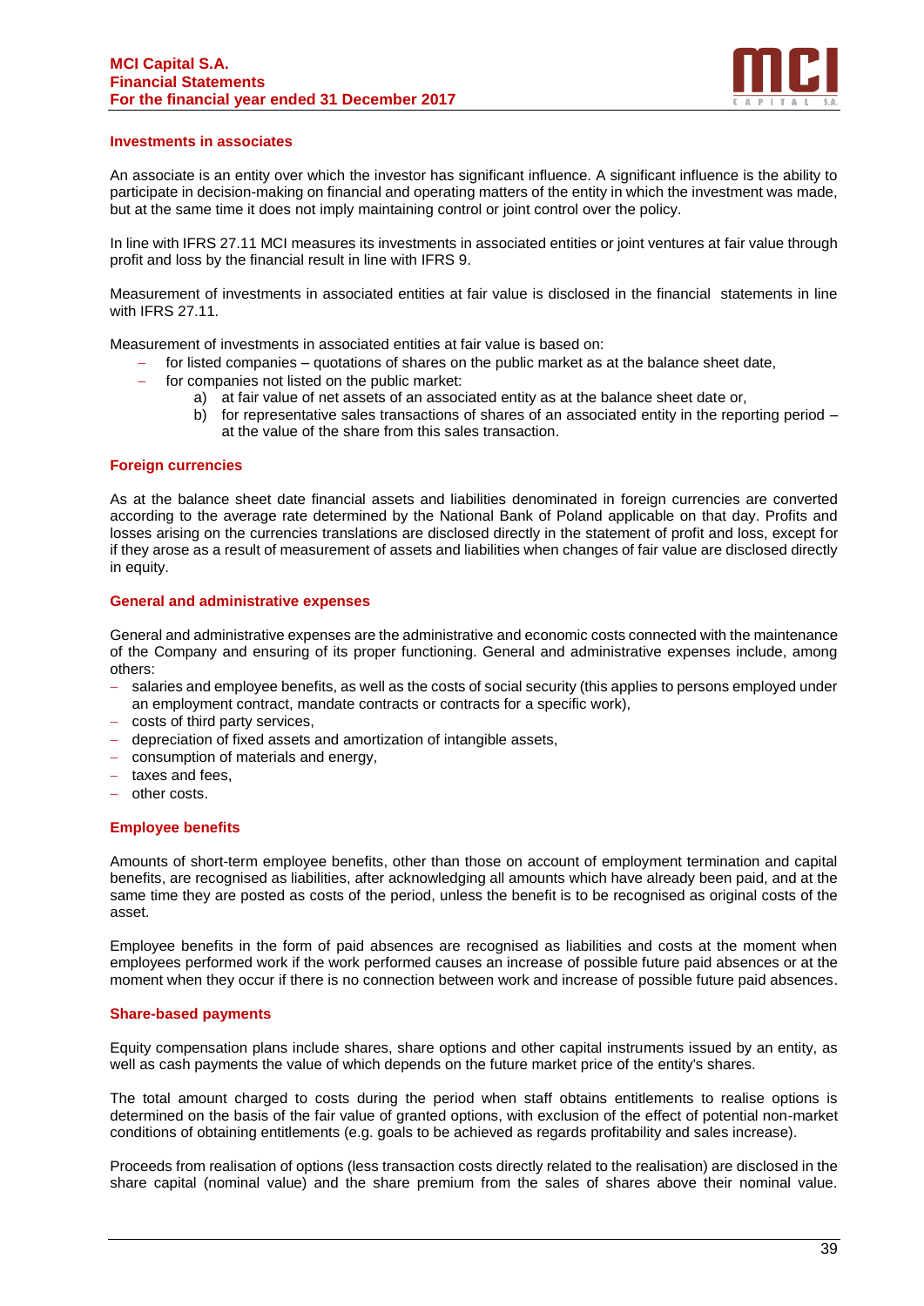### Investments in associates

An associate is an entity over which the investor has significant influence. A significant influence is the ability to participate in decision-making on financial and operating matters of the entity in which the investment was made, but at the same time it does not imply maintaining control or joint control over the policy.

In line with IFRS 27.11 MCI measures its investments in associated entities or joint ventures at fair value through profit and loss by the financial result in line with IFRS 9.

Measurement of investments in associated entities at fair value is disclosed in the financial statements in line with IFRS 27.11.

Measurement of investments in associated entities at fair value is based on:

- for listed companies – quotations of shares on the public market as at the balance sheet date,
- for companies not listed on the public market:
  a) at fair value of net assets of an associated entity as at the balance sheet date or,
  b) for representative sales transactions of shares of an associated entity in the reporting period – at the value of the share from this sales transaction.

### Foreign currencies

As at the balance sheet date financial assets and liabilities denominated in foreign currencies are converted according to the average rate determined by the National Bank of Poland applicable on that day. Profits and losses arising on the currencies translations are disclosed directly in the statement of profit and loss, except for if they arose as a result of measurement of assets and liabilities when changes of fair value are disclosed directly in equity.

### General and administrative expenses

General and administrative expenses are the administrative and economic costs connected with the maintenance of the Company and ensuring of its proper functioning. General and administrative expenses include, among others:

- salaries and employee benefits, as well as the costs of social security (this applies to persons employed under an employment contract, mandate contracts or contracts for a specific work),
- costs of third party services,
- depreciation of fixed assets and amortization of intangible assets,
- consumption of materials and energy,
- taxes and fees,
- other costs.

### Employee benefits

Amounts of short-term employee benefits, other than those on account of employment termination and capital benefits, are recognised as liabilities, after acknowledging all amounts which have already been paid, and at the same time they are posted as costs of the period, unless the benefit is to be recognised as original costs of the asset.

Employee benefits in the form of paid absences are recognised as liabilities and costs at the moment when employees performed work if the work performed causes an increase of possible future paid absences or at the moment when they occur if there is no connection between work and increase of possible future paid absences.

### Share-based payments

Equity compensation plans include shares, share options and other capital instruments issued by an entity, as well as cash payments the value of which depends on the future market price of the entity's shares.

The total amount charged to costs during the period when staff obtains entitlements to realise options is determined on the basis of the fair value of granted options, with exclusion of the effect of potential non-market conditions of obtaining entitlements (e.g. goals to be achieved as regards profitability and sales increase).

Proceeds from realisation of options (less transaction costs directly related to the realisation) are disclosed in the share capital (nominal value) and the share premium from the sales of shares above their nominal value.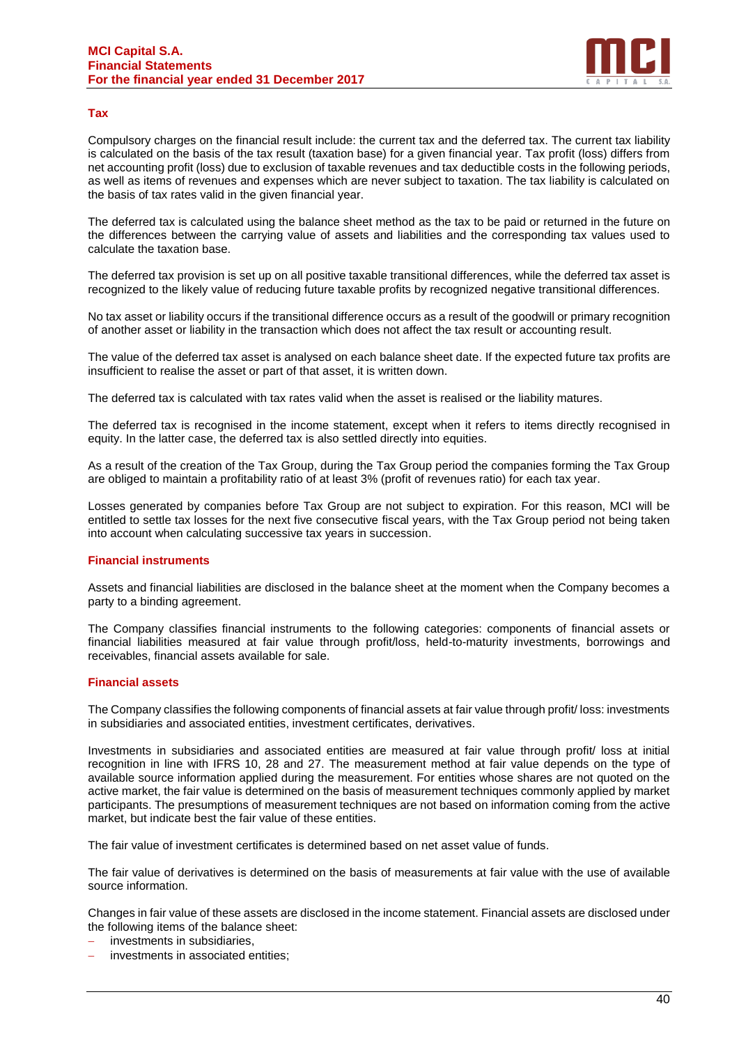### Tax

Compulsory charges on the financial result include: the current tax and the deferred tax. The current tax liability is calculated on the basis of the tax result (taxation base) for a given financial year. Tax profit (loss) differs from net accounting profit (loss) due to exclusion of taxable revenues and tax deductible costs in the following periods, as well as items of revenues and expenses which are never subject to taxation. The tax liability is calculated on the basis of tax rates valid in the given financial year.

The deferred tax is calculated using the balance sheet method as the tax to be paid or returned in the future on the differences between the carrying value of assets and liabilities and the corresponding tax values used to calculate the taxation base.

The deferred tax provision is set up on all positive taxable transitional differences, while the deferred tax asset is recognized to the likely value of reducing future taxable profits by recognized negative transitional differences.

No tax asset or liability occurs if the transitional difference occurs as a result of the goodwill or primary recognition of another asset or liability in the transaction which does not affect the tax result or accounting result.

The value of the deferred tax asset is analysed on each balance sheet date. If the expected future tax profits are insufficient to realise the asset or part of that asset, it is written down.

The deferred tax is calculated with tax rates valid when the asset is realised or the liability matures.

The deferred tax is recognised in the income statement, except when it refers to items directly recognised in equity. In the latter case, the deferred tax is also settled directly into equities.

As a result of the creation of the Tax Group, during the Tax Group period the companies forming the Tax Group are obliged to maintain a profitability ratio of at least 3% (profit of revenues ratio) for each tax year.

Losses generated by companies before Tax Group are not subject to expiration. For this reason, MCI will be entitled to settle tax losses for the next five consecutive fiscal years, with the Tax Group period not being taken into account when calculating successive tax years in succession.

### Financial instruments

Assets and financial liabilities are disclosed in the balance sheet at the moment when the Company becomes a party to a binding agreement.

The Company classifies financial instruments to the following categories: components of financial assets or financial liabilities measured at fair value through profit/loss, held-to-maturity investments, borrowings and receivables, financial assets available for sale.

### Financial assets

The Company classifies the following components of financial assets at fair value through profit/ loss: investments in subsidiaries and associated entities, investment certificates, derivatives.

Investments in subsidiaries and associated entities are measured at fair value through profit/ loss at initial recognition in line with IFRS 10, 28 and 27. The measurement method at fair value depends on the type of available source information applied during the measurement. For entities whose shares are not quoted on the active market, the fair value is determined on the basis of measurement techniques commonly applied by market participants. The presumptions of measurement techniques are not based on information coming from the active market, but indicate best the fair value of these entities.

The fair value of investment certificates is determined based on net asset value of funds.

The fair value of derivatives is determined on the basis of measurements at fair value with the use of available source information.

Changes in fair value of these assets are disclosed in the income statement. Financial assets are disclosed under the following items of the balance sheet:

- investments in subsidiaries,
- investments in associated entities;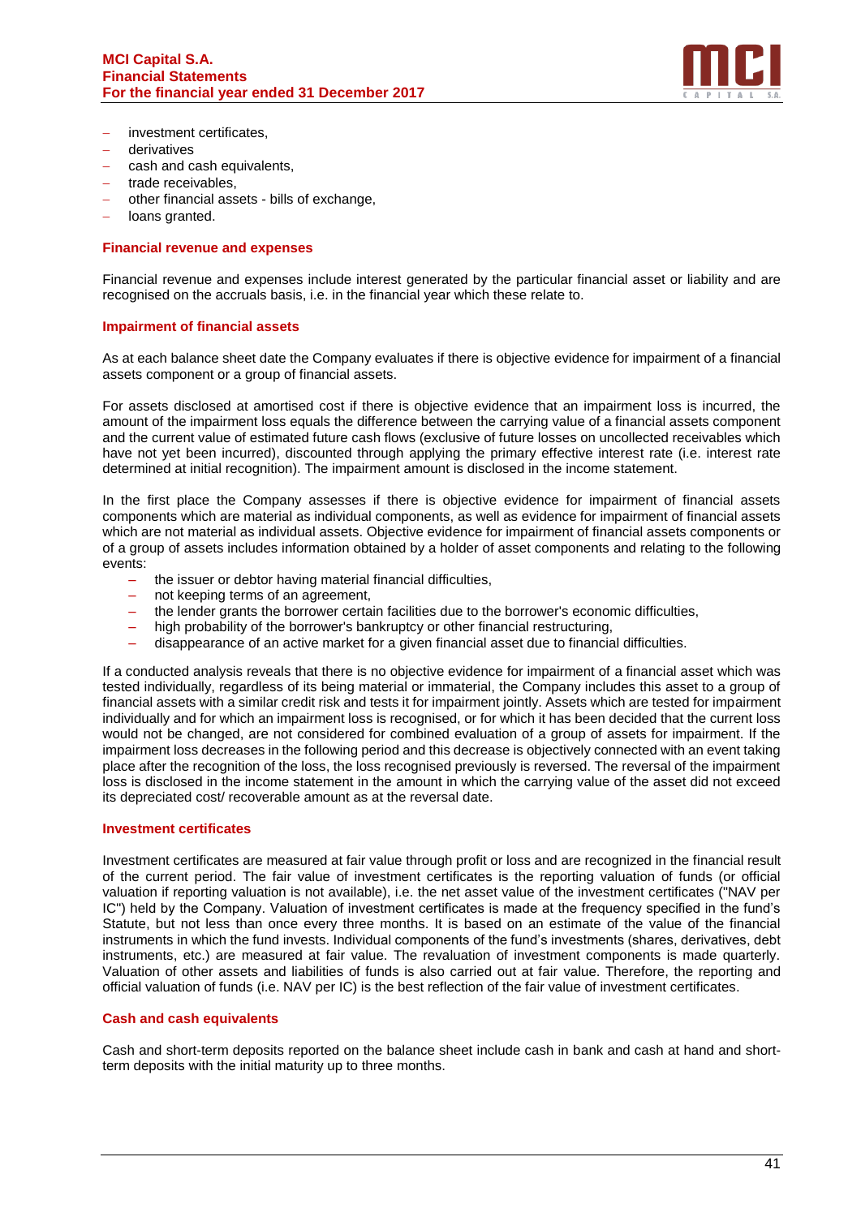- investment certificates,
- derivatives
- cash and cash equivalents,
- trade receivables,
- other financial assets - bills of exchange,
- loans granted.

### Financial revenue and expenses

Financial revenue and expenses include interest generated by the particular financial asset or liability and are recognised on the accruals basis, i.e. in the financial year which these relate to.

### Impairment of financial assets

As at each balance sheet date the Company evaluates if there is objective evidence for impairment of a financial assets component or a group of financial assets.

For assets disclosed at amortised cost if there is objective evidence that an impairment loss is incurred, the amount of the impairment loss equals the difference between the carrying value of a financial assets component and the current value of estimated future cash flows (exclusive of future losses on uncollected receivables which have not yet been incurred), discounted through applying the primary effective interest rate (i.e. interest rate determined at initial recognition). The impairment amount is disclosed in the income statement.

In the first place the Company assesses if there is objective evidence for impairment of financial assets components which are material as individual components, as well as evidence for impairment of financial assets which are not material as individual assets. Objective evidence for impairment of financial assets components or of a group of assets includes information obtained by a holder of asset components and relating to the following events:

- the issuer or debtor having material financial difficulties,
- not keeping terms of an agreement,
- the lender grants the borrower certain facilities due to the borrower's economic difficulties,
- high probability of the borrower's bankruptcy or other financial restructuring,
- disappearance of an active market for a given financial asset due to financial difficulties.

If a conducted analysis reveals that there is no objective evidence for impairment of a financial asset which was tested individually, regardless of its being material or immaterial, the Company includes this asset to a group of financial assets with a similar credit risk and tests it for impairment jointly. Assets which are tested for impairment individually and for which an impairment loss is recognised, or for which it has been decided that the current loss would not be changed, are not considered for combined evaluation of a group of assets for impairment. If the impairment loss decreases in the following period and this decrease is objectively connected with an event taking place after the recognition of the loss, the loss recognised previously is reversed. The reversal of the impairment loss is disclosed in the income statement in the amount in which the carrying value of the asset did not exceed its depreciated cost/ recoverable amount as at the reversal date.

### Investment certificates

Investment certificates are measured at fair value through profit or loss and are recognized in the financial result of the current period. The fair value of investment certificates is the reporting valuation of funds (or official valuation if reporting valuation is not available), i.e. the net asset value of the investment certificates ("NAV per IC") held by the Company. Valuation of investment certificates is made at the frequency specified in the fund's Statute, but not less than once every three months. It is based on an estimate of the value of the financial instruments in which the fund invests. Individual components of the fund's investments (shares, derivatives, debt instruments, etc.) are measured at fair value. The revaluation of investment components is made quarterly. Valuation of other assets and liabilities of funds is also carried out at fair value. Therefore, the reporting and official valuation of funds (i.e. NAV per IC) is the best reflection of the fair value of investment certificates.

### Cash and cash equivalents

Cash and short-term deposits reported on the balance sheet include cash in bank and cash at hand and short-term deposits with the initial maturity up to three months.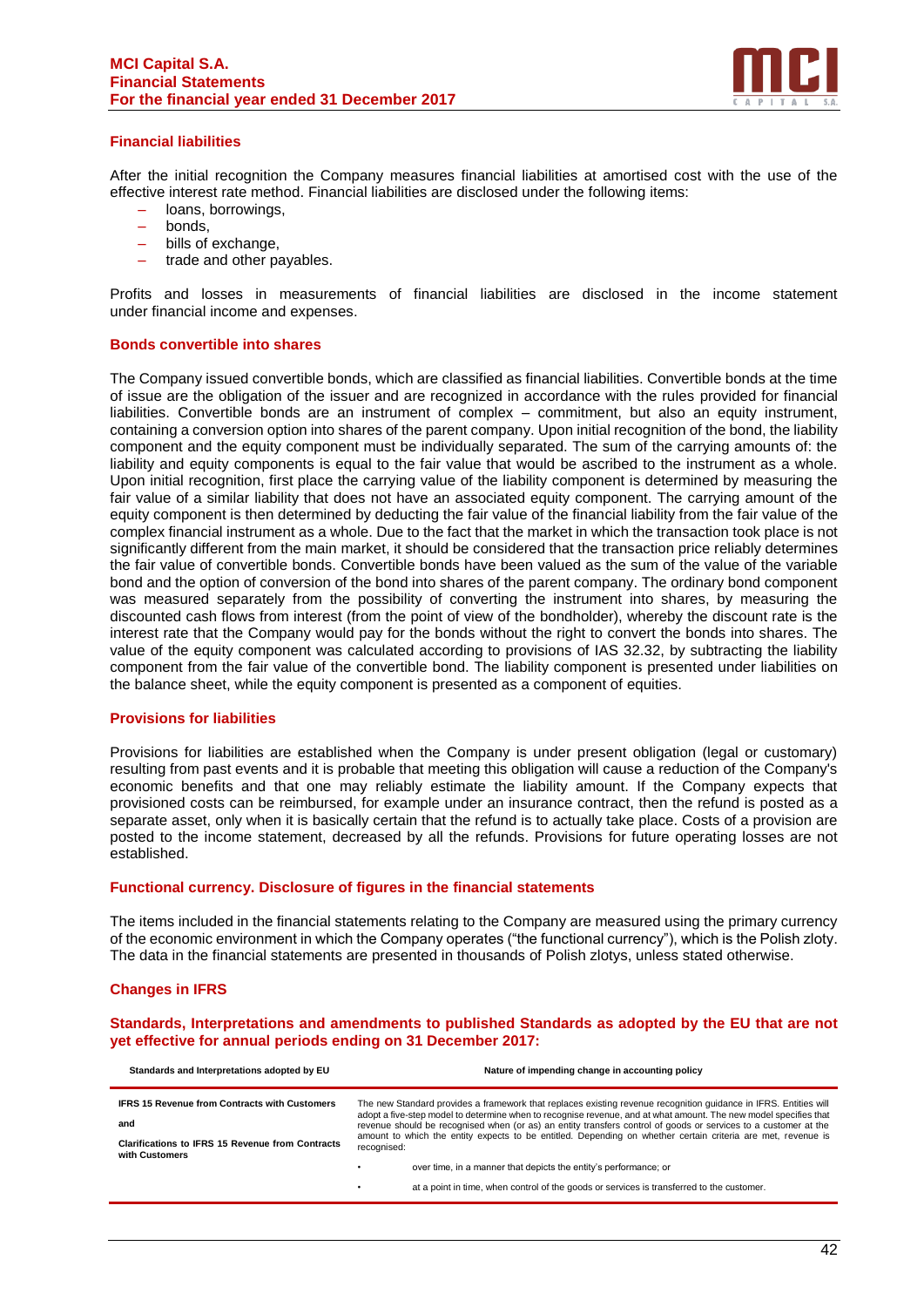## Financial liabilities

After the initial recognition the Company measures financial liabilities at amortised cost with the use of the effective interest rate method. Financial liabilities are disclosed under the following items:

- loans, borrowings,
- bonds,
- bills of exchange,
- trade and other payables.

Profits and losses in measurements of financial liabilities are disclosed in the income statement under financial income and expenses.

## Bonds convertible into shares

The Company issued convertible bonds, which are classified as financial liabilities. Convertible bonds at the time of issue are the obligation of the issuer and are recognized in accordance with the rules provided for financial liabilities. Convertible bonds are an instrument of complex – commitment, but also an equity instrument, containing a conversion option into shares of the parent company. Upon initial recognition of the bond, the liability component and the equity component must be individually separated. The sum of the carrying amounts of: the liability and equity components is equal to the fair value that would be ascribed to the instrument as a whole. Upon initial recognition, first place the carrying value of the liability component is determined by measuring the fair value of a similar liability that does not have an associated equity component. The carrying amount of the equity component is then determined by deducting the fair value of the financial liability from the fair value of the complex financial instrument as a whole. Due to the fact that the market in which the transaction took place is not significantly different from the main market, it should be considered that the transaction price reliably determines the fair value of convertible bonds. Convertible bonds have been valued as the sum of the value of the variable bond and the option of conversion of the bond into shares of the parent company. The ordinary bond component was measured separately from the possibility of converting the instrument into shares, by measuring the discounted cash flows from interest (from the point of view of the bondholder), whereby the discount rate is the interest rate that the Company would pay for the bonds without the right to convert the bonds into shares. The value of the equity component was calculated according to provisions of IAS 32.32, by subtracting the liability component from the fair value of the convertible bond. The liability component is presented under liabilities on the balance sheet, while the equity component is presented as a component of equities.

## Provisions for liabilities

Provisions for liabilities are established when the Company is under present obligation (legal or customary) resulting from past events and it is probable that meeting this obligation will cause a reduction of the Company's economic benefits and that one may reliably estimate the liability amount. If the Company expects that provisioned costs can be reimbursed, for example under an insurance contract, then the refund is posted as a separate asset, only when it is basically certain that the refund is to actually take place. Costs of a provision are posted to the income statement, decreased by all the refunds. Provisions for future operating losses are not established.

## Functional currency. Disclosure of figures in the financial statements

The items included in the financial statements relating to the Company are measured using the primary currency of the economic environment in which the Company operates ("the functional currency"), which is the Polish zloty. The data in the financial statements are presented in thousands of Polish zlotys, unless stated otherwise.

## Changes in IFRS

### Standards, Interpretations and amendments to published Standards as adopted by the EU that are not yet effective for annual periods ending on 31 December 2017:

| Standards and Interpretations adopted by EU | Nature of impending change in accounting policy |
|---|---|
| **IFRS 15 Revenue from Contracts with Customers**<br><br>**and**<br><br>**Clarifications to IFRS 15 Revenue from Contracts with Customers** | The new Standard provides a framework that replaces existing revenue recognition guidance in IFRS. Entities will adopt a five-step model to determine when to recognise revenue, and at what amount. The new model specifies that revenue should be recognised when (or as) an entity transfers control of goods or services to a customer at the amount to which the entity expects to be entitled. Depending on whether certain criteria are met, revenue is recognised:<br>• over time, in a manner that depicts the entity's performance; or<br>• at a point in time, when control of the goods or services is transferred to the customer. |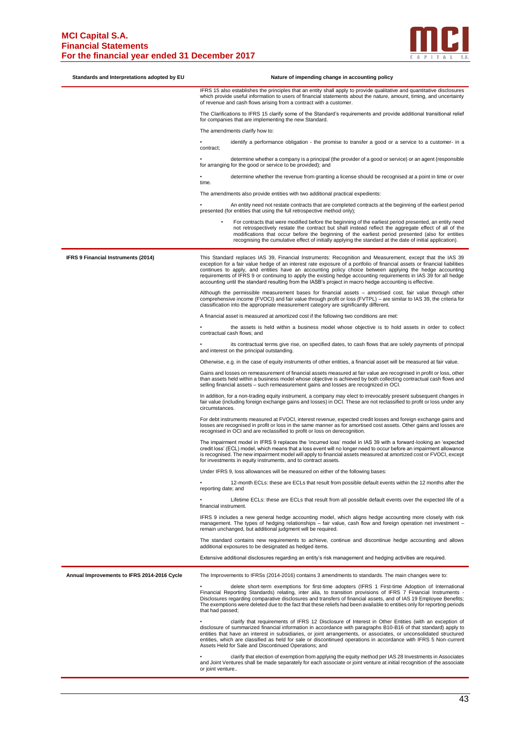| Standards and Interpretations adopted by EU | Nature of impending change in accounting policy |
|---|---|
| | IFRS 15 also establishes the principles that an entity shall apply to provide qualitative and quantitative disclosures which provide useful information to users of financial statements about the nature, amount, timing, and uncertainty of revenue and cash flows arising from a contract with a customer.<br><br>The Clarifications to IFRS 15 clarify some of the Standard's requirements and provide additional transitional relief for companies that are implementing the new Standard.<br><br>The amendments clarify how to:<br><br>• identify a performance obligation - the promise to transfer a good or a service to a customer- in a contract;<br><br>• determine whether a company is a principal (the provider of a good or service) or an agent (responsible for arranging for the good or service to be provided); and<br><br>• determine whether the revenue from granting a license should be recognised at a point in time or over time.<br><br>The amendments also provide entities with two additional practical expedients:<br><br>• An entity need not restate contracts that are completed contracts at the beginning of the earliest period presented (for entities that using the full retrospective method only);<br><br>• For contracts that were modified before the beginning of the earliest period presented, an entity need not retrospectively restate the contract but shall instead reflect the aggregate effect of all of the modifications that occur before the beginning of the earliest period presented (also for entities recognising the cumulative effect of initially applying the standard at the date of initial application). |
| **IFRS 9 Financial Instruments (2014)** | This Standard replaces IAS 39, Financial Instruments: Recognition and Measurement, except that the IAS 39 exception for a fair value hedge of an interest rate exposure of a portfolio of financial assets or financial liabilities continues to apply, and entities have an accounting policy choice between applying the hedge accounting requirements of IFRS 9 or continuing to apply the existing hedge accounting requirements in IAS 39 for all hedge accounting until the standard resulting from the IASB's project in macro hedge accounting is effective.<br><br>Although the permissible measurement bases for financial assets – amortised cost, fair value through other comprehensive income (FVOCI) and fair value through profit or loss (FVTPL) – are similar to IAS 39, the criteria for classification into the appropriate measurement category are significantly different.<br><br>A financial asset is measured at amortized cost if the following two conditions are met:<br><br>• the assets is held within a business model whose objective is to hold assets in order to collect contractual cash flows; and<br><br>• its contractual terms give rise, on specified dates, to cash flows that are solely payments of principal and interest on the principal outstanding.<br><br>Otherwise, e.g. in the case of equity instruments of other entities, a financial asset will be measured at fair value.<br><br>Gains and losses on remeasurement of financial assets measured at fair value are recognised in profit or loss, other than assets held within a business model whose objective is achieved by both collecting contractual cash flows and selling financial assets – such remeasurement gains and losses are recognized in OCI.<br><br>In addition, for a non-trading equity instrument, a company may elect to irrevocably present subsequent changes in fair value (including foreign exchange gains and losses) in OCI. These are not reclassified to profit or loss under any circumstances.<br><br>For debt instruments measured at FVOCI, interest revenue, expected credit losses and foreign exchange gains and losses are recognised in profit or loss in the same manner as for amortised cost assets. Other gains and losses are recognised in OCI and are reclassified to profit or loss on derecognition.<br><br>The impairment model in IFRS 9 replaces the 'incurred loss' model in IAS 39 with a forward-looking an 'expected credit loss' (ECL) model, which means that a loss event will no longer need to occur before an impairment allowance is recognised. The new impairment model will apply to financial assets measured at amortized cost or FVOCI, except for investments in equity instruments, and to contract assets.<br><br>Under IFRS 9, loss allowances will be measured on either of the following bases:<br><br>• 12-month ECLs: these are ECLs that result from possible default events within the 12 months after the reporting date; and<br><br>• Lifetime ECLs: these are ECLs that result from all possible default events over the expected life of a financial instrument.<br><br>IFRS 9 includes a new general hedge accounting model, which aligns hedge accounting more closely with risk management. The types of hedging relationships – fair value, cash flow and foreign operation net investment – remain unchanged, but additional judgment will be required.<br><br>The standard contains new requirements to achieve, continue and discontinue hedge accounting and allows additional exposures to be designated as hedged items.<br><br>Extensive additional disclosures regarding an entity's risk management and hedging activities are required. |
| **Annual Improvements to IFRS 2014-2016 Cycle** | The Improvements to IFRSs (2014-2016) contains 3 amendments to standards. The main changes were to:<br><br>• delete short-term exemptions for first-time adopters (IFRS 1 First-time Adoption of International Financial Reporting Standards) relating, inter alia, to transition provisions of IFRS 7 Financial Instruments - Disclosures regarding comparative disclosures and transfers of financial assets, and of IAS 19 Employee Benefits; The exemptions were deleted due to the fact that these reliefs had been available to entities only for reporting periods that had passed;<br><br>• clarify that requirements of IFRS 12 Disclosure of Interest in Other Entities (with an exception of disclosure of summarized financial information in accordance with paragraphs B10-B16 of that standard) apply to entities that have an interest in subsidiaries, or joint arrangements, or associates, or unconsolidated structured entities, which are classified as held for sale or discontinued operations in accordance with IFRS 5 Non-current Assets Held for Sale and Discontinued Operations; and<br><br>• clarify that election of exemption from applying the equity method per IAS 28 Investments in Associates and Joint Ventures shall be made separately for each associate or joint venture at initial recognition of the associate or joint venture.. |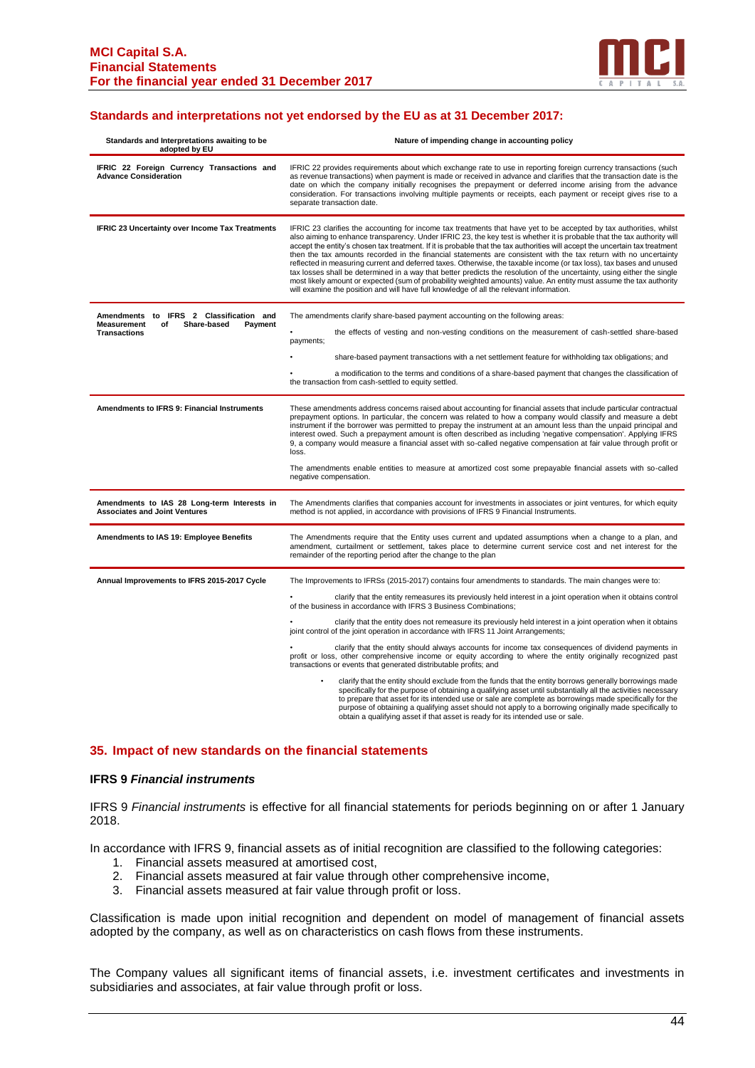## Standards and interpretations not yet endorsed by the EU as at 31 December 2017:

| Standards and Interpretations awaiting to be adopted by EU | Nature of impending change in accounting policy |
|---|---|
| **IFRIC 22 Foreign Currency Transactions and Advance Consideration** | IFRIC 22 provides requirements about which exchange rate to use in reporting foreign currency transactions (such as revenue transactions) when payment is made or received in advance and clarifies that the transaction date is the date on which the company initially recognises the prepayment or deferred income arising from the advance consideration. For transactions involving multiple payments or receipts, each payment or receipt gives rise to a separate transaction date. |
| **IFRIC 23 Uncertainty over Income Tax Treatments** | IFRIC 23 clarifies the accounting for income tax treatments that have yet to be accepted by tax authorities, whilst also aiming to enhance transparency. Under IFRIC 23, the key test is whether it is probable that the tax authority will accept the entity's chosen tax treatment. If it is probable that the tax authorities will accept the uncertain tax treatment then the tax amounts recorded in the financial statements are consistent with the tax return with no uncertainty reflected in measuring current and deferred taxes. Otherwise, the taxable income (or tax loss), tax bases and unused tax losses shall be determined in a way that better predicts the resolution of the uncertainty, using either the single most likely amount or expected (sum of probability weighted amounts) value. An entity must assume the tax authority will examine the position and will have full knowledge of all the relevant information. |
| **Amendments to IFRS 2 Classification and Measurement of Share-based Payment Transactions** | The amendments clarify share-based payment accounting on the following areas:<br>• the effects of vesting and non-vesting conditions on the measurement of cash-settled share-based payments;<br>• share-based payment transactions with a net settlement feature for withholding tax obligations; and<br>• a modification to the terms and conditions of a share-based payment that changes the classification of the transaction from cash-settled to equity settled. |
| **Amendments to IFRS 9: Financial Instruments** | These amendments address concerns raised about accounting for financial assets that include particular contractual prepayment options. In particular, the concern was related to how a company would classify and measure a debt instrument if the borrower was permitted to prepay the instrument at an amount less than the unpaid principal and interest owed. Such a prepayment amount is often described as including 'negative compensation'. Applying IFRS 9, a company would measure a financial asset with so-called negative compensation at fair value through profit or loss.<br>The amendments enable entities to measure at amortized cost some prepayable financial assets with so-called negative compensation. |
| **Amendments to IAS 28 Long-term Interests in Associates and Joint Ventures** | The Amendments clarifies that companies account for investments in associates or joint ventures, for which equity method is not applied, in accordance with provisions of IFRS 9 Financial Instruments. |
| **Amendments to IAS 19: Employee Benefits** | The Amendments require that the Entity uses current and updated assumptions when a change to a plan, and amendment, curtailment or settlement, takes place to determine current service cost and net interest for the remainder of the reporting period after the change to the plan |
| **Annual Improvements to IFRS 2015-2017 Cycle** | The Improvements to IFRSs (2015-2017) contains four amendments to standards. The main changes were to:<br>• clarify that the entity remeasures its previously held interest in a joint operation when it obtains control of the business in accordance with IFRS 3 Business Combinations;<br>• clarify that the entity does not remeasure its previously held interest in a joint operation when it obtains joint control of the joint operation in accordance with IFRS 11 Joint Arrangements;<br>• clarify that the entity should always accounts for income tax consequences of dividend payments in profit or loss, other comprehensive income or equity according to where the entity originally recognized past transactions or events that generated distributable profits; and<br>• clarify that the entity should exclude from the funds that the entity borrows generally borrowings made specifically for the purpose of obtaining a qualifying asset until substantially all the activities necessary to prepare that asset for its intended use or sale are complete as borrowings made specifically for the purpose of obtaining a qualifying asset should not apply to a borrowing originally made specifically to obtain a qualifying asset if that asset is ready for its intended use or sale. |

## 35. Impact of new standards on the financial statements

### IFRS 9 *Financial instruments*

IFRS 9 *Financial instruments* is effective for all financial statements for periods beginning on or after 1 January 2018.

In accordance with IFRS 9, financial assets as of initial recognition are classified to the following categories:

1. Financial assets measured at amortised cost,
2. Financial assets measured at fair value through other comprehensive income,
3. Financial assets measured at fair value through profit or loss.

Classification is made upon initial recognition and dependent on model of management of financial assets adopted by the company, as well as on characteristics on cash flows from these instruments.

The Company values all significant items of financial assets, i.e. investment certificates and investments in subsidiaries and associates, at fair value through profit or loss.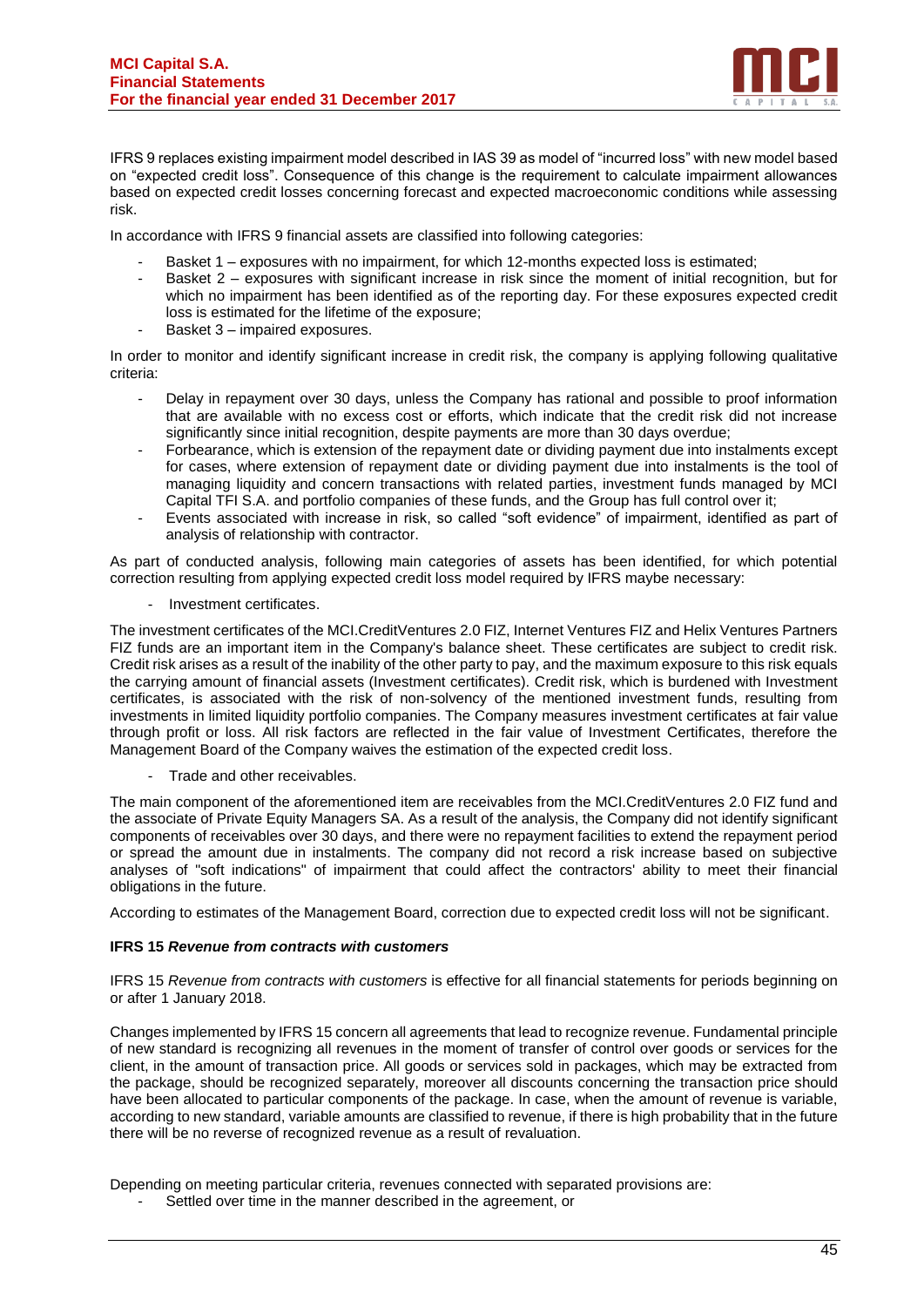IFRS 9 replaces existing impairment model described in IAS 39 as model of "incurred loss" with new model based on "expected credit loss". Consequence of this change is the requirement to calculate impairment allowances based on expected credit losses concerning forecast and expected macroeconomic conditions while assessing risk.

In accordance with IFRS 9 financial assets are classified into following categories:

- Basket 1 – exposures with no impairment, for which 12-months expected loss is estimated;
- Basket 2 – exposures with significant increase in risk since the moment of initial recognition, but for which no impairment has been identified as of the reporting day. For these exposures expected credit loss is estimated for the lifetime of the exposure;
- Basket 3 – impaired exposures.

In order to monitor and identify significant increase in credit risk, the company is applying following qualitative criteria:

- Delay in repayment over 30 days, unless the Company has rational and possible to proof information that are available with no excess cost or efforts, which indicate that the credit risk did not increase significantly since initial recognition, despite payments are more than 30 days overdue;
- Forbearance, which is extension of the repayment date or dividing payment due into instalments except for cases, where extension of repayment date or dividing payment due into instalments is the tool of managing liquidity and concern transactions with related parties, investment funds managed by MCI Capital TFI S.A. and portfolio companies of these funds, and the Group has full control over it;
- Events associated with increase in risk, so called "soft evidence" of impairment, identified as part of analysis of relationship with contractor.

As part of conducted analysis, following main categories of assets has been identified, for which potential correction resulting from applying expected credit loss model required by IFRS maybe necessary:

- Investment certificates.

The investment certificates of the MCI.CreditVentures 2.0 FIZ, Internet Ventures FIZ and Helix Ventures Partners FIZ funds are an important item in the Company's balance sheet. These certificates are subject to credit risk. Credit risk arises as a result of the inability of the other party to pay, and the maximum exposure to this risk equals the carrying amount of financial assets (Investment certificates). Credit risk, which is burdened with Investment certificates, is associated with the risk of non-solvency of the mentioned investment funds, resulting from investments in limited liquidity portfolio companies. The Company measures investment certificates at fair value through profit or loss. All risk factors are reflected in the fair value of Investment Certificates, therefore the Management Board of the Company waives the estimation of the expected credit loss.

- Trade and other receivables.

The main component of the aforementioned item are receivables from the MCI.CreditVentures 2.0 FIZ fund and the associate of Private Equity Managers SA. As a result of the analysis, the Company did not identify significant components of receivables over 30 days, and there were no repayment facilities to extend the repayment period or spread the amount due in instalments. The company did not record a risk increase based on subjective analyses of "soft indications" of impairment that could affect the contractors' ability to meet their financial obligations in the future.

According to estimates of the Management Board, correction due to expected credit loss will not be significant.

**IFRS 15 *Revenue from contracts with customers***

IFRS 15 *Revenue from contracts with customers* is effective for all financial statements for periods beginning on or after 1 January 2018.

Changes implemented by IFRS 15 concern all agreements that lead to recognize revenue. Fundamental principle of new standard is recognizing all revenues in the moment of transfer of control over goods or services for the client, in the amount of transaction price. All goods or services sold in packages, which may be extracted from the package, should be recognized separately, moreover all discounts concerning the transaction price should have been allocated to particular components of the package. In case, when the amount of revenue is variable, according to new standard, variable amounts are classified to revenue, if there is high probability that in the future there will be no reverse of recognized revenue as a result of revaluation.

Depending on meeting particular criteria, revenues connected with separated provisions are:

- Settled over time in the manner described in the agreement, or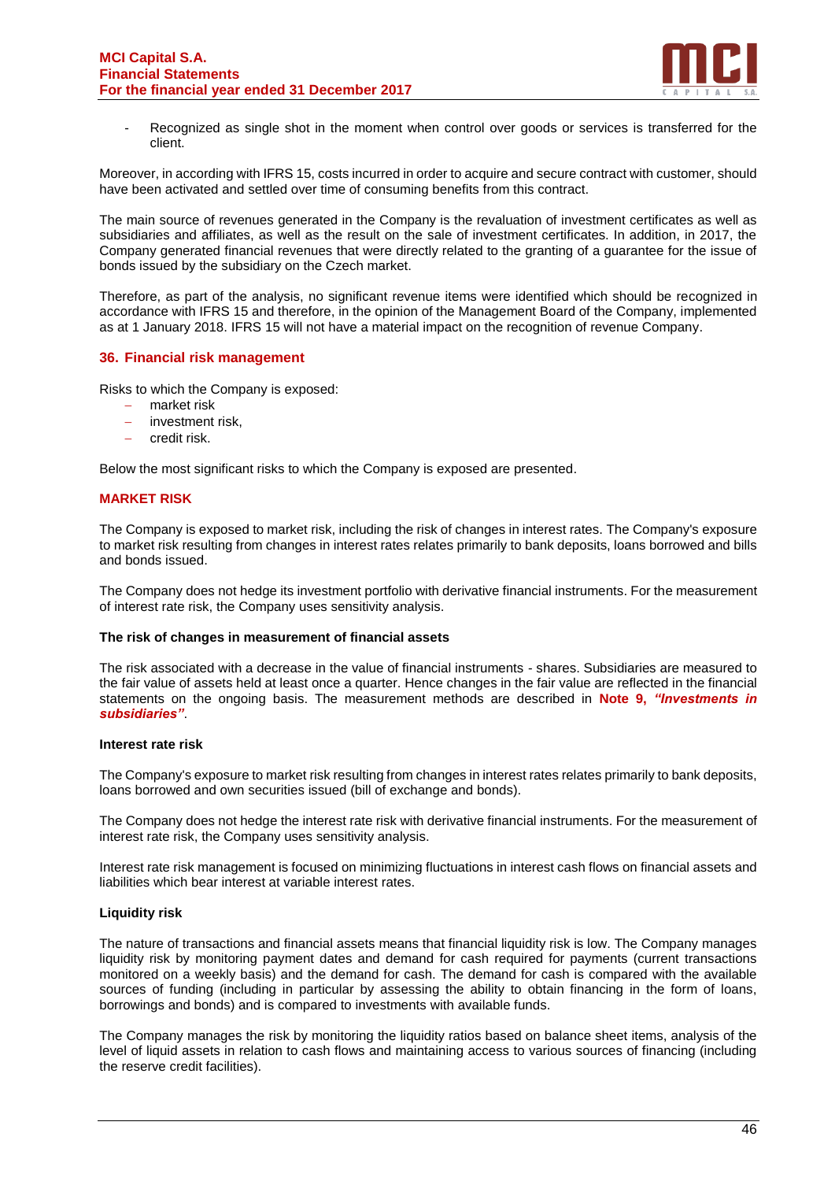- Recognized as single shot in the moment when control over goods or services is transferred for the client.

Moreover, in according with IFRS 15, costs incurred in order to acquire and secure contract with customer, should have been activated and settled over time of consuming benefits from this contract.

The main source of revenues generated in the Company is the revaluation of investment certificates as well as subsidiaries and affiliates, as well as the result on the sale of investment certificates. In addition, in 2017, the Company generated financial revenues that were directly related to the granting of a guarantee for the issue of bonds issued by the subsidiary on the Czech market.

Therefore, as part of the analysis, no significant revenue items were identified which should be recognized in accordance with IFRS 15 and therefore, in the opinion of the Management Board of the Company, implemented as at 1 January 2018. IFRS 15 will not have a material impact on the recognition of revenue Company.

## 36. Financial risk management

Risks to which the Company is exposed:

- market risk
- investment risk,
- credit risk.

Below the most significant risks to which the Company is exposed are presented.

### MARKET RISK

The Company is exposed to market risk, including the risk of changes in interest rates. The Company's exposure to market risk resulting from changes in interest rates relates primarily to bank deposits, loans borrowed and bills and bonds issued.

The Company does not hedge its investment portfolio with derivative financial instruments. For the measurement of interest rate risk, the Company uses sensitivity analysis.

**The risk of changes in measurement of financial assets**

The risk associated with a decrease in the value of financial instruments - shares. Subsidiaries are measured to the fair value of assets held at least once a quarter. Hence changes in the fair value are reflected in the financial statements on the ongoing basis. The measurement methods are described in **Note 9, *"Investments in subsidiaries"***.

**Interest rate risk**

The Company's exposure to market risk resulting from changes in interest rates relates primarily to bank deposits, loans borrowed and own securities issued (bill of exchange and bonds).

The Company does not hedge the interest rate risk with derivative financial instruments. For the measurement of interest rate risk, the Company uses sensitivity analysis.

Interest rate risk management is focused on minimizing fluctuations in interest cash flows on financial assets and liabilities which bear interest at variable interest rates.

**Liquidity risk**

The nature of transactions and financial assets means that financial liquidity risk is low. The Company manages liquidity risk by monitoring payment dates and demand for cash required for payments (current transactions monitored on a weekly basis) and the demand for cash. The demand for cash is compared with the available sources of funding (including in particular by assessing the ability to obtain financing in the form of loans, borrowings and bonds) and is compared to investments with available funds.

The Company manages the risk by monitoring the liquidity ratios based on balance sheet items, analysis of the level of liquid assets in relation to cash flows and maintaining access to various sources of financing (including the reserve credit facilities).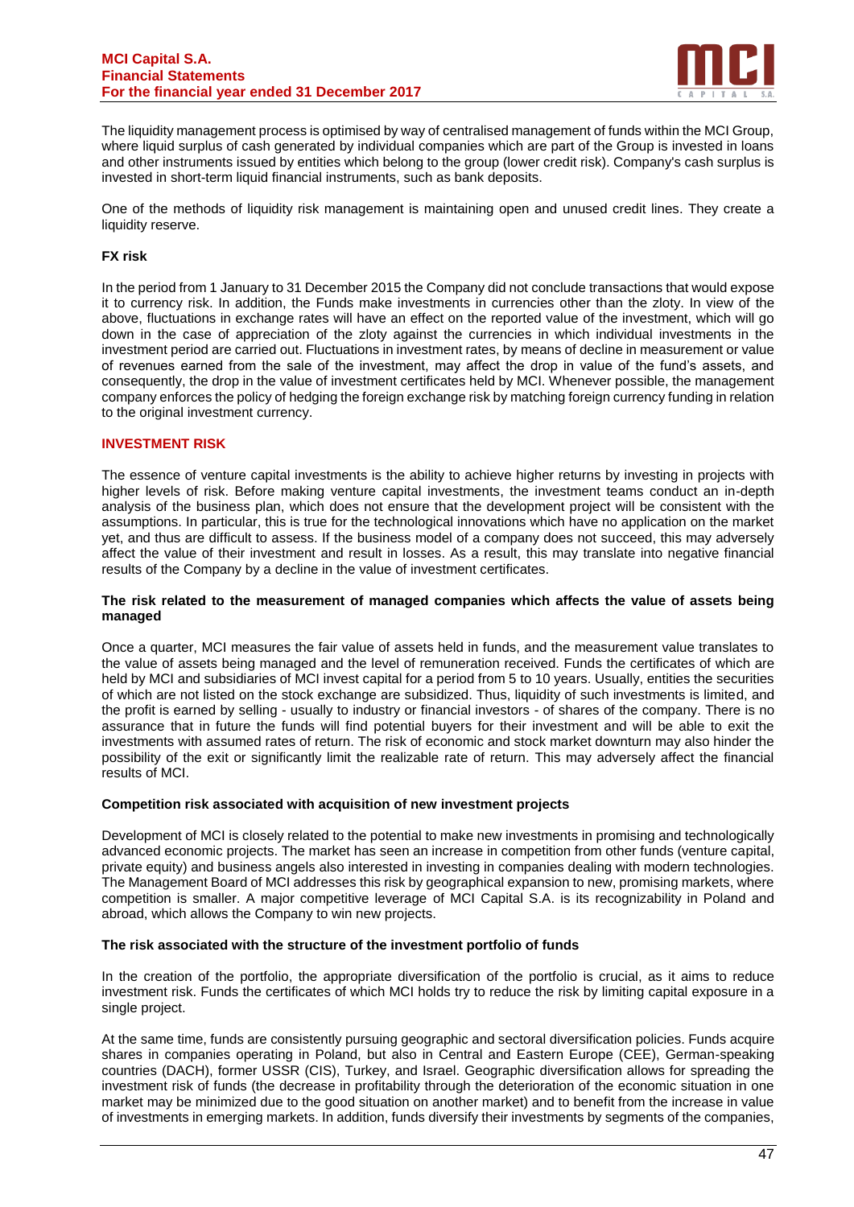The liquidity management process is optimised by way of centralised management of funds within the MCI Group, where liquid surplus of cash generated by individual companies which are part of the Group is invested in loans and other instruments issued by entities which belong to the group (lower credit risk). Company's cash surplus is invested in short-term liquid financial instruments, such as bank deposits.

One of the methods of liquidity risk management is maintaining open and unused credit lines. They create a liquidity reserve.

**FX risk**

In the period from 1 January to 31 December 2015 the Company did not conclude transactions that would expose it to currency risk. In addition, the Funds make investments in currencies other than the zloty. In view of the above, fluctuations in exchange rates will have an effect on the reported value of the investment, which will go down in the case of appreciation of the zloty against the currencies in which individual investments in the investment period are carried out. Fluctuations in investment rates, by means of decline in measurement or value of revenues earned from the sale of the investment, may affect the drop in value of the fund's assets, and consequently, the drop in the value of investment certificates held by MCI. Whenever possible, the management company enforces the policy of hedging the foreign exchange risk by matching foreign currency funding in relation to the original investment currency.

## INVESTMENT RISK

The essence of venture capital investments is the ability to achieve higher returns by investing in projects with higher levels of risk. Before making venture capital investments, the investment teams conduct an in-depth analysis of the business plan, which does not ensure that the development project will be consistent with the assumptions. In particular, this is true for the technological innovations which have no application on the market yet, and thus are difficult to assess. If the business model of a company does not succeed, this may adversely affect the value of their investment and result in losses. As a result, this may translate into negative financial results of the Company by a decline in the value of investment certificates.

**The risk related to the measurement of managed companies which affects the value of assets being managed**

Once a quarter, MCI measures the fair value of assets held in funds, and the measurement value translates to the value of assets being managed and the level of remuneration received. Funds the certificates of which are held by MCI and subsidiaries of MCI invest capital for a period from 5 to 10 years. Usually, entities the securities of which are not listed on the stock exchange are subsidized. Thus, liquidity of such investments is limited, and the profit is earned by selling - usually to industry or financial investors - of shares of the company. There is no assurance that in future the funds will find potential buyers for their investment and will be able to exit the investments with assumed rates of return. The risk of economic and stock market downturn may also hinder the possibility of the exit or significantly limit the realizable rate of return. This may adversely affect the financial results of MCI.

**Competition risk associated with acquisition of new investment projects**

Development of MCI is closely related to the potential to make new investments in promising and technologically advanced economic projects. The market has seen an increase in competition from other funds (venture capital, private equity) and business angels also interested in investing in companies dealing with modern technologies. The Management Board of MCI addresses this risk by geographical expansion to new, promising markets, where competition is smaller. A major competitive leverage of MCI Capital S.A. is its recognizability in Poland and abroad, which allows the Company to win new projects.

**The risk associated with the structure of the investment portfolio of funds**

In the creation of the portfolio, the appropriate diversification of the portfolio is crucial, as it aims to reduce investment risk. Funds the certificates of which MCI holds try to reduce the risk by limiting capital exposure in a single project.

At the same time, funds are consistently pursuing geographic and sectoral diversification policies. Funds acquire shares in companies operating in Poland, but also in Central and Eastern Europe (CEE), German-speaking countries (DACH), former USSR (CIS), Turkey, and Israel. Geographic diversification allows for spreading the investment risk of funds (the decrease in profitability through the deterioration of the economic situation in one market may be minimized due to the good situation on another market) and to benefit from the increase in value of investments in emerging markets. In addition, funds diversify their investments by segments of the companies,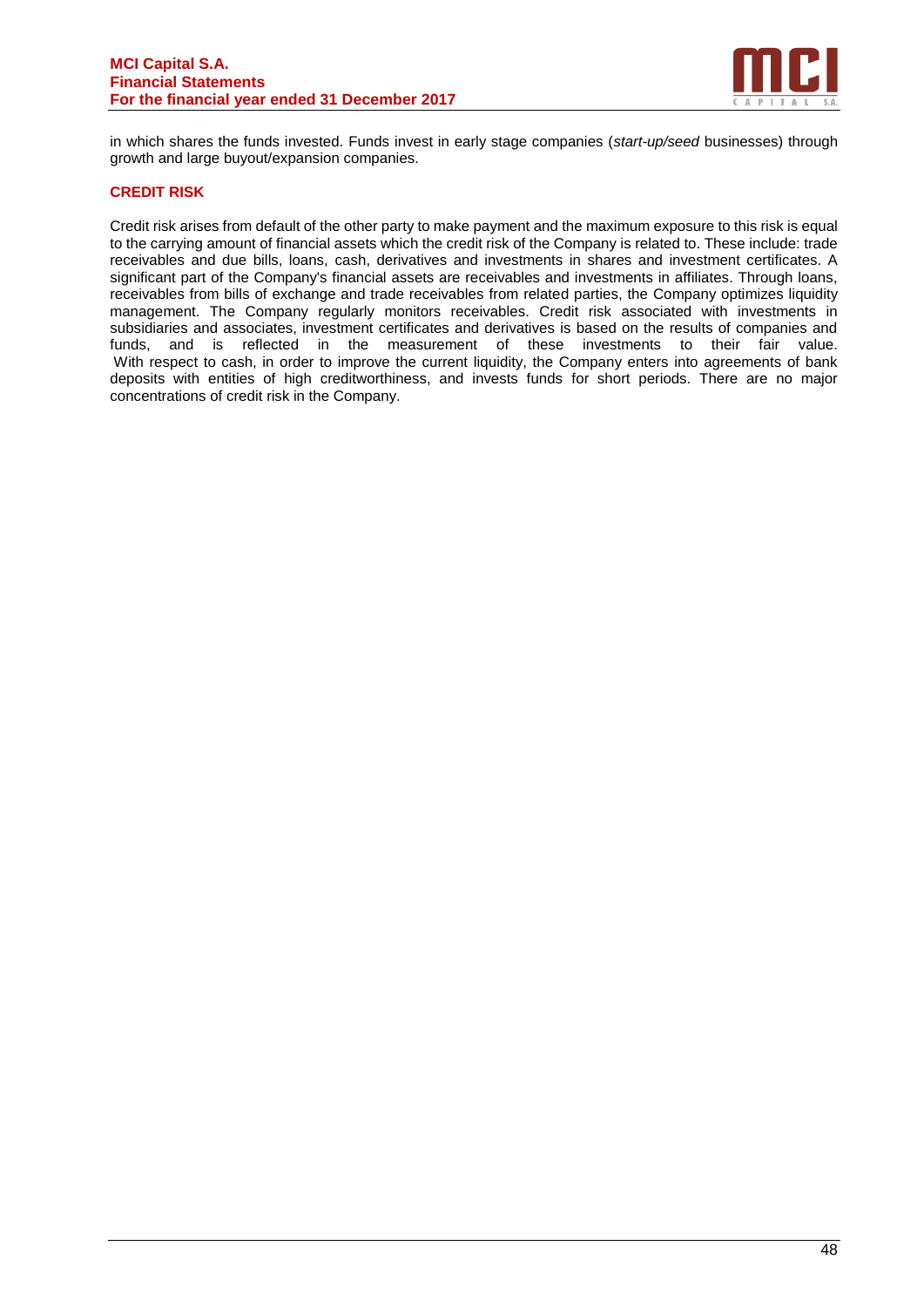in which shares the funds invested. Funds invest in early stage companies (*start-up/seed* businesses) through growth and large buyout/expansion companies.

## CREDIT RISK

Credit risk arises from default of the other party to make payment and the maximum exposure to this risk is equal to the carrying amount of financial assets which the credit risk of the Company is related to. These include: trade receivables and due bills, loans, cash, derivatives and investments in shares and investment certificates. A significant part of the Company's financial assets are receivables and investments in affiliates. Through loans, receivables from bills of exchange and trade receivables from related parties, the Company optimizes liquidity management. The Company regularly monitors receivables. Credit risk associated with investments in subsidiaries and associates, investment certificates and derivatives is based on the results of companies and funds, and is reflected in the measurement of these investments to their fair value. With respect to cash, in order to improve the current liquidity, the Company enters into agreements of bank deposits with entities of high creditworthiness, and invests funds for short periods. There are no major concentrations of credit risk in the Company.